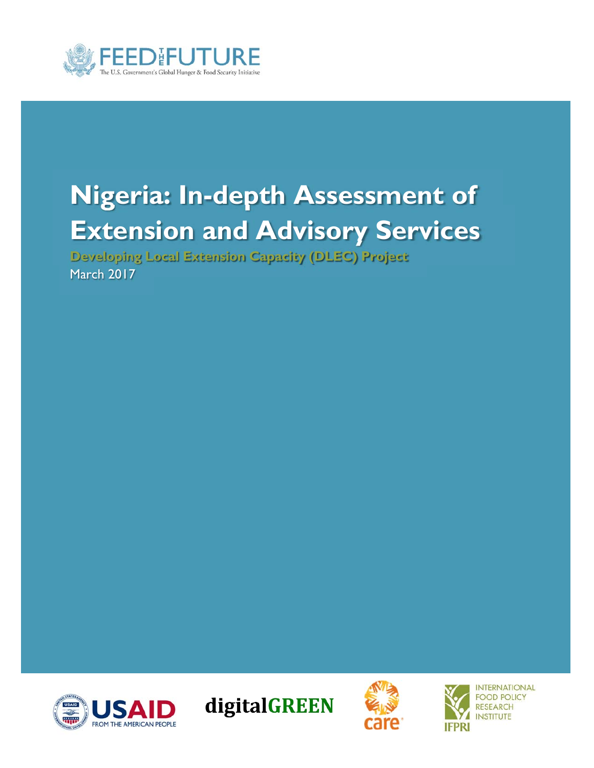FEED THE FUTURE

The U.S. Government's Global Hunger & Food Security Initiative

# Nigeria: In-depth Assessment of Extension and Advisory Services

**Developing Local Extension Capacity (DLEC) Project**

March 2017

USAID FROM THE AMERICAN PEOPLE

digitalGREEN

care

INTERNATIONAL FOOD POLICY RESEARCH INSTITUTE

IFPRI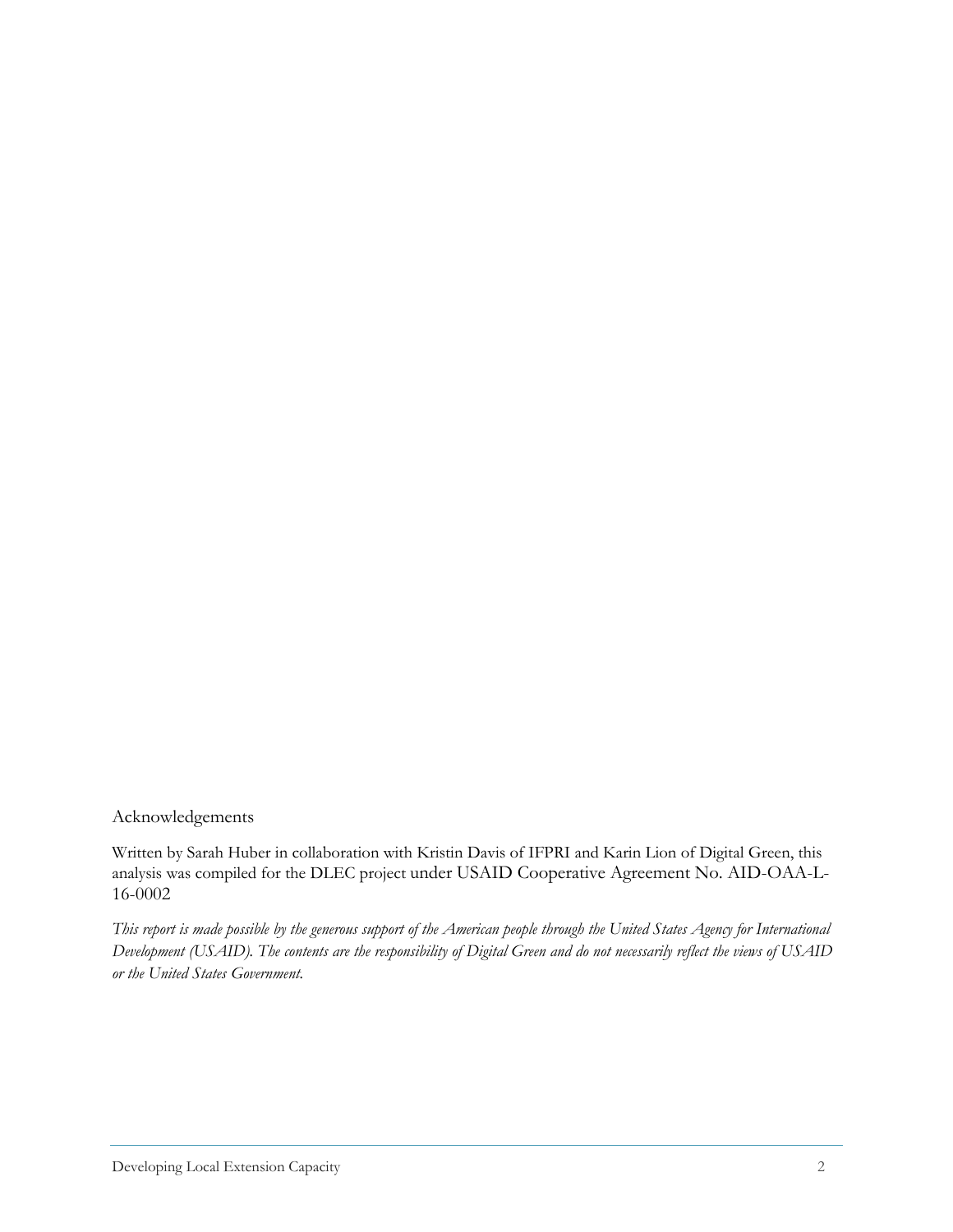## Acknowledgements

Written by Sarah Huber in collaboration with Kristin Davis of IFPRI and Karin Lion of Digital Green, this analysis was compiled for the DLEC project under USAID Cooperative Agreement No. AID-OAA-L-16-0002

*This report is made possible by the generous support of the American people through the United States Agency for International Development (USAID). The contents are the responsibility of Digital Green and do not necessarily reflect the views of USAID or the United States Government.*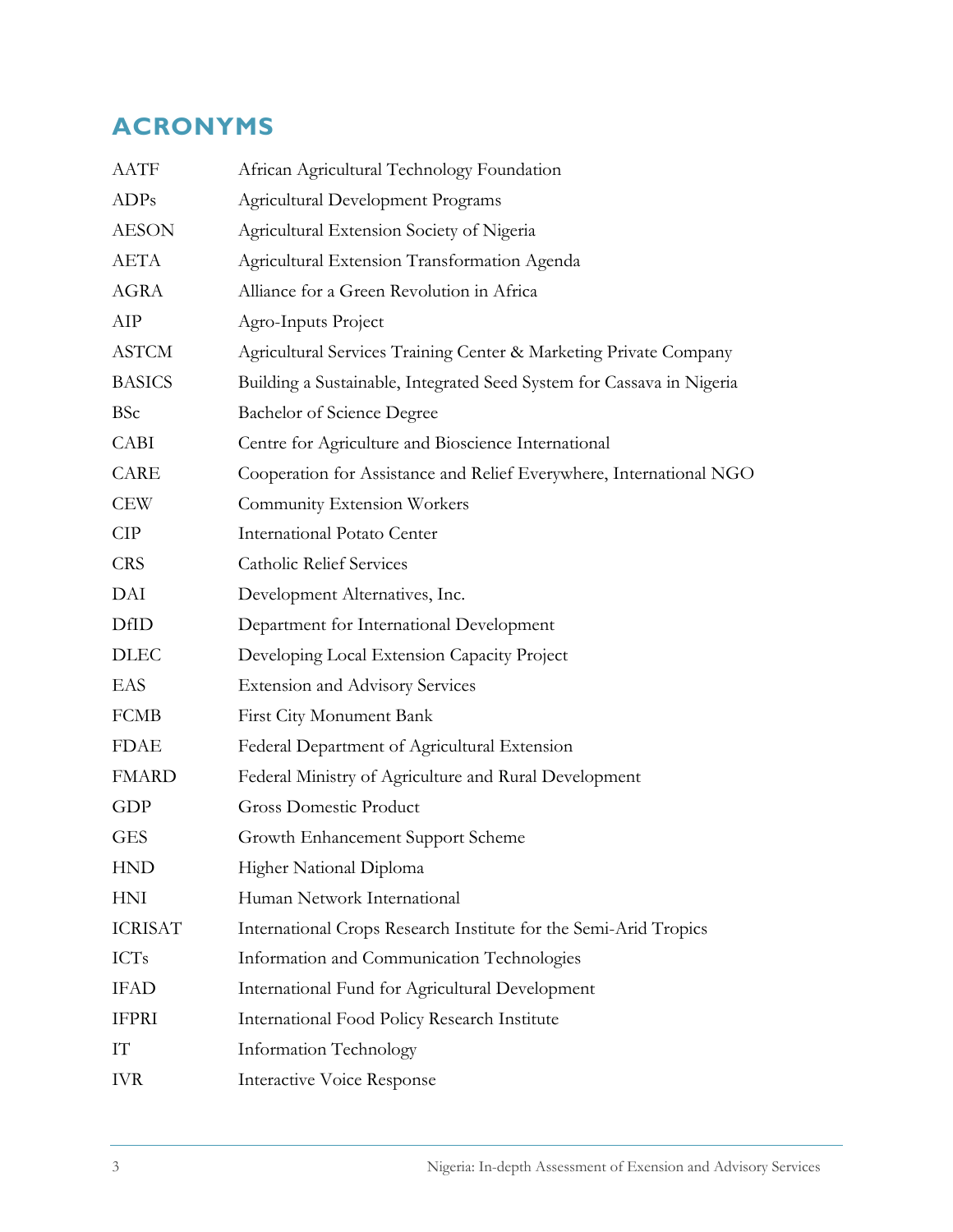## ACRONYMS

| | |
|---|---|
| AATF | African Agricultural Technology Foundation |
| ADPs | Agricultural Development Programs |
| AESON | Agricultural Extension Society of Nigeria |
| AETA | Agricultural Extension Transformation Agenda |
| AGRA | Alliance for a Green Revolution in Africa |
| AIP | Agro-Inputs Project |
| ASTCM | Agricultural Services Training Center & Marketing Private Company |
| BASICS | Building a Sustainable, Integrated Seed System for Cassava in Nigeria |
| BSc | Bachelor of Science Degree |
| CABI | Centre for Agriculture and Bioscience International |
| CARE | Cooperation for Assistance and Relief Everywhere, International NGO |
| CEW | Community Extension Workers |
| CIP | International Potato Center |
| CRS | Catholic Relief Services |
| DAI | Development Alternatives, Inc. |
| DfID | Department for International Development |
| DLEC | Developing Local Extension Capacity Project |
| EAS | Extension and Advisory Services |
| FCMB | First City Monument Bank |
| FDAE | Federal Department of Agricultural Extension |
| FMARD | Federal Ministry of Agriculture and Rural Development |
| GDP | Gross Domestic Product |
| GES | Growth Enhancement Support Scheme |
| HND | Higher National Diploma |
| HNI | Human Network International |
| ICRISAT | International Crops Research Institute for the Semi-Arid Tropics |
| ICTs | Information and Communication Technologies |
| IFAD | International Fund for Agricultural Development |
| IFPRI | International Food Policy Research Institute |
| IT | Information Technology |
| IVR | Interactive Voice Response |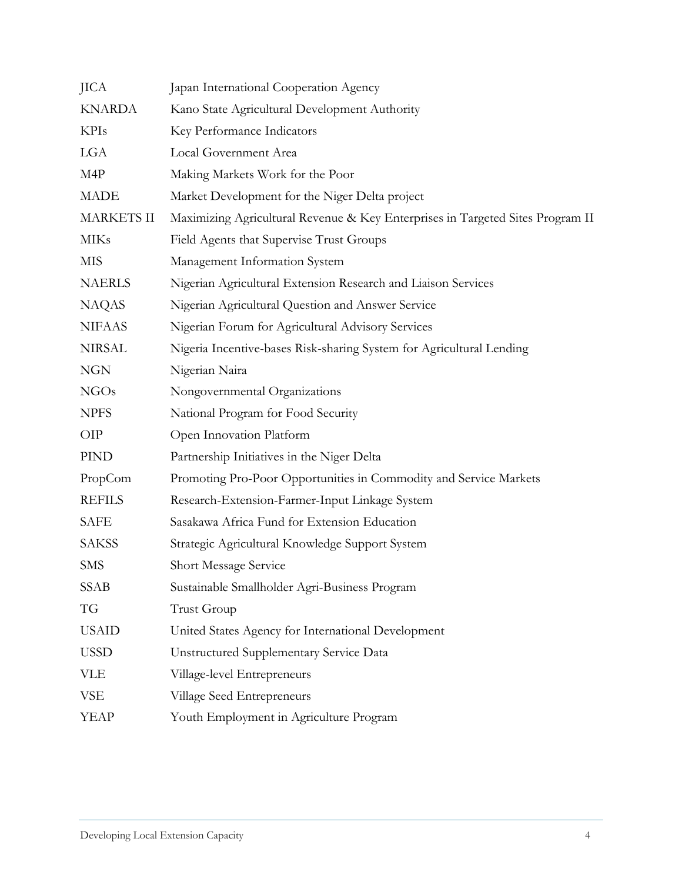| | |
|---|---|
| JICA | Japan International Cooperation Agency |
| KNARDA | Kano State Agricultural Development Authority |
| KPIs | Key Performance Indicators |
| LGA | Local Government Area |
| M4P | Making Markets Work for the Poor |
| MADE | Market Development for the Niger Delta project |
| MARKETS II | Maximizing Agricultural Revenue & Key Enterprises in Targeted Sites Program II |
| MIKs | Field Agents that Supervise Trust Groups |
| MIS | Management Information System |
| NAERLS | Nigerian Agricultural Extension Research and Liaison Services |
| NAQAS | Nigerian Agricultural Question and Answer Service |
| NIFAAS | Nigerian Forum for Agricultural Advisory Services |
| NIRSAL | Nigeria Incentive-bases Risk-sharing System for Agricultural Lending |
| NGN | Nigerian Naira |
| NGOs | Nongovernmental Organizations |
| NPFS | National Program for Food Security |
| OIP | Open Innovation Platform |
| PIND | Partnership Initiatives in the Niger Delta |
| PropCom | Promoting Pro-Poor Opportunities in Commodity and Service Markets |
| REFILS | Research-Extension-Farmer-Input Linkage System |
| SAFE | Sasakawa Africa Fund for Extension Education |
| SAKSS | Strategic Agricultural Knowledge Support System |
| SMS | Short Message Service |
| SSAB | Sustainable Smallholder Agri-Business Program |
| TG | Trust Group |
| USAID | United States Agency for International Development |
| USSD | Unstructured Supplementary Service Data |
| VLE | Village-level Entrepreneurs |
| VSE | Village Seed Entrepreneurs |
| YEAP | Youth Employment in Agriculture Program |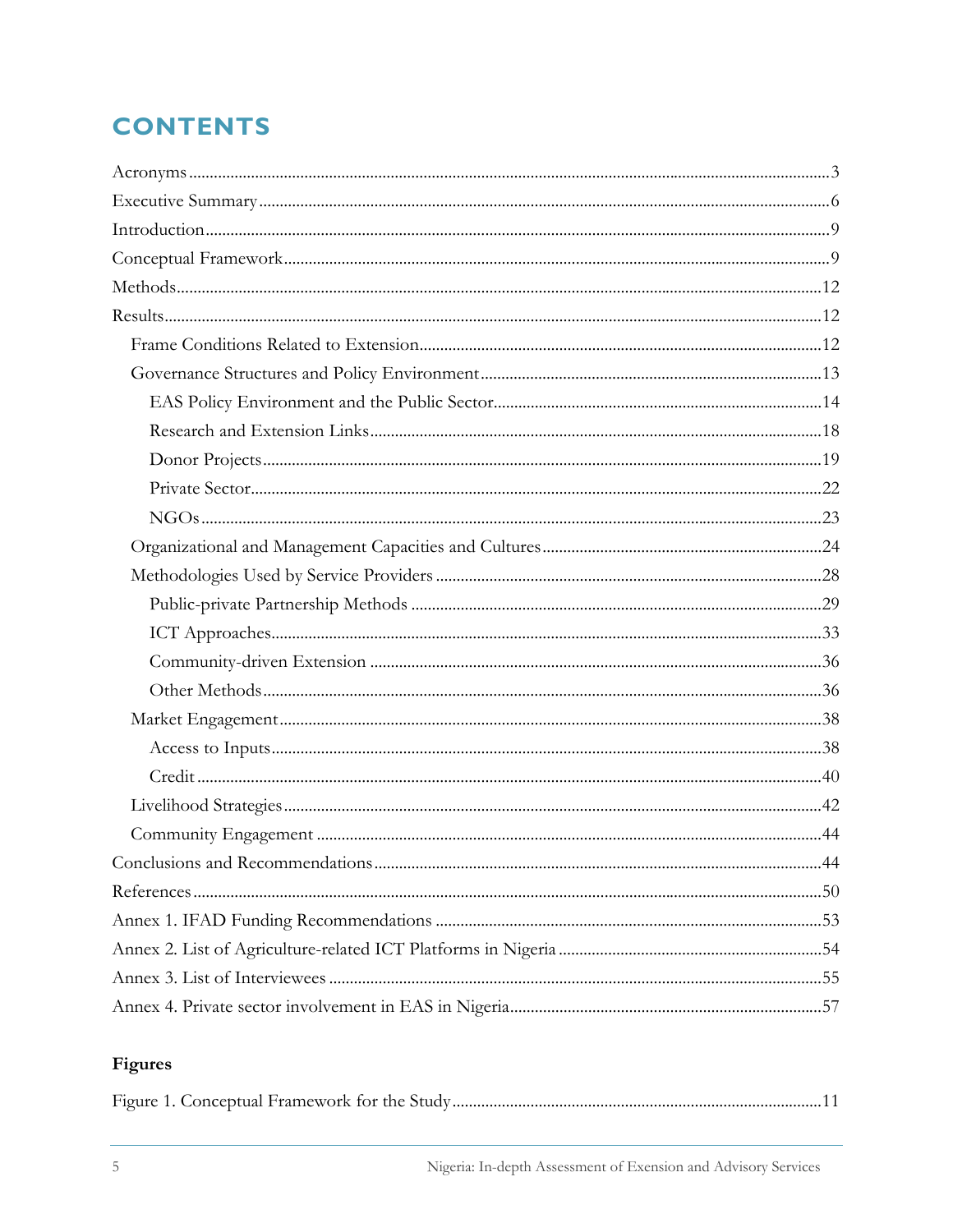# CONTENTS

Acronyms ..... 3
Executive Summary ..... 6
Introduction ..... 9
Conceptual Framework ..... 9
Methods ..... 12
Results ..... 12
- Frame Conditions Related to Extension ..... 12
- Governance Structures and Policy Environment ..... 13
  - EAS Policy Environment and the Public Sector ..... 14
  - Research and Extension Links ..... 18
  - Donor Projects ..... 19
  - Private Sector ..... 22
  - NGOs ..... 23
- Organizational and Management Capacities and Cultures ..... 24
- Methodologies Used by Service Providers ..... 28
  - Public-private Partnership Methods ..... 29
  - ICT Approaches ..... 33
  - Community-driven Extension ..... 36
  - Other Methods ..... 36
- Market Engagement ..... 38
  - Access to Inputs ..... 38
  - Credit ..... 40
- Livelihood Strategies ..... 42
- Community Engagement ..... 44

Conclusions and Recommendations ..... 44
References ..... 50
Annex 1. IFAD Funding Recommendations ..... 53
Annex 2. List of Agriculture-related ICT Platforms in Nigeria ..... 54
Annex 3. List of Interviewees ..... 55
Annex 4. Private sector involvement in EAS in Nigeria ..... 57

## Figures

Figure 1. Conceptual Framework for the Study ..... 11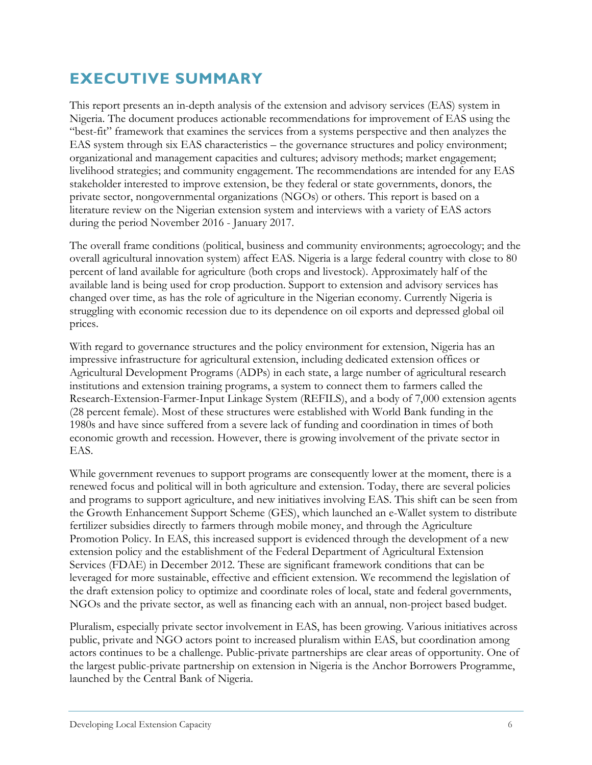# EXECUTIVE SUMMARY

This report presents an in-depth analysis of the extension and advisory services (EAS) system in Nigeria. The document produces actionable recommendations for improvement of EAS using the "best-fit" framework that examines the services from a systems perspective and then analyzes the EAS system through six EAS characteristics – the governance structures and policy environment; organizational and management capacities and cultures; advisory methods; market engagement; livelihood strategies; and community engagement. The recommendations are intended for any EAS stakeholder interested to improve extension, be they federal or state governments, donors, the private sector, nongovernmental organizations (NGOs) or others. This report is based on a literature review on the Nigerian extension system and interviews with a variety of EAS actors during the period November 2016 - January 2017.

The overall frame conditions (political, business and community environments; agroecology; and the overall agricultural innovation system) affect EAS. Nigeria is a large federal country with close to 80 percent of land available for agriculture (both crops and livestock). Approximately half of the available land is being used for crop production. Support to extension and advisory services has changed over time, as has the role of agriculture in the Nigerian economy. Currently Nigeria is struggling with economic recession due to its dependence on oil exports and depressed global oil prices.

With regard to governance structures and the policy environment for extension, Nigeria has an impressive infrastructure for agricultural extension, including dedicated extension offices or Agricultural Development Programs (ADPs) in each state, a large number of agricultural research institutions and extension training programs, a system to connect them to farmers called the Research-Extension-Farmer-Input Linkage System (REFILS), and a body of 7,000 extension agents (28 percent female). Most of these structures were established with World Bank funding in the 1980s and have since suffered from a severe lack of funding and coordination in times of both economic growth and recession. However, there is growing involvement of the private sector in EAS.

While government revenues to support programs are consequently lower at the moment, there is a renewed focus and political will in both agriculture and extension. Today, there are several policies and programs to support agriculture, and new initiatives involving EAS. This shift can be seen from the Growth Enhancement Support Scheme (GES), which launched an e-Wallet system to distribute fertilizer subsidies directly to farmers through mobile money, and through the Agriculture Promotion Policy. In EAS, this increased support is evidenced through the development of a new extension policy and the establishment of the Federal Department of Agricultural Extension Services (FDAE) in December 2012. These are significant framework conditions that can be leveraged for more sustainable, effective and efficient extension. We recommend the legislation of the draft extension policy to optimize and coordinate roles of local, state and federal governments, NGOs and the private sector, as well as financing each with an annual, non-project based budget.

Pluralism, especially private sector involvement in EAS, has been growing. Various initiatives across public, private and NGO actors point to increased pluralism within EAS, but coordination among actors continues to be a challenge. Public-private partnerships are clear areas of opportunity. One of the largest public-private partnership on extension in Nigeria is the Anchor Borrowers Programme, launched by the Central Bank of Nigeria.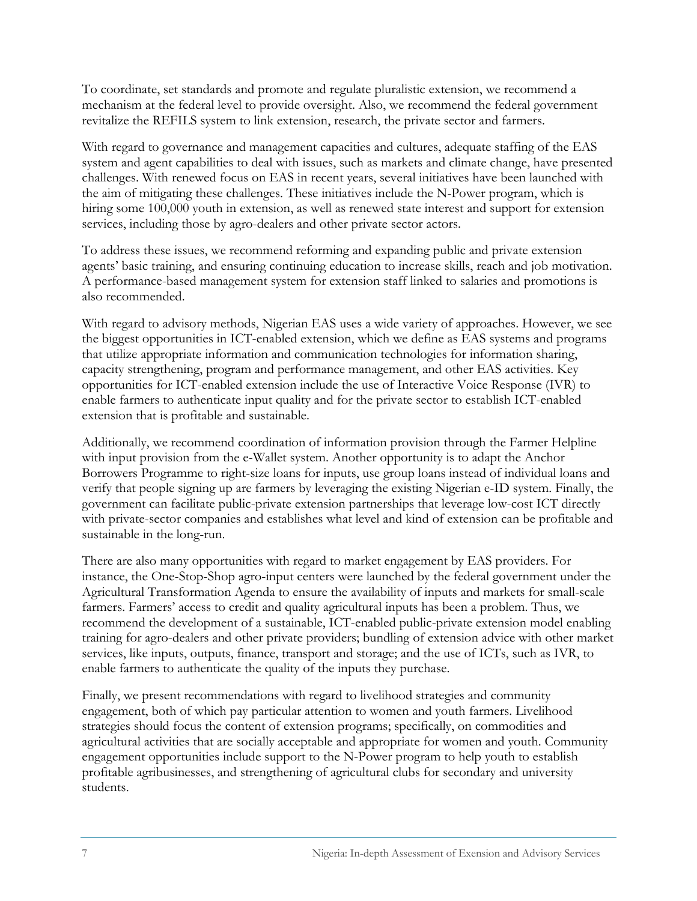To coordinate, set standards and promote and regulate pluralistic extension, we recommend a mechanism at the federal level to provide oversight. Also, we recommend the federal government revitalize the REFILS system to link extension, research, the private sector and farmers.

With regard to governance and management capacities and cultures, adequate staffing of the EAS system and agent capabilities to deal with issues, such as markets and climate change, have presented challenges. With renewed focus on EAS in recent years, several initiatives have been launched with the aim of mitigating these challenges. These initiatives include the N-Power program, which is hiring some 100,000 youth in extension, as well as renewed state interest and support for extension services, including those by agro-dealers and other private sector actors.

To address these issues, we recommend reforming and expanding public and private extension agents' basic training, and ensuring continuing education to increase skills, reach and job motivation. A performance-based management system for extension staff linked to salaries and promotions is also recommended.

With regard to advisory methods, Nigerian EAS uses a wide variety of approaches. However, we see the biggest opportunities in ICT-enabled extension, which we define as EAS systems and programs that utilize appropriate information and communication technologies for information sharing, capacity strengthening, program and performance management, and other EAS activities. Key opportunities for ICT-enabled extension include the use of Interactive Voice Response (IVR) to enable farmers to authenticate input quality and for the private sector to establish ICT-enabled extension that is profitable and sustainable.

Additionally, we recommend coordination of information provision through the Farmer Helpline with input provision from the e-Wallet system. Another opportunity is to adapt the Anchor Borrowers Programme to right-size loans for inputs, use group loans instead of individual loans and verify that people signing up are farmers by leveraging the existing Nigerian e-ID system. Finally, the government can facilitate public-private extension partnerships that leverage low-cost ICT directly with private-sector companies and establishes what level and kind of extension can be profitable and sustainable in the long-run.

There are also many opportunities with regard to market engagement by EAS providers. For instance, the One-Stop-Shop agro-input centers were launched by the federal government under the Agricultural Transformation Agenda to ensure the availability of inputs and markets for small-scale farmers. Farmers' access to credit and quality agricultural inputs has been a problem. Thus, we recommend the development of a sustainable, ICT-enabled public-private extension model enabling training for agro-dealers and other private providers; bundling of extension advice with other market services, like inputs, outputs, finance, transport and storage; and the use of ICTs, such as IVR, to enable farmers to authenticate the quality of the inputs they purchase.

Finally, we present recommendations with regard to livelihood strategies and community engagement, both of which pay particular attention to women and youth farmers. Livelihood strategies should focus the content of extension programs; specifically, on commodities and agricultural activities that are socially acceptable and appropriate for women and youth. Community engagement opportunities include support to the N-Power program to help youth to establish profitable agribusinesses, and strengthening of agricultural clubs for secondary and university students.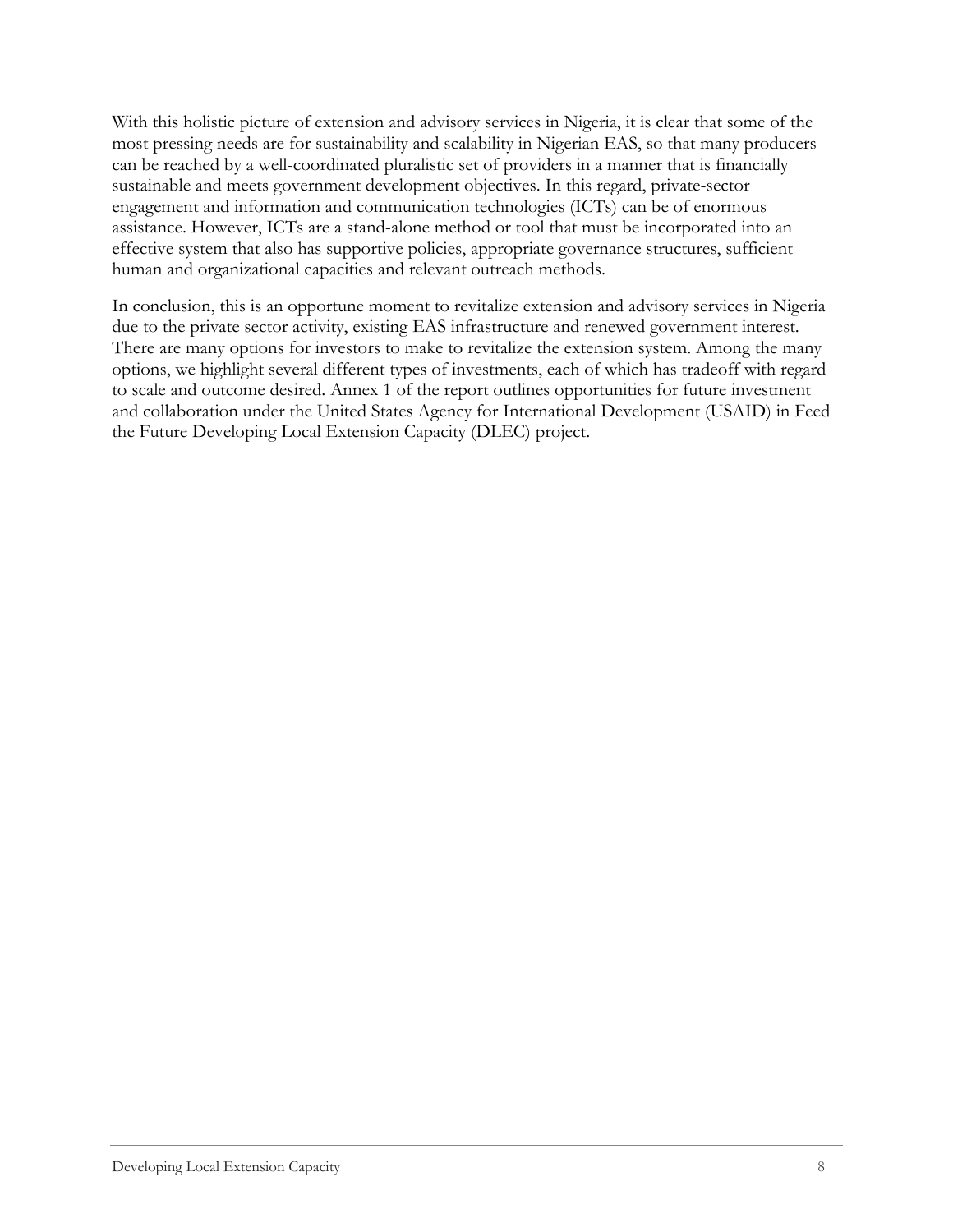With this holistic picture of extension and advisory services in Nigeria, it is clear that some of the most pressing needs are for sustainability and scalability in Nigerian EAS, so that many producers can be reached by a well-coordinated pluralistic set of providers in a manner that is financially sustainable and meets government development objectives. In this regard, private-sector engagement and information and communication technologies (ICTs) can be of enormous assistance. However, ICTs are a stand-alone method or tool that must be incorporated into an effective system that also has supportive policies, appropriate governance structures, sufficient human and organizational capacities and relevant outreach methods.

In conclusion, this is an opportune moment to revitalize extension and advisory services in Nigeria due to the private sector activity, existing EAS infrastructure and renewed government interest. There are many options for investors to make to revitalize the extension system. Among the many options, we highlight several different types of investments, each of which has tradeoff with regard to scale and outcome desired. Annex 1 of the report outlines opportunities for future investment and collaboration under the United States Agency for International Development (USAID) in Feed the Future Developing Local Extension Capacity (DLEC) project.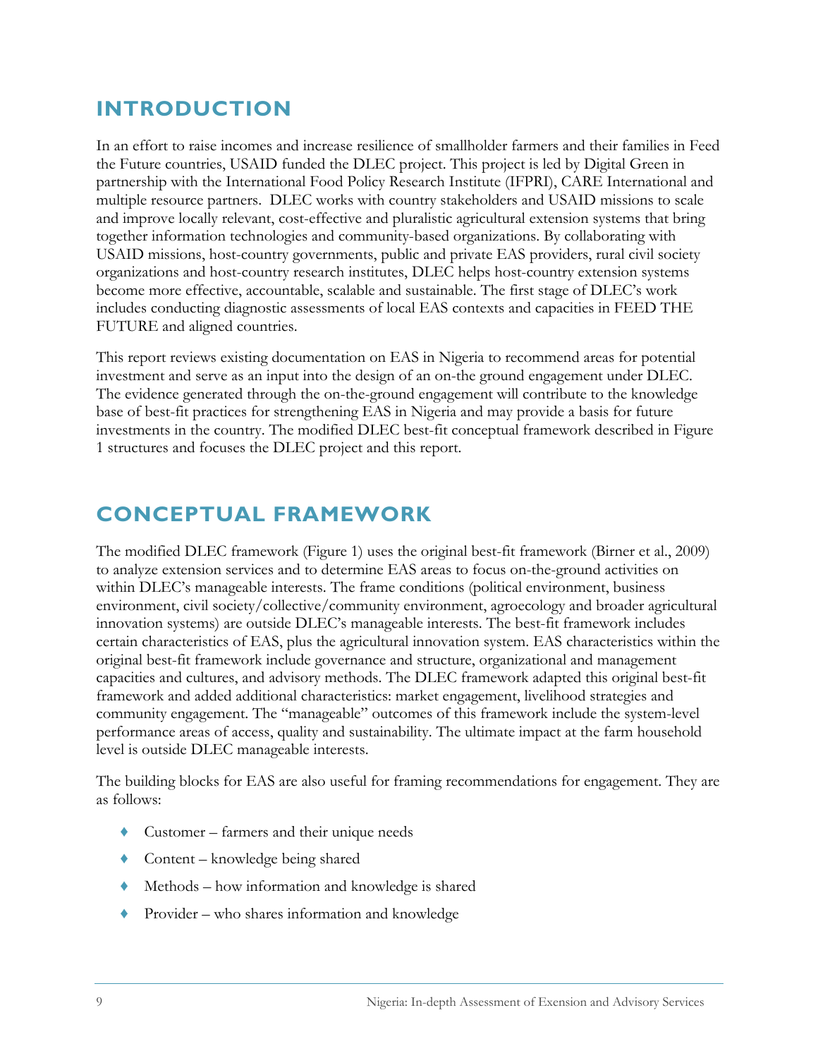# INTRODUCTION

In an effort to raise incomes and increase resilience of smallholder farmers and their families in Feed the Future countries, USAID funded the DLEC project. This project is led by Digital Green in partnership with the International Food Policy Research Institute (IFPRI), CARE International and multiple resource partners. DLEC works with country stakeholders and USAID missions to scale and improve locally relevant, cost-effective and pluralistic agricultural extension systems that bring together information technologies and community-based organizations. By collaborating with USAID missions, host-country governments, public and private EAS providers, rural civil society organizations and host-country research institutes, DLEC helps host-country extension systems become more effective, accountable, scalable and sustainable. The first stage of DLEC's work includes conducting diagnostic assessments of local EAS contexts and capacities in FEED THE FUTURE and aligned countries.

This report reviews existing documentation on EAS in Nigeria to recommend areas for potential investment and serve as an input into the design of an on-the ground engagement under DLEC. The evidence generated through the on-the-ground engagement will contribute to the knowledge base of best-fit practices for strengthening EAS in Nigeria and may provide a basis for future investments in the country. The modified DLEC best-fit conceptual framework described in Figure 1 structures and focuses the DLEC project and this report.

# CONCEPTUAL FRAMEWORK

The modified DLEC framework (Figure 1) uses the original best-fit framework (Birner et al., 2009) to analyze extension services and to determine EAS areas to focus on-the-ground activities on within DLEC's manageable interests. The frame conditions (political environment, business environment, civil society/collective/community environment, agroecology and broader agricultural innovation systems) are outside DLEC's manageable interests. The best-fit framework includes certain characteristics of EAS, plus the agricultural innovation system. EAS characteristics within the original best-fit framework include governance and structure, organizational and management capacities and cultures, and advisory methods. The DLEC framework adapted this original best-fit framework and added additional characteristics: market engagement, livelihood strategies and community engagement. The "manageable" outcomes of this framework include the system-level performance areas of access, quality and sustainability. The ultimate impact at the farm household level is outside DLEC manageable interests.

The building blocks for EAS are also useful for framing recommendations for engagement. They are as follows:

- Customer – farmers and their unique needs
- Content – knowledge being shared
- Methods – how information and knowledge is shared
- Provider – who shares information and knowledge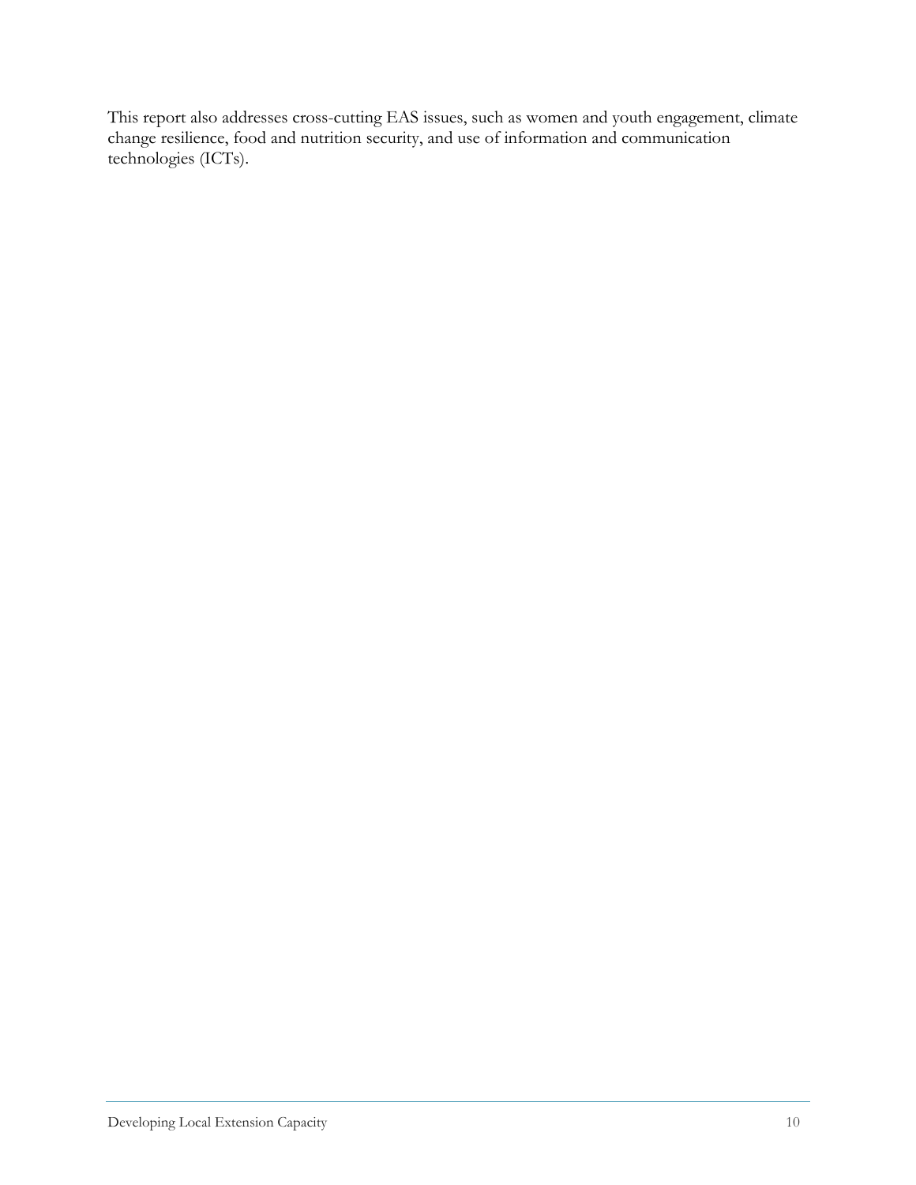This report also addresses cross-cutting EAS issues, such as women and youth engagement, climate change resilience, food and nutrition security, and use of information and communication technologies (ICTs).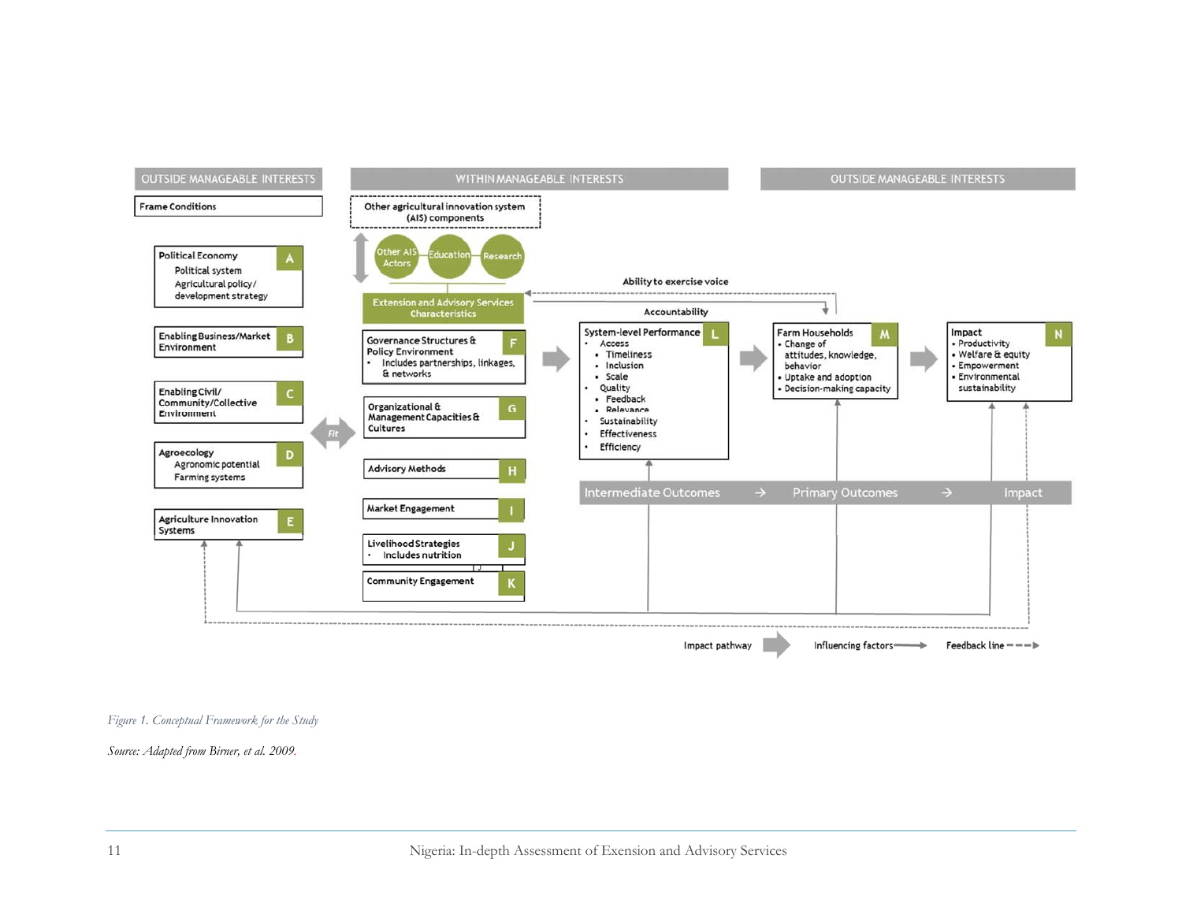| OUTSIDE MANAGEABLE INTERESTS | WITHIN MANAGEABLE INTERESTS | OUTSIDE MANAGEABLE INTERESTS |
|---|---|---|

**Frame Conditions**

- **A** Political Economy
  - Political system
  - Agricultural policy/ development strategy
- **B** Enabling Business/Market Environment
- **C** Enabling Civil/ Community/Collective Environment
- **D** Agroecology
  - Agronomic potential
  - Farming systems
- **E** Agriculture Innovation Systems

Fit

**Other agricultural innovation system (AIS) components**

Other AIS Actors — Education — Research

**Extension and Advisory Services Characteristics**

- **F** Governance Structures & Policy Environment
  - Includes partnerships, linkages, & networks
- **G** Organizational & Management Capacities & Cultures
- **H** Advisory Methods
- **I** Market Engagement
- **J** Livelihood Strategies
  - Includes nutrition
- **K** Community Engagement

Ability to exercise voice

Accountability

- **L** System-level Performance
  - Access
    - Timeliness
    - Inclusion
    - Scale
  - Quality
    - Feedback
    - Relevance
  - Sustainability
  - Effectiveness
  - Efficiency
- **M** Farm Households
  - Change of attitudes, knowledge, behavior
  - Uptake and adoption
  - Decision-making capacity
- **N** Impact
  - Productivity
  - Welfare & equity
  - Empowerment
  - Environmental sustainability

Intermediate Outcomes → Primary Outcomes → Impact

Impact pathway | Influencing factors | Feedback line

*Figure 1. Conceptual Framework for the Study*

*Source: Adapted from Birner, et al. 2009.*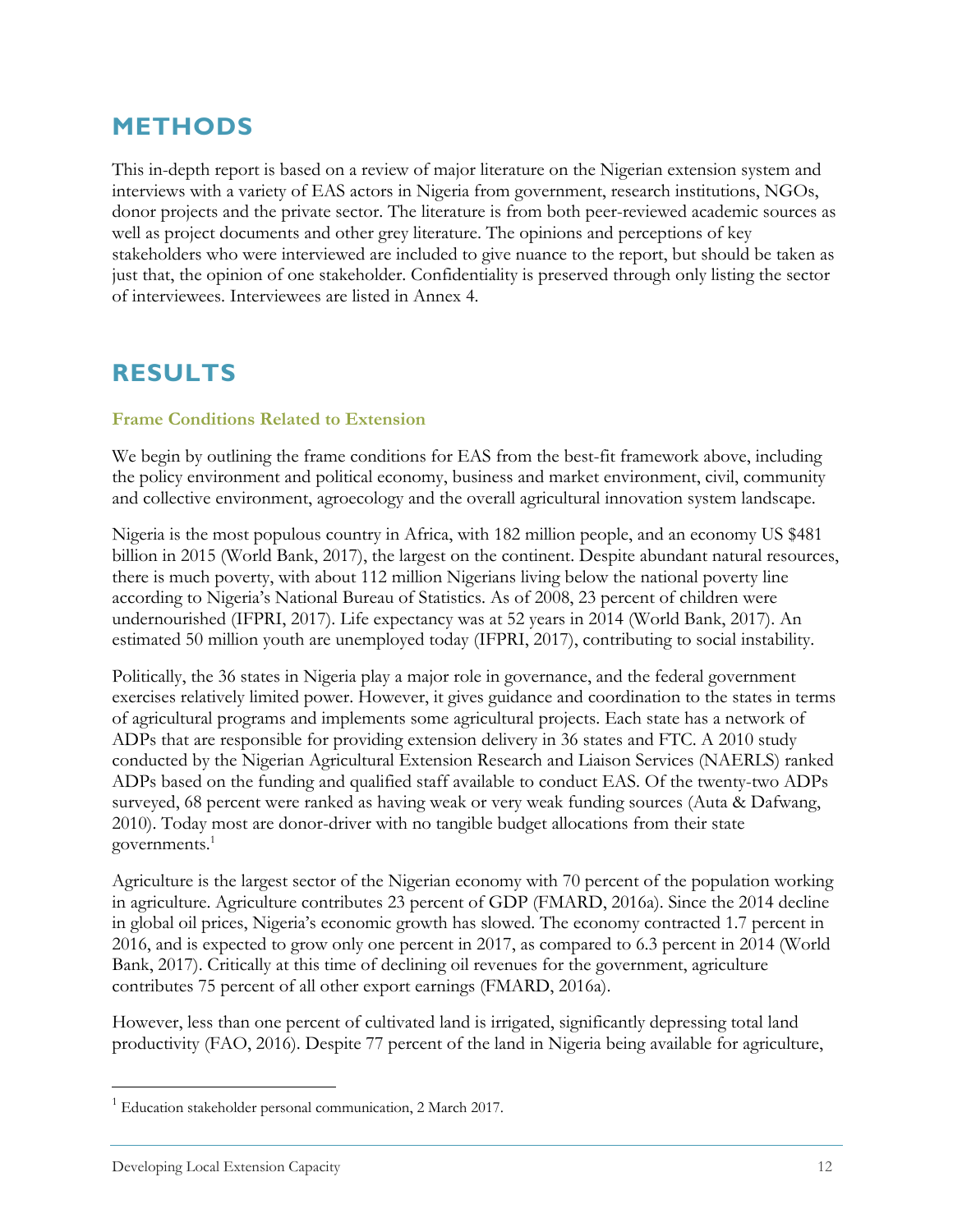# METHODS

This in-depth report is based on a review of major literature on the Nigerian extension system and interviews with a variety of EAS actors in Nigeria from government, research institutions, NGOs, donor projects and the private sector. The literature is from both peer-reviewed academic sources as well as project documents and other grey literature. The opinions and perceptions of key stakeholders who were interviewed are included to give nuance to the report, but should be taken as just that, the opinion of one stakeholder. Confidentiality is preserved through only listing the sector of interviewees. Interviewees are listed in Annex 4.

# RESULTS

### Frame Conditions Related to Extension

We begin by outlining the frame conditions for EAS from the best-fit framework above, including the policy environment and political economy, business and market environment, civil, community and collective environment, agroecology and the overall agricultural innovation system landscape.

Nigeria is the most populous country in Africa, with 182 million people, and an economy US $481 billion in 2015 (World Bank, 2017), the largest on the continent. Despite abundant natural resources, there is much poverty, with about 112 million Nigerians living below the national poverty line according to Nigeria's National Bureau of Statistics. As of 2008, 23 percent of children were undernourished (IFPRI, 2017). Life expectancy was at 52 years in 2014 (World Bank, 2017). An estimated 50 million youth are unemployed today (IFPRI, 2017), contributing to social instability.

Politically, the 36 states in Nigeria play a major role in governance, and the federal government exercises relatively limited power. However, it gives guidance and coordination to the states in terms of agricultural programs and implements some agricultural projects. Each state has a network of ADPs that are responsible for providing extension delivery in 36 states and FTC. A 2010 study conducted by the Nigerian Agricultural Extension Research and Liaison Services (NAERLS) ranked ADPs based on the funding and qualified staff available to conduct EAS. Of the twenty-two ADPs surveyed, 68 percent were ranked as having weak or very weak funding sources (Auta & Dafwang, 2010). Today most are donor-driver with no tangible budget allocations from their state governments.[1]

Agriculture is the largest sector of the Nigerian economy with 70 percent of the population working in agriculture. Agriculture contributes 23 percent of GDP (FMARD, 2016a). Since the 2014 decline in global oil prices, Nigeria's economic growth has slowed. The economy contracted 1.7 percent in 2016, and is expected to grow only one percent in 2017, as compared to 6.3 percent in 2014 (World Bank, 2017). Critically at this time of declining oil revenues for the government, agriculture contributes 75 percent of all other export earnings (FMARD, 2016a).

However, less than one percent of cultivated land is irrigated, significantly depressing total land productivity (FAO, 2016). Despite 77 percent of the land in Nigeria being available for agriculture,

---

[1] Education stakeholder personal communication, 2 March 2017.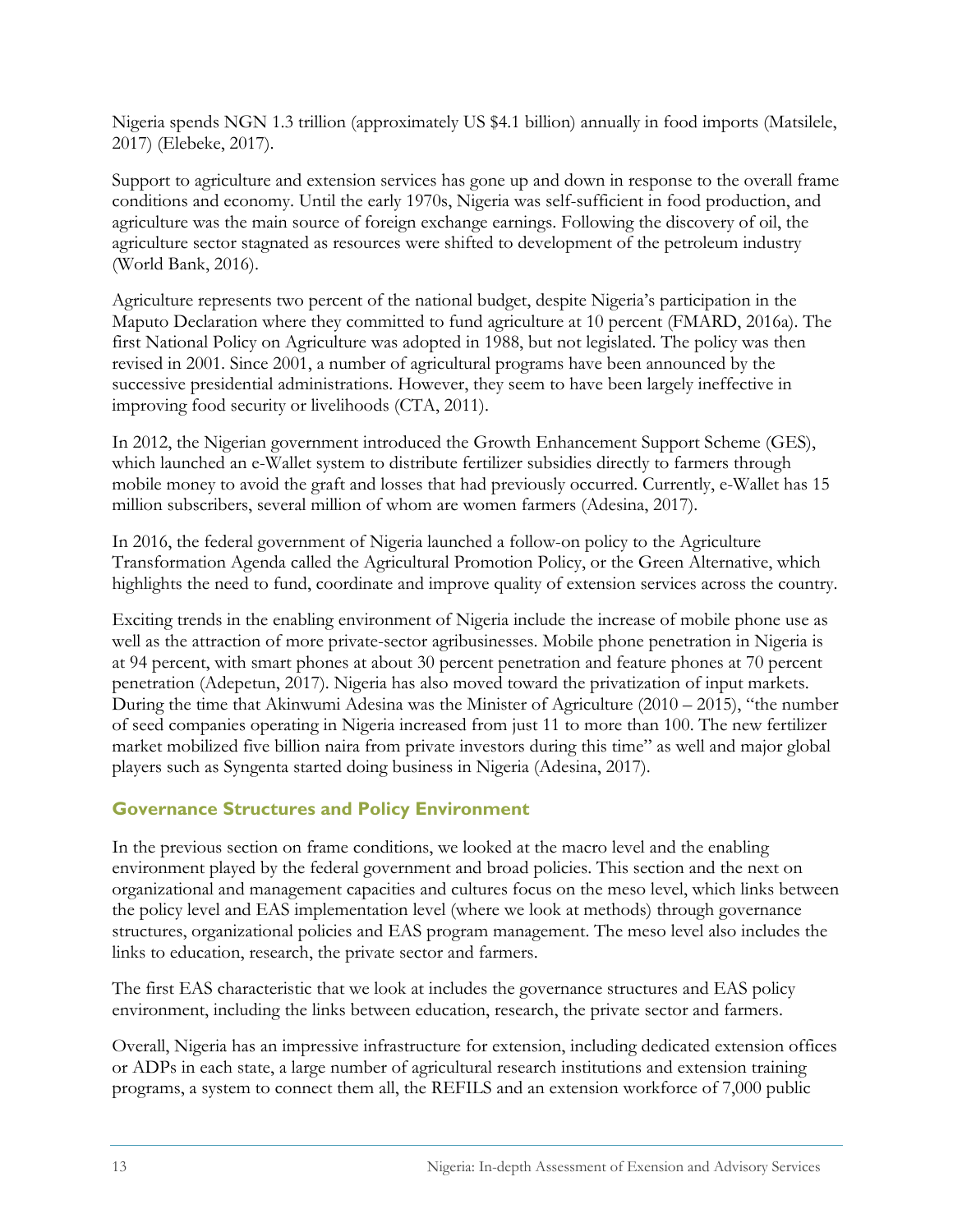Nigeria spends NGN 1.3 trillion (approximately US $4.1 billion) annually in food imports (Matsilele, 2017) (Elebeke, 2017).

Support to agriculture and extension services has gone up and down in response to the overall frame conditions and economy. Until the early 1970s, Nigeria was self-sufficient in food production, and agriculture was the main source of foreign exchange earnings. Following the discovery of oil, the agriculture sector stagnated as resources were shifted to development of the petroleum industry (World Bank, 2016).

Agriculture represents two percent of the national budget, despite Nigeria's participation in the Maputo Declaration where they committed to fund agriculture at 10 percent (FMARD, 2016a). The first National Policy on Agriculture was adopted in 1988, but not legislated. The policy was then revised in 2001. Since 2001, a number of agricultural programs have been announced by the successive presidential administrations. However, they seem to have been largely ineffective in improving food security or livelihoods (CTA, 2011).

In 2012, the Nigerian government introduced the Growth Enhancement Support Scheme (GES), which launched an e-Wallet system to distribute fertilizer subsidies directly to farmers through mobile money to avoid the graft and losses that had previously occurred. Currently, e-Wallet has 15 million subscribers, several million of whom are women farmers (Adesina, 2017).

In 2016, the federal government of Nigeria launched a follow-on policy to the Agriculture Transformation Agenda called the Agricultural Promotion Policy, or the Green Alternative, which highlights the need to fund, coordinate and improve quality of extension services across the country.

Exciting trends in the enabling environment of Nigeria include the increase of mobile phone use as well as the attraction of more private-sector agribusinesses. Mobile phone penetration in Nigeria is at 94 percent, with smart phones at about 30 percent penetration and feature phones at 70 percent penetration (Adepetun, 2017). Nigeria has also moved toward the privatization of input markets. During the time that Akinwumi Adesina was the Minister of Agriculture (2010 – 2015), "the number of seed companies operating in Nigeria increased from just 11 to more than 100. The new fertilizer market mobilized five billion naira from private investors during this time" as well and major global players such as Syngenta started doing business in Nigeria (Adesina, 2017).

## Governance Structures and Policy Environment

In the previous section on frame conditions, we looked at the macro level and the enabling environment played by the federal government and broad policies. This section and the next on organizational and management capacities and cultures focus on the meso level, which links between the policy level and EAS implementation level (where we look at methods) through governance structures, organizational policies and EAS program management. The meso level also includes the links to education, research, the private sector and farmers.

The first EAS characteristic that we look at includes the governance structures and EAS policy environment, including the links between education, research, the private sector and farmers.

Overall, Nigeria has an impressive infrastructure for extension, including dedicated extension offices or ADPs in each state, a large number of agricultural research institutions and extension training programs, a system to connect them all, the REFILS and an extension workforce of 7,000 public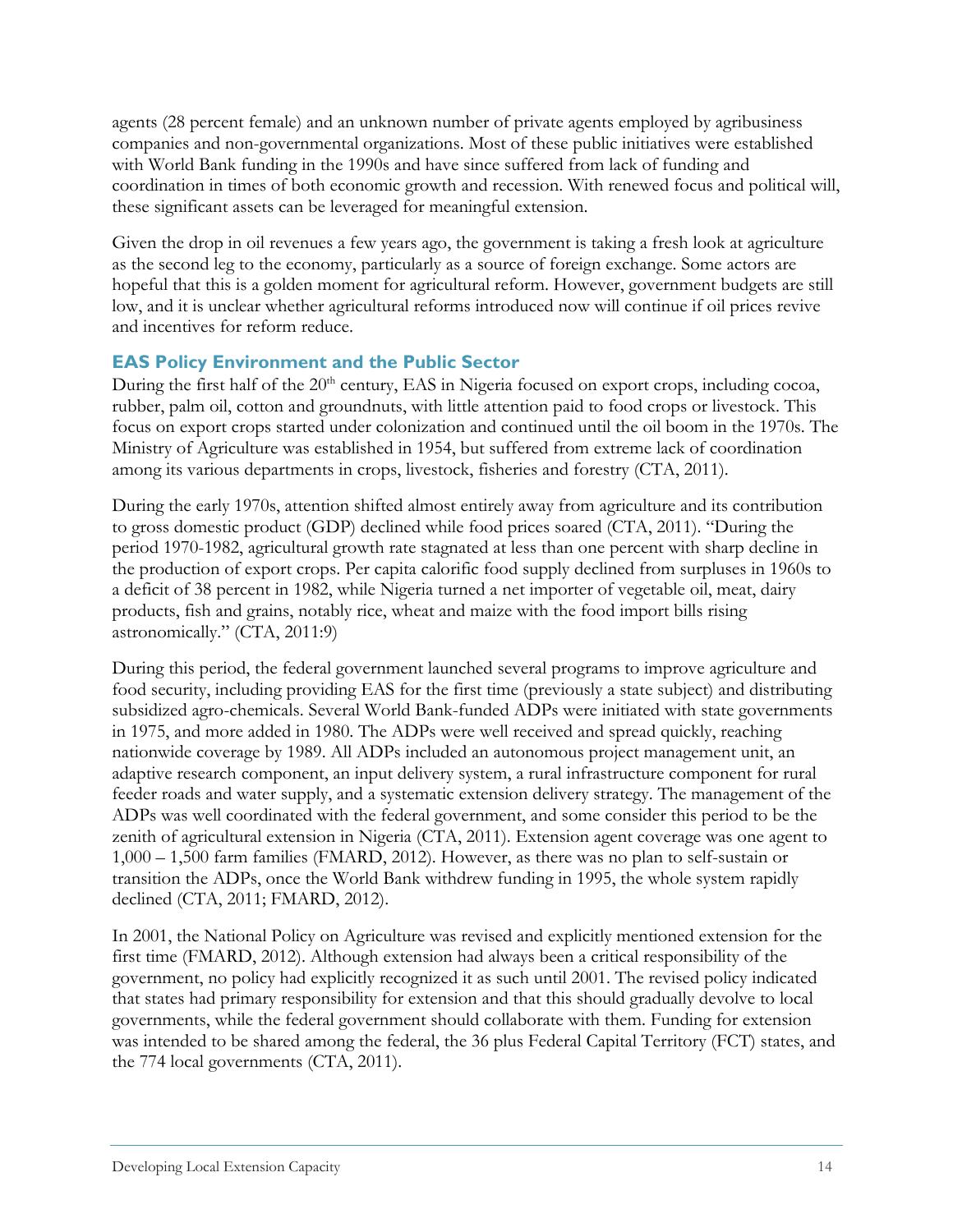agents (28 percent female) and an unknown number of private agents employed by agribusiness companies and non-governmental organizations. Most of these public initiatives were established with World Bank funding in the 1990s and have since suffered from lack of funding and coordination in times of both economic growth and recession. With renewed focus and political will, these significant assets can be leveraged for meaningful extension.

Given the drop in oil revenues a few years ago, the government is taking a fresh look at agriculture as the second leg to the economy, particularly as a source of foreign exchange. Some actors are hopeful that this is a golden moment for agricultural reform. However, government budgets are still low, and it is unclear whether agricultural reforms introduced now will continue if oil prices revive and incentives for reform reduce.

### EAS Policy Environment and the Public Sector

During the first half of the 20th century, EAS in Nigeria focused on export crops, including cocoa, rubber, palm oil, cotton and groundnuts, with little attention paid to food crops or livestock. This focus on export crops started under colonization and continued until the oil boom in the 1970s. The Ministry of Agriculture was established in 1954, but suffered from extreme lack of coordination among its various departments in crops, livestock, fisheries and forestry (CTA, 2011).

During the early 1970s, attention shifted almost entirely away from agriculture and its contribution to gross domestic product (GDP) declined while food prices soared (CTA, 2011). "During the period 1970-1982, agricultural growth rate stagnated at less than one percent with sharp decline in the production of export crops. Per capita calorific food supply declined from surpluses in 1960s to a deficit of 38 percent in 1982, while Nigeria turned a net importer of vegetable oil, meat, dairy products, fish and grains, notably rice, wheat and maize with the food import bills rising astronomically." (CTA, 2011:9)

During this period, the federal government launched several programs to improve agriculture and food security, including providing EAS for the first time (previously a state subject) and distributing subsidized agro-chemicals. Several World Bank-funded ADPs were initiated with state governments in 1975, and more added in 1980. The ADPs were well received and spread quickly, reaching nationwide coverage by 1989. All ADPs included an autonomous project management unit, an adaptive research component, an input delivery system, a rural infrastructure component for rural feeder roads and water supply, and a systematic extension delivery strategy. The management of the ADPs was well coordinated with the federal government, and some consider this period to be the zenith of agricultural extension in Nigeria (CTA, 2011). Extension agent coverage was one agent to 1,000 – 1,500 farm families (FMARD, 2012). However, as there was no plan to self-sustain or transition the ADPs, once the World Bank withdrew funding in 1995, the whole system rapidly declined (CTA, 2011; FMARD, 2012).

In 2001, the National Policy on Agriculture was revised and explicitly mentioned extension for the first time (FMARD, 2012). Although extension had always been a critical responsibility of the government, no policy had explicitly recognized it as such until 2001. The revised policy indicated that states had primary responsibility for extension and that this should gradually devolve to local governments, while the federal government should collaborate with them. Funding for extension was intended to be shared among the federal, the 36 plus Federal Capital Territory (FCT) states, and the 774 local governments (CTA, 2011).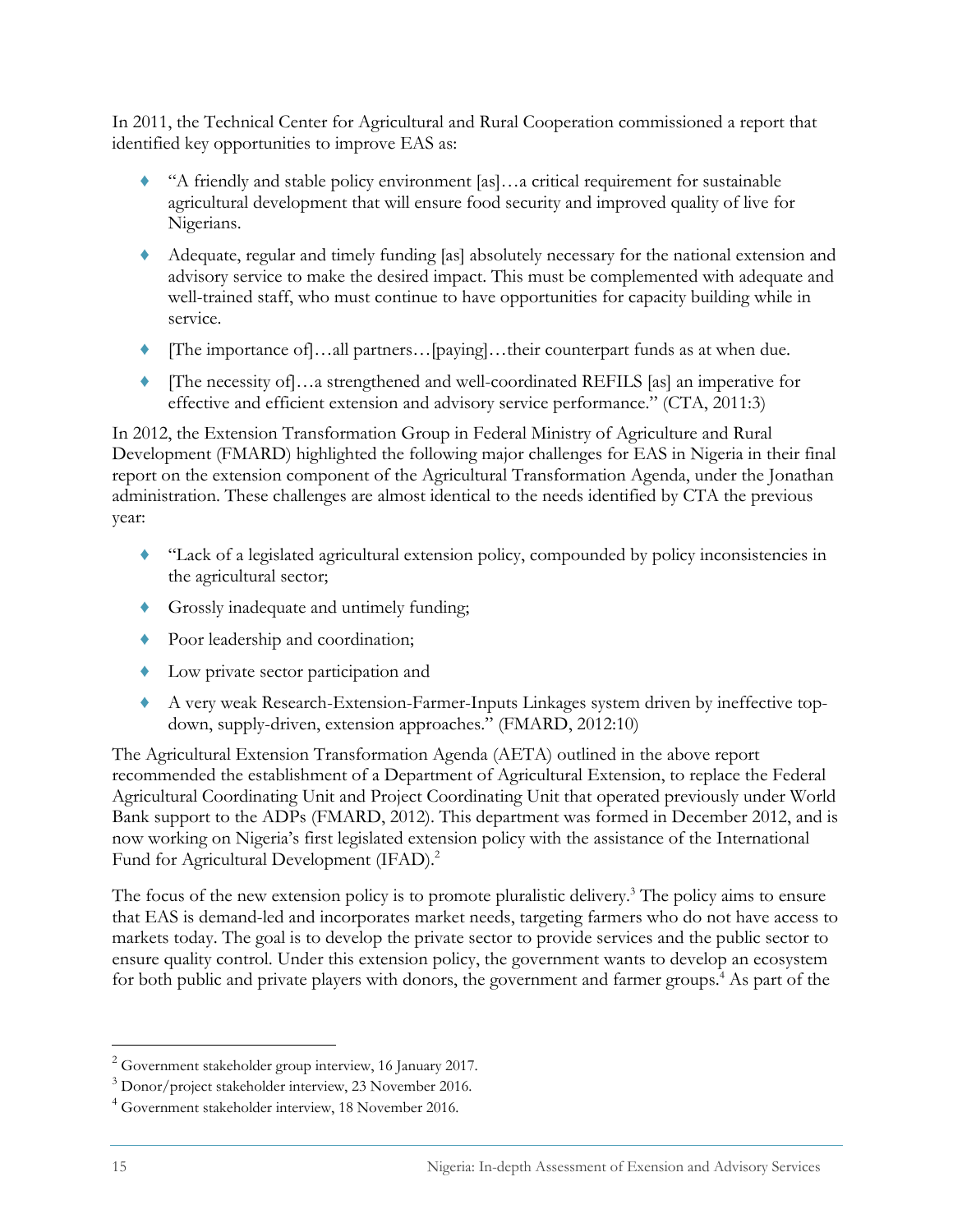In 2011, the Technical Center for Agricultural and Rural Cooperation commissioned a report that identified key opportunities to improve EAS as:

- "A friendly and stable policy environment [as]…a critical requirement for sustainable agricultural development that will ensure food security and improved quality of live for Nigerians.
- Adequate, regular and timely funding [as] absolutely necessary for the national extension and advisory service to make the desired impact. This must be complemented with adequate and well-trained staff, who must continue to have opportunities for capacity building while in service.
- [The importance of]…all partners…[paying]…their counterpart funds as at when due.
- [The necessity of]…a strengthened and well-coordinated REFILS [as] an imperative for effective and efficient extension and advisory service performance." (CTA, 2011:3)

In 2012, the Extension Transformation Group in Federal Ministry of Agriculture and Rural Development (FMARD) highlighted the following major challenges for EAS in Nigeria in their final report on the extension component of the Agricultural Transformation Agenda, under the Jonathan administration. These challenges are almost identical to the needs identified by CTA the previous year:

- "Lack of a legislated agricultural extension policy, compounded by policy inconsistencies in the agricultural sector;
- Grossly inadequate and untimely funding;
- Poor leadership and coordination;
- Low private sector participation and
- A very weak Research-Extension-Farmer-Inputs Linkages system driven by ineffective top-down, supply-driven, extension approaches." (FMARD, 2012:10)

The Agricultural Extension Transformation Agenda (AETA) outlined in the above report recommended the establishment of a Department of Agricultural Extension, to replace the Federal Agricultural Coordinating Unit and Project Coordinating Unit that operated previously under World Bank support to the ADPs (FMARD, 2012). This department was formed in December 2012, and is now working on Nigeria's first legislated extension policy with the assistance of the International Fund for Agricultural Development (IFAD).[2]

The focus of the new extension policy is to promote pluralistic delivery.[3] The policy aims to ensure that EAS is demand-led and incorporates market needs, targeting farmers who do not have access to markets today. The goal is to develop the private sector to provide services and the public sector to ensure quality control. Under this extension policy, the government wants to develop an ecosystem for both public and private players with donors, the government and farmer groups.[4] As part of the

[2] Government stakeholder group interview, 16 January 2017.

[3] Donor/project stakeholder interview, 23 November 2016.

[4] Government stakeholder interview, 18 November 2016.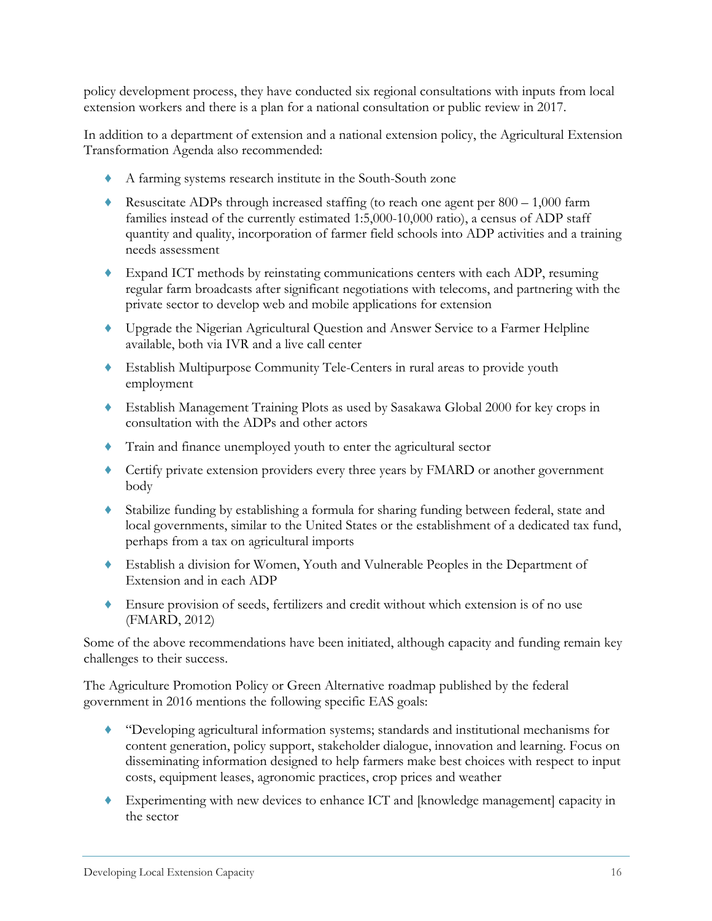policy development process, they have conducted six regional consultations with inputs from local extension workers and there is a plan for a national consultation or public review in 2017.

In addition to a department of extension and a national extension policy, the Agricultural Extension Transformation Agenda also recommended:

- A farming systems research institute in the South-South zone
- Resuscitate ADPs through increased staffing (to reach one agent per 800 – 1,000 farm families instead of the currently estimated 1:5,000-10,000 ratio), a census of ADP staff quantity and quality, incorporation of farmer field schools into ADP activities and a training needs assessment
- Expand ICT methods by reinstating communications centers with each ADP, resuming regular farm broadcasts after significant negotiations with telecoms, and partnering with the private sector to develop web and mobile applications for extension
- Upgrade the Nigerian Agricultural Question and Answer Service to a Farmer Helpline available, both via IVR and a live call center
- Establish Multipurpose Community Tele-Centers in rural areas to provide youth employment
- Establish Management Training Plots as used by Sasakawa Global 2000 for key crops in consultation with the ADPs and other actors
- Train and finance unemployed youth to enter the agricultural sector
- Certify private extension providers every three years by FMARD or another government body
- Stabilize funding by establishing a formula for sharing funding between federal, state and local governments, similar to the United States or the establishment of a dedicated tax fund, perhaps from a tax on agricultural imports
- Establish a division for Women, Youth and Vulnerable Peoples in the Department of Extension and in each ADP
- Ensure provision of seeds, fertilizers and credit without which extension is of no use (FMARD, 2012)

Some of the above recommendations have been initiated, although capacity and funding remain key challenges to their success.

The Agriculture Promotion Policy or Green Alternative roadmap published by the federal government in 2016 mentions the following specific EAS goals:

- "Developing agricultural information systems; standards and institutional mechanisms for content generation, policy support, stakeholder dialogue, innovation and learning. Focus on disseminating information designed to help farmers make best choices with respect to input costs, equipment leases, agronomic practices, crop prices and weather
- Experimenting with new devices to enhance ICT and [knowledge management] capacity in the sector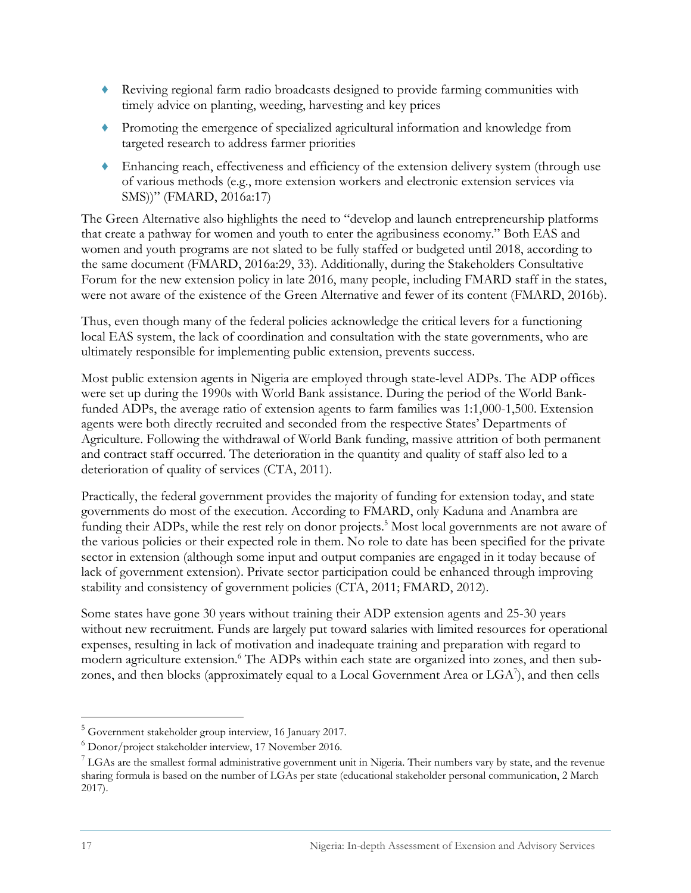- Reviving regional farm radio broadcasts designed to provide farming communities with timely advice on planting, weeding, harvesting and key prices
- Promoting the emergence of specialized agricultural information and knowledge from targeted research to address farmer priorities
- Enhancing reach, effectiveness and efficiency of the extension delivery system (through use of various methods (e.g., more extension workers and electronic extension services via SMS))" (FMARD, 2016a:17)

The Green Alternative also highlights the need to "develop and launch entrepreneurship platforms that create a pathway for women and youth to enter the agribusiness economy." Both EAS and women and youth programs are not slated to be fully staffed or budgeted until 2018, according to the same document (FMARD, 2016a:29, 33). Additionally, during the Stakeholders Consultative Forum for the new extension policy in late 2016, many people, including FMARD staff in the states, were not aware of the existence of the Green Alternative and fewer of its content (FMARD, 2016b).

Thus, even though many of the federal policies acknowledge the critical levers for a functioning local EAS system, the lack of coordination and consultation with the state governments, who are ultimately responsible for implementing public extension, prevents success.

Most public extension agents in Nigeria are employed through state-level ADPs. The ADP offices were set up during the 1990s with World Bank assistance. During the period of the World Bank-funded ADPs, the average ratio of extension agents to farm families was 1:1,000-1,500. Extension agents were both directly recruited and seconded from the respective States' Departments of Agriculture. Following the withdrawal of World Bank funding, massive attrition of both permanent and contract staff occurred. The deterioration in the quantity and quality of staff also led to a deterioration of quality of services (CTA, 2011).

Practically, the federal government provides the majority of funding for extension today, and state governments do most of the execution. According to FMARD, only Kaduna and Anambra are funding their ADPs, while the rest rely on donor projects.[5] Most local governments are not aware of the various policies or their expected role in them. No role to date has been specified for the private sector in extension (although some input and output companies are engaged in it today because of lack of government extension). Private sector participation could be enhanced through improving stability and consistency of government policies (CTA, 2011; FMARD, 2012).

Some states have gone 30 years without training their ADP extension agents and 25-30 years without new recruitment. Funds are largely put toward salaries with limited resources for operational expenses, resulting in lack of motivation and inadequate training and preparation with regard to modern agriculture extension.[6] The ADPs within each state are organized into zones, and then sub-zones, and then blocks (approximately equal to a Local Government Area or LGA[7]), and then cells

---

[5] Government stakeholder group interview, 16 January 2017.

[6] Donor/project stakeholder interview, 17 November 2016.

[7] LGAs are the smallest formal administrative government unit in Nigeria. Their numbers vary by state, and the revenue sharing formula is based on the number of LGAs per state (educational stakeholder personal communication, 2 March 2017).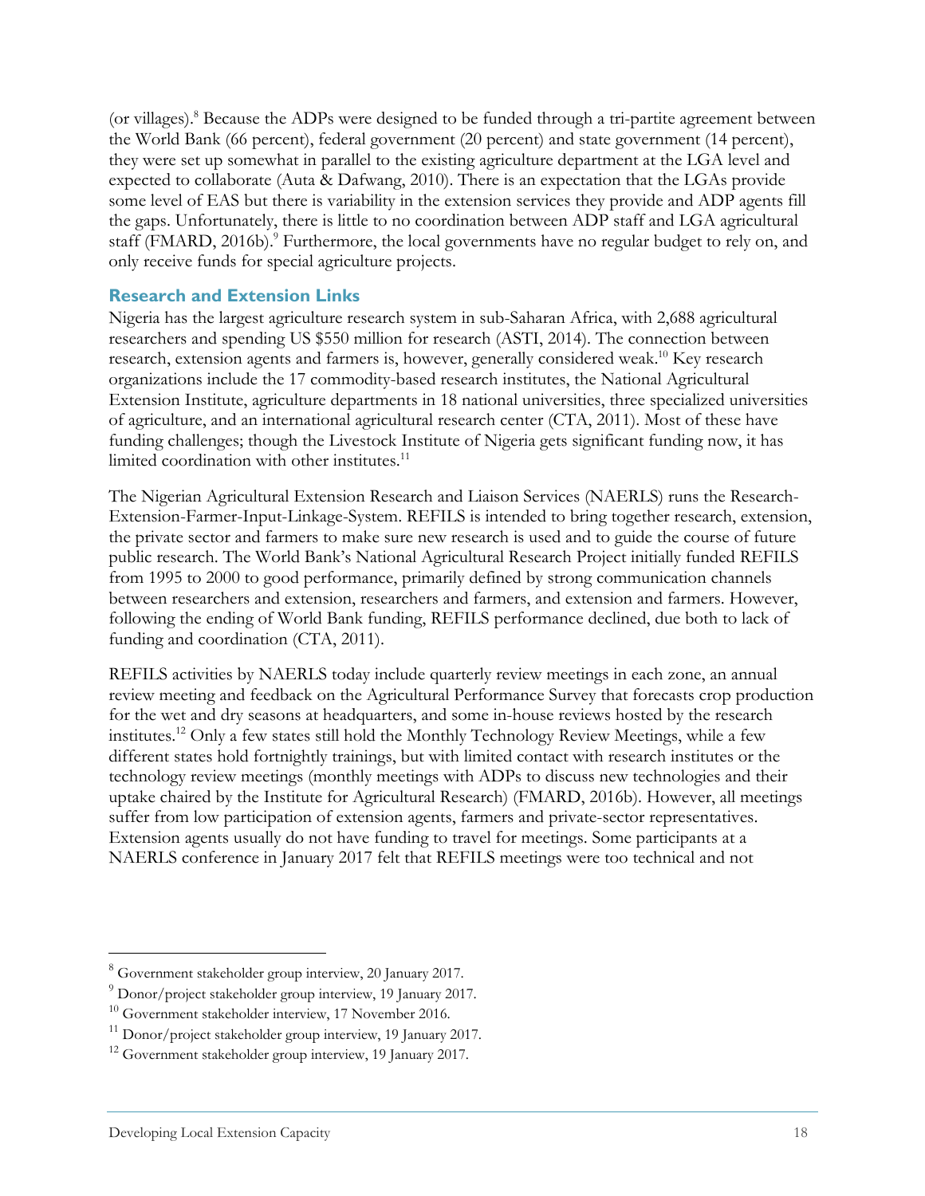(or villages).[8] Because the ADPs were designed to be funded through a tri-partite agreement between the World Bank (66 percent), federal government (20 percent) and state government (14 percent), they were set up somewhat in parallel to the existing agriculture department at the LGA level and expected to collaborate (Auta & Dafwang, 2010). There is an expectation that the LGAs provide some level of EAS but there is variability in the extension services they provide and ADP agents fill the gaps. Unfortunately, there is little to no coordination between ADP staff and LGA agricultural staff (FMARD, 2016b).[9] Furthermore, the local governments have no regular budget to rely on, and only receive funds for special agriculture projects.

### Research and Extension Links

Nigeria has the largest agriculture research system in sub-Saharan Africa, with 2,688 agricultural researchers and spending US $550 million for research (ASTI, 2014). The connection between research, extension agents and farmers is, however, generally considered weak.[10] Key research organizations include the 17 commodity-based research institutes, the National Agricultural Extension Institute, agriculture departments in 18 national universities, three specialized universities of agriculture, and an international agricultural research center (CTA, 2011). Most of these have funding challenges; though the Livestock Institute of Nigeria gets significant funding now, it has limited coordination with other institutes.[11]

The Nigerian Agricultural Extension Research and Liaison Services (NAERLS) runs the Research-Extension-Farmer-Input-Linkage-System. REFILS is intended to bring together research, extension, the private sector and farmers to make sure new research is used and to guide the course of future public research. The World Bank's National Agricultural Research Project initially funded REFILS from 1995 to 2000 to good performance, primarily defined by strong communication channels between researchers and extension, researchers and farmers, and extension and farmers. However, following the ending of World Bank funding, REFILS performance declined, due both to lack of funding and coordination (CTA, 2011).

REFILS activities by NAERLS today include quarterly review meetings in each zone, an annual review meeting and feedback on the Agricultural Performance Survey that forecasts crop production for the wet and dry seasons at headquarters, and some in-house reviews hosted by the research institutes.[12] Only a few states still hold the Monthly Technology Review Meetings, while a few different states hold fortnightly trainings, but with limited contact with research institutes or the technology review meetings (monthly meetings with ADPs to discuss new technologies and their uptake chaired by the Institute for Agricultural Research) (FMARD, 2016b). However, all meetings suffer from low participation of extension agents, farmers and private-sector representatives. Extension agents usually do not have funding to travel for meetings. Some participants at a NAERLS conference in January 2017 felt that REFILS meetings were too technical and not

---

[8] Government stakeholder group interview, 20 January 2017.

[9] Donor/project stakeholder group interview, 19 January 2017.

[10] Government stakeholder interview, 17 November 2016.

[11] Donor/project stakeholder group interview, 19 January 2017.

[12] Government stakeholder group interview, 19 January 2017.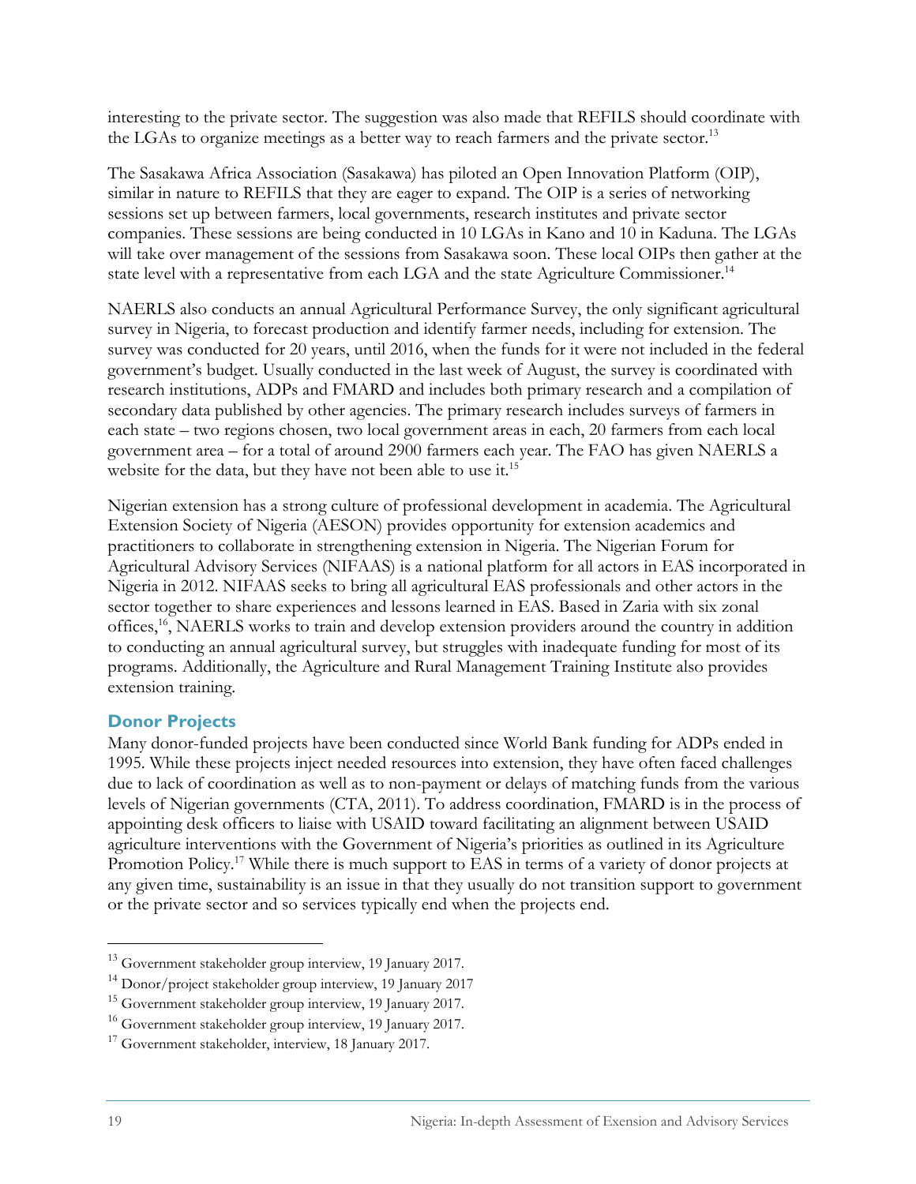interesting to the private sector. The suggestion was also made that REFILS should coordinate with the LGAs to organize meetings as a better way to reach farmers and the private sector.[13]

The Sasakawa Africa Association (Sasakawa) has piloted an Open Innovation Platform (OIP), similar in nature to REFILS that they are eager to expand. The OIP is a series of networking sessions set up between farmers, local governments, research institutes and private sector companies. These sessions are being conducted in 10 LGAs in Kano and 10 in Kaduna. The LGAs will take over management of the sessions from Sasakawa soon. These local OIPs then gather at the state level with a representative from each LGA and the state Agriculture Commissioner.[14]

NAERLS also conducts an annual Agricultural Performance Survey, the only significant agricultural survey in Nigeria, to forecast production and identify farmer needs, including for extension. The survey was conducted for 20 years, until 2016, when the funds for it were not included in the federal government's budget. Usually conducted in the last week of August, the survey is coordinated with research institutions, ADPs and FMARD and includes both primary research and a compilation of secondary data published by other agencies. The primary research includes surveys of farmers in each state – two regions chosen, two local government areas in each, 20 farmers from each local government area – for a total of around 2900 farmers each year. The FAO has given NAERLS a website for the data, but they have not been able to use it.[15]

Nigerian extension has a strong culture of professional development in academia. The Agricultural Extension Society of Nigeria (AESON) provides opportunity for extension academics and practitioners to collaborate in strengthening extension in Nigeria. The Nigerian Forum for Agricultural Advisory Services (NIFAAS) is a national platform for all actors in EAS incorporated in Nigeria in 2012. NIFAAS seeks to bring all agricultural EAS professionals and other actors in the sector together to share experiences and lessons learned in EAS. Based in Zaria with six zonal offices,[16], NAERLS works to train and develop extension providers around the country in addition to conducting an annual agricultural survey, but struggles with inadequate funding for most of its programs. Additionally, the Agriculture and Rural Management Training Institute also provides extension training.

### Donor Projects

Many donor-funded projects have been conducted since World Bank funding for ADPs ended in 1995. While these projects inject needed resources into extension, they have often faced challenges due to lack of coordination as well as to non-payment or delays of matching funds from the various levels of Nigerian governments (CTA, 2011). To address coordination, FMARD is in the process of appointing desk officers to liaise with USAID toward facilitating an alignment between USAID agriculture interventions with the Government of Nigeria's priorities as outlined in its Agriculture Promotion Policy.[17] While there is much support to EAS in terms of a variety of donor projects at any given time, sustainability is an issue in that they usually do not transition support to government or the private sector and so services typically end when the projects end.

---

[13] Government stakeholder group interview, 19 January 2017.

[14] Donor/project stakeholder group interview, 19 January 2017

[15] Government stakeholder group interview, 19 January 2017.

[16] Government stakeholder group interview, 19 January 2017.

[17] Government stakeholder, interview, 18 January 2017.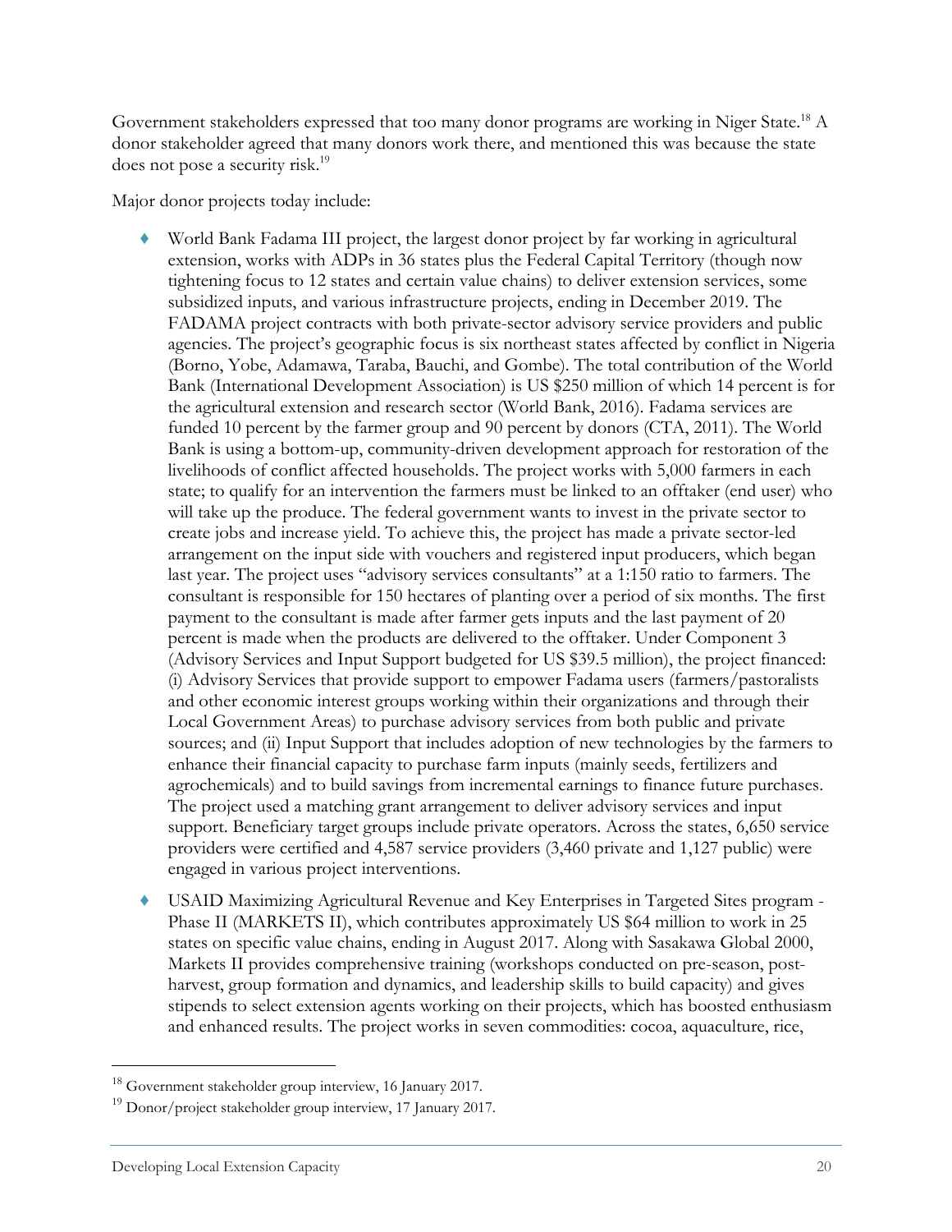Government stakeholders expressed that too many donor programs are working in Niger State.[18] A donor stakeholder agreed that many donors work there, and mentioned this was because the state does not pose a security risk.[19]

Major donor projects today include:

- World Bank Fadama III project, the largest donor project by far working in agricultural extension, works with ADPs in 36 states plus the Federal Capital Territory (though now tightening focus to 12 states and certain value chains) to deliver extension services, some subsidized inputs, and various infrastructure projects, ending in December 2019. The FADAMA project contracts with both private-sector advisory service providers and public agencies. The project's geographic focus is six northeast states affected by conflict in Nigeria (Borno, Yobe, Adamawa, Taraba, Bauchi, and Gombe). The total contribution of the World Bank (International Development Association) is US $250 million of which 14 percent is for the agricultural extension and research sector (World Bank, 2016). Fadama services are funded 10 percent by the farmer group and 90 percent by donors (CTA, 2011). The World Bank is using a bottom-up, community-driven development approach for restoration of the livelihoods of conflict affected households. The project works with 5,000 farmers in each state; to qualify for an intervention the farmers must be linked to an offtaker (end user) who will take up the produce. The federal government wants to invest in the private sector to create jobs and increase yield. To achieve this, the project has made a private sector-led arrangement on the input side with vouchers and registered input producers, which began last year. The project uses "advisory services consultants" at a 1:150 ratio to farmers. The consultant is responsible for 150 hectares of planting over a period of six months. The first payment to the consultant is made after farmer gets inputs and the last payment of 20 percent is made when the products are delivered to the offtaker. Under Component 3 (Advisory Services and Input Support budgeted for US $39.5 million), the project financed: (i) Advisory Services that provide support to empower Fadama users (farmers/pastoralists and other economic interest groups working within their organizations and through their Local Government Areas) to purchase advisory services from both public and private sources; and (ii) Input Support that includes adoption of new technologies by the farmers to enhance their financial capacity to purchase farm inputs (mainly seeds, fertilizers and agrochemicals) and to build savings from incremental earnings to finance future purchases. The project used a matching grant arrangement to deliver advisory services and input support. Beneficiary target groups include private operators. Across the states, 6,650 service providers were certified and 4,587 service providers (3,460 private and 1,127 public) were engaged in various project interventions.
- USAID Maximizing Agricultural Revenue and Key Enterprises in Targeted Sites program - Phase II (MARKETS II), which contributes approximately US $64 million to work in 25 states on specific value chains, ending in August 2017. Along with Sasakawa Global 2000, Markets II provides comprehensive training (workshops conducted on pre-season, post-harvest, group formation and dynamics, and leadership skills to build capacity) and gives stipends to select extension agents working on their projects, which has boosted enthusiasm and enhanced results. The project works in seven commodities: cocoa, aquaculture, rice,

---

[18] Government stakeholder group interview, 16 January 2017.

[19] Donor/project stakeholder group interview, 17 January 2017.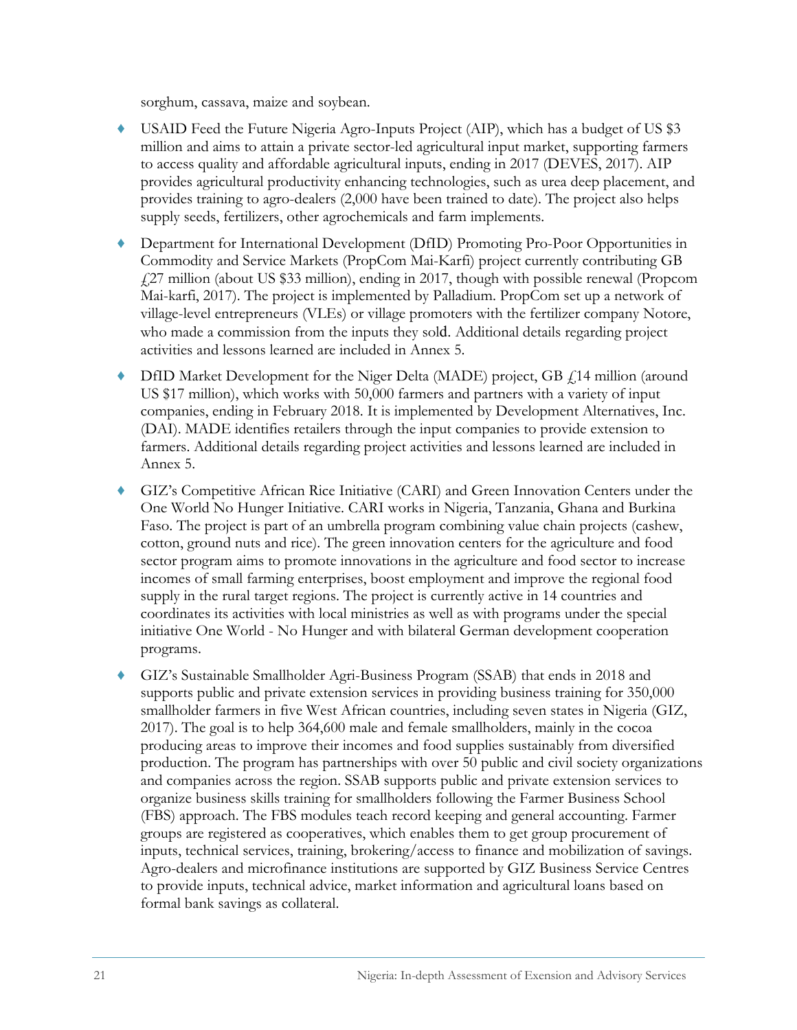sorghum, cassava, maize and soybean.

- USAID Feed the Future Nigeria Agro-Inputs Project (AIP), which has a budget of US $3 million and aims to attain a private sector-led agricultural input market, supporting farmers to access quality and affordable agricultural inputs, ending in 2017 (DEVES, 2017). AIP provides agricultural productivity enhancing technologies, such as urea deep placement, and provides training to agro-dealers (2,000 have been trained to date). The project also helps supply seeds, fertilizers, other agrochemicals and farm implements.
- Department for International Development (DfID) Promoting Pro-Poor Opportunities in Commodity and Service Markets (PropCom Mai-Karfi) project currently contributing GB £27 million (about US $33 million), ending in 2017, though with possible renewal (Propcom Mai-karfi, 2017). The project is implemented by Palladium. PropCom set up a network of village-level entrepreneurs (VLEs) or village promoters with the fertilizer company Notore, who made a commission from the inputs they sold. Additional details regarding project activities and lessons learned are included in Annex 5.
- DfID Market Development for the Niger Delta (MADE) project, GB £14 million (around US $17 million), which works with 50,000 farmers and partners with a variety of input companies, ending in February 2018. It is implemented by Development Alternatives, Inc. (DAI). MADE identifies retailers through the input companies to provide extension to farmers. Additional details regarding project activities and lessons learned are included in Annex 5.
- GIZ's Competitive African Rice Initiative (CARI) and Green Innovation Centers under the One World No Hunger Initiative. CARI works in Nigeria, Tanzania, Ghana and Burkina Faso. The project is part of an umbrella program combining value chain projects (cashew, cotton, ground nuts and rice). The green innovation centers for the agriculture and food sector program aims to promote innovations in the agriculture and food sector to increase incomes of small farming enterprises, boost employment and improve the regional food supply in the rural target regions. The project is currently active in 14 countries and coordinates its activities with local ministries as well as with programs under the special initiative One World - No Hunger and with bilateral German development cooperation programs.
- GIZ's Sustainable Smallholder Agri-Business Program (SSAB) that ends in 2018 and supports public and private extension services in providing business training for 350,000 smallholder farmers in five West African countries, including seven states in Nigeria (GIZ, 2017). The goal is to help 364,600 male and female smallholders, mainly in the cocoa producing areas to improve their incomes and food supplies sustainably from diversified production. The program has partnerships with over 50 public and civil society organizations and companies across the region. SSAB supports public and private extension services to organize business skills training for smallholders following the Farmer Business School (FBS) approach. The FBS modules teach record keeping and general accounting. Farmer groups are registered as cooperatives, which enables them to get group procurement of inputs, technical services, training, brokering/access to finance and mobilization of savings. Agro-dealers and microfinance institutions are supported by GIZ Business Service Centres to provide inputs, technical advice, market information and agricultural loans based on formal bank savings as collateral.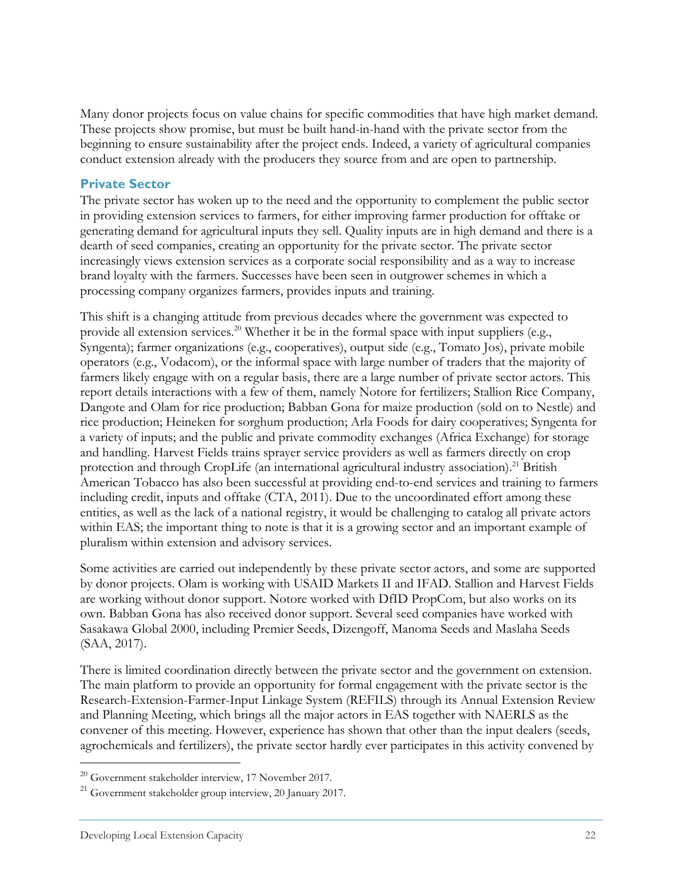Many donor projects focus on value chains for specific commodities that have high market demand. These projects show promise, but must be built hand-in-hand with the private sector from the beginning to ensure sustainability after the project ends. Indeed, a variety of agricultural companies conduct extension already with the producers they source from and are open to partnership.

### Private Sector

The private sector has woken up to the need and the opportunity to complement the public sector in providing extension services to farmers, for either improving farmer production for offtake or generating demand for agricultural inputs they sell. Quality inputs are in high demand and there is a dearth of seed companies, creating an opportunity for the private sector. The private sector increasingly views extension services as a corporate social responsibility and as a way to increase brand loyalty with the farmers. Successes have been seen in outgrower schemes in which a processing company organizes farmers, provides inputs and training.

This shift is a changing attitude from previous decades where the government was expected to provide all extension services.[20] Whether it be in the formal space with input suppliers (e.g., Syngenta); farmer organizations (e.g., cooperatives), output side (e.g., Tomato Jos), private mobile operators (e.g., Vodacom), or the informal space with large number of traders that the majority of farmers likely engage with on a regular basis, there are a large number of private sector actors. This report details interactions with a few of them, namely Notore for fertilizers; Stallion Rice Company, Dangote and Olam for rice production; Babban Gona for maize production (sold on to Nestle) and rice production; Heineken for sorghum production; Arla Foods for dairy cooperatives; Syngenta for a variety of inputs; and the public and private commodity exchanges (Africa Exchange) for storage and handling. Harvest Fields trains sprayer service providers as well as farmers directly on crop protection and through CropLife (an international agricultural industry association).[21] British American Tobacco has also been successful at providing end-to-end services and training to farmers including credit, inputs and offtake (CTA, 2011). Due to the uncoordinated effort among these entities, as well as the lack of a national registry, it would be challenging to catalog all private actors within EAS; the important thing to note is that it is a growing sector and an important example of pluralism within extension and advisory services.

Some activities are carried out independently by these private sector actors, and some are supported by donor projects. Olam is working with USAID Markets II and IFAD. Stallion and Harvest Fields are working without donor support. Notore worked with DfID PropCom, but also works on its own. Babban Gona has also received donor support. Several seed companies have worked with Sasakawa Global 2000, including Premier Seeds, Dizengoff, Manoma Seeds and Maslaha Seeds (SAA, 2017).

There is limited coordination directly between the private sector and the government on extension. The main platform to provide an opportunity for formal engagement with the private sector is the Research-Extension-Farmer-Input Linkage System (REFILS) through its Annual Extension Review and Planning Meeting, which brings all the major actors in EAS together with NAERLS as the convener of this meeting. However, experience has shown that other than the input dealers (seeds, agrochemicals and fertilizers), the private sector hardly ever participates in this activity convened by

[20] Government stakeholder interview, 17 November 2017.

[21] Government stakeholder group interview, 20 January 2017.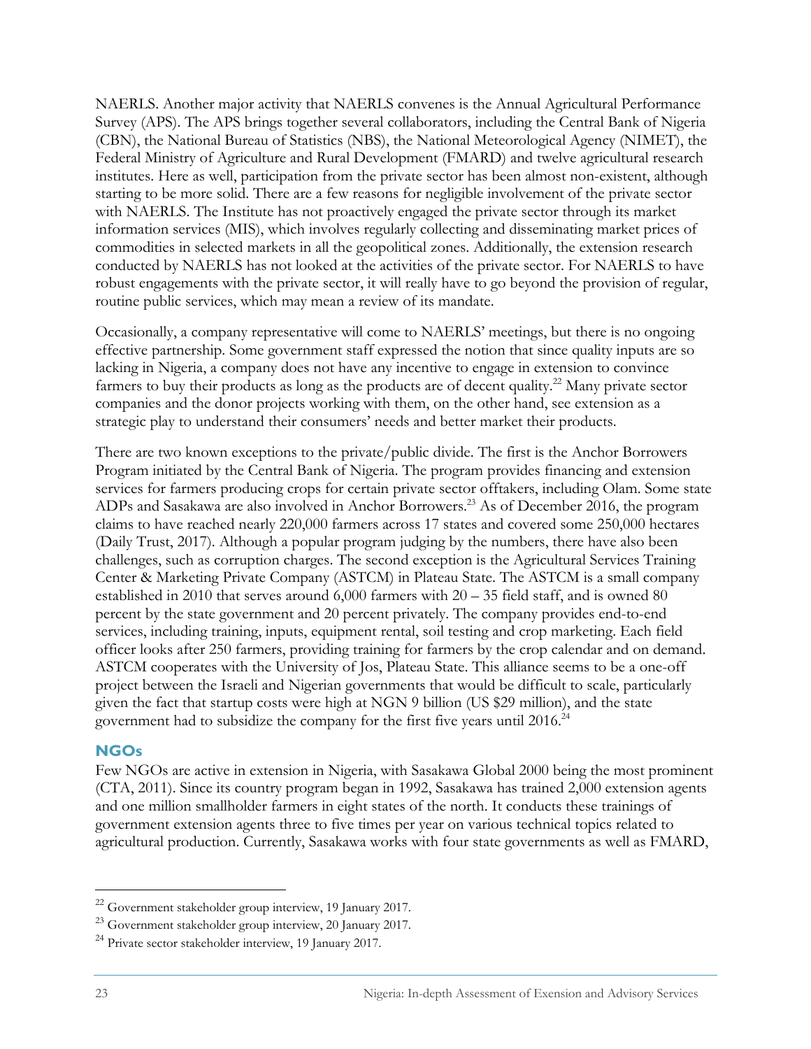NAERLS. Another major activity that NAERLS convenes is the Annual Agricultural Performance Survey (APS). The APS brings together several collaborators, including the Central Bank of Nigeria (CBN), the National Bureau of Statistics (NBS), the National Meteorological Agency (NIMET), the Federal Ministry of Agriculture and Rural Development (FMARD) and twelve agricultural research institutes. Here as well, participation from the private sector has been almost non-existent, although starting to be more solid. There are a few reasons for negligible involvement of the private sector with NAERLS. The Institute has not proactively engaged the private sector through its market information services (MIS), which involves regularly collecting and disseminating market prices of commodities in selected markets in all the geopolitical zones. Additionally, the extension research conducted by NAERLS has not looked at the activities of the private sector. For NAERLS to have robust engagements with the private sector, it will really have to go beyond the provision of regular, routine public services, which may mean a review of its mandate.

Occasionally, a company representative will come to NAERLS' meetings, but there is no ongoing effective partnership. Some government staff expressed the notion that since quality inputs are so lacking in Nigeria, a company does not have any incentive to engage in extension to convince farmers to buy their products as long as the products are of decent quality.[22] Many private sector companies and the donor projects working with them, on the other hand, see extension as a strategic play to understand their consumers' needs and better market their products.

There are two known exceptions to the private/public divide. The first is the Anchor Borrowers Program initiated by the Central Bank of Nigeria. The program provides financing and extension services for farmers producing crops for certain private sector offtakers, including Olam. Some state ADPs and Sasakawa are also involved in Anchor Borrowers.[23] As of December 2016, the program claims to have reached nearly 220,000 farmers across 17 states and covered some 250,000 hectares (Daily Trust, 2017). Although a popular program judging by the numbers, there have also been challenges, such as corruption charges. The second exception is the Agricultural Services Training Center & Marketing Private Company (ASTCM) in Plateau State. The ASTCM is a small company established in 2010 that serves around 6,000 farmers with 20 – 35 field staff, and is owned 80 percent by the state government and 20 percent privately. The company provides end-to-end services, including training, inputs, equipment rental, soil testing and crop marketing. Each field officer looks after 250 farmers, providing training for farmers by the crop calendar and on demand. ASTCM cooperates with the University of Jos, Plateau State. This alliance seems to be a one-off project between the Israeli and Nigerian governments that would be difficult to scale, particularly given the fact that startup costs were high at NGN 9 billion (US $29 million), and the state government had to subsidize the company for the first five years until 2016.[24]

### NGOs

Few NGOs are active in extension in Nigeria, with Sasakawa Global 2000 being the most prominent (CTA, 2011). Since its country program began in 1992, Sasakawa has trained 2,000 extension agents and one million smallholder farmers in eight states of the north. It conducts these trainings of government extension agents three to five times per year on various technical topics related to agricultural production. Currently, Sasakawa works with four state governments as well as FMARD,

---

[22] Government stakeholder group interview, 19 January 2017.

[23] Government stakeholder group interview, 20 January 2017.

[24] Private sector stakeholder interview, 19 January 2017.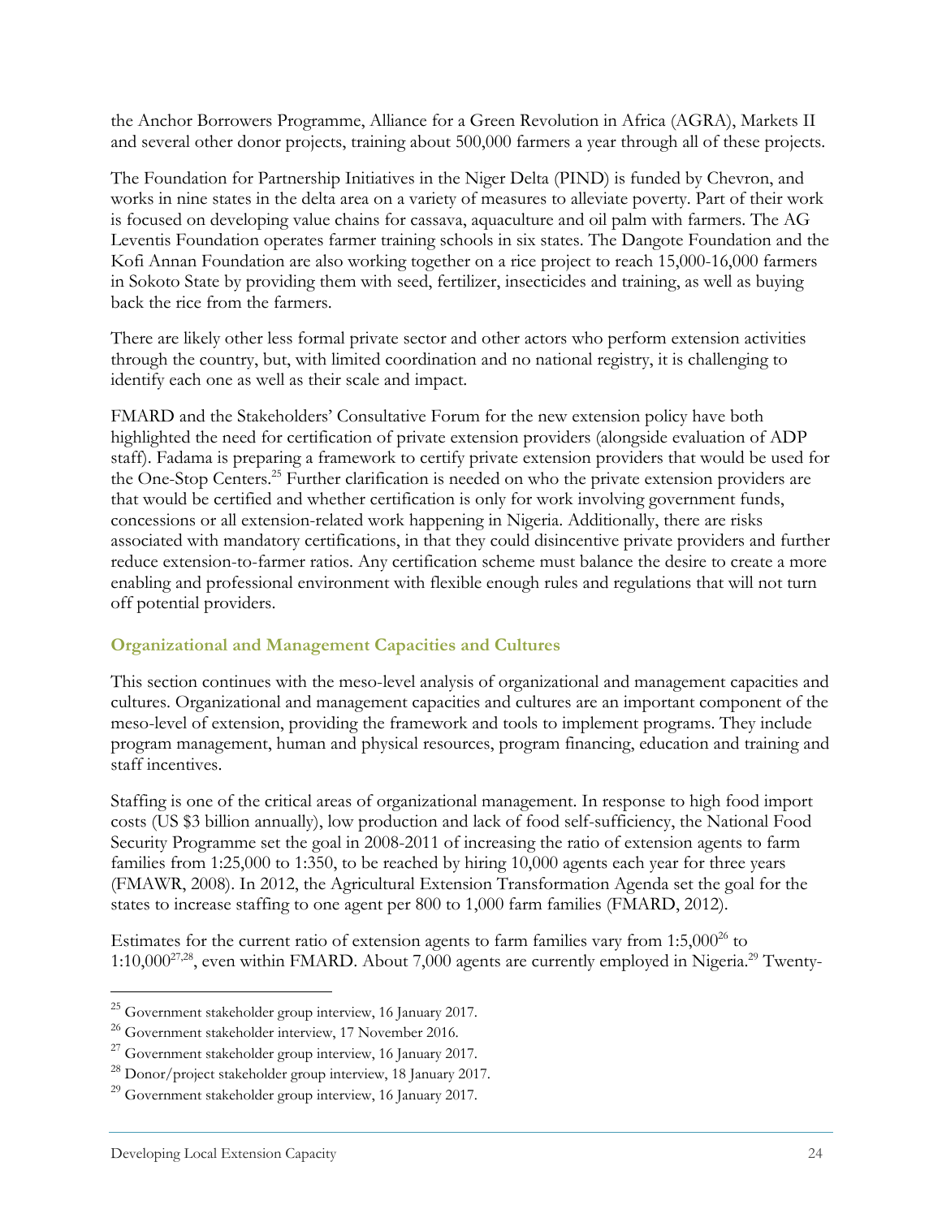the Anchor Borrowers Programme, Alliance for a Green Revolution in Africa (AGRA), Markets II and several other donor projects, training about 500,000 farmers a year through all of these projects.

The Foundation for Partnership Initiatives in the Niger Delta (PIND) is funded by Chevron, and works in nine states in the delta area on a variety of measures to alleviate poverty. Part of their work is focused on developing value chains for cassava, aquaculture and oil palm with farmers. The AG Leventis Foundation operates farmer training schools in six states. The Dangote Foundation and the Kofi Annan Foundation are also working together on a rice project to reach 15,000-16,000 farmers in Sokoto State by providing them with seed, fertilizer, insecticides and training, as well as buying back the rice from the farmers.

There are likely other less formal private sector and other actors who perform extension activities through the country, but, with limited coordination and no national registry, it is challenging to identify each one as well as their scale and impact.

FMARD and the Stakeholders' Consultative Forum for the new extension policy have both highlighted the need for certification of private extension providers (alongside evaluation of ADP staff). Fadama is preparing a framework to certify private extension providers that would be used for the One-Stop Centers.[25] Further clarification is needed on who the private extension providers are that would be certified and whether certification is only for work involving government funds, concessions or all extension-related work happening in Nigeria. Additionally, there are risks associated with mandatory certifications, in that they could disincentive private providers and further reduce extension-to-farmer ratios. Any certification scheme must balance the desire to create a more enabling and professional environment with flexible enough rules and regulations that will not turn off potential providers.

### Organizational and Management Capacities and Cultures

This section continues with the meso-level analysis of organizational and management capacities and cultures. Organizational and management capacities and cultures are an important component of the meso-level of extension, providing the framework and tools to implement programs. They include program management, human and physical resources, program financing, education and training and staff incentives.

Staffing is one of the critical areas of organizational management. In response to high food import costs (US $3 billion annually), low production and lack of food self-sufficiency, the National Food Security Programme set the goal in 2008-2011 of increasing the ratio of extension agents to farm families from 1:25,000 to 1:350, to be reached by hiring 10,000 agents each year for three years (FMAWR, 2008). In 2012, the Agricultural Extension Transformation Agenda set the goal for the states to increase staffing to one agent per 800 to 1,000 farm families (FMARD, 2012).

Estimates for the current ratio of extension agents to farm families vary from 1:5,000[26] to 1:10,000[27,28], even within FMARD. About 7,000 agents are currently employed in Nigeria.[29] Twenty-

---

[25] Government stakeholder group interview, 16 January 2017.

[26] Government stakeholder interview, 17 November 2016.

[27] Government stakeholder group interview, 16 January 2017.

[28] Donor/project stakeholder group interview, 18 January 2017.

[29] Government stakeholder group interview, 16 January 2017.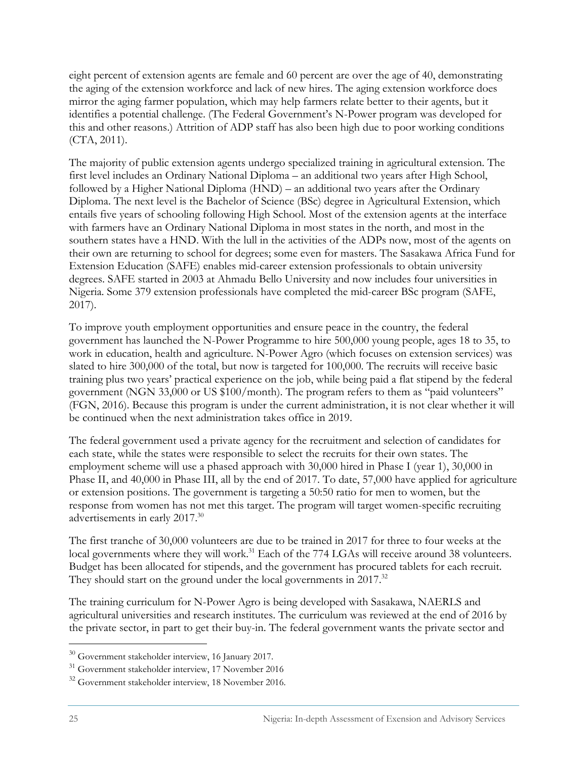eight percent of extension agents are female and 60 percent are over the age of 40, demonstrating the aging of the extension workforce and lack of new hires. The aging extension workforce does mirror the aging farmer population, which may help farmers relate better to their agents, but it identifies a potential challenge. (The Federal Government's N-Power program was developed for this and other reasons.) Attrition of ADP staff has also been high due to poor working conditions (CTA, 2011).

The majority of public extension agents undergo specialized training in agricultural extension. The first level includes an Ordinary National Diploma – an additional two years after High School, followed by a Higher National Diploma (HND) – an additional two years after the Ordinary Diploma. The next level is the Bachelor of Science (BSc) degree in Agricultural Extension, which entails five years of schooling following High School. Most of the extension agents at the interface with farmers have an Ordinary National Diploma in most states in the north, and most in the southern states have a HND. With the lull in the activities of the ADPs now, most of the agents on their own are returning to school for degrees; some even for masters. The Sasakawa Africa Fund for Extension Education (SAFE) enables mid-career extension professionals to obtain university degrees. SAFE started in 2003 at Ahmadu Bello University and now includes four universities in Nigeria. Some 379 extension professionals have completed the mid-career BSc program (SAFE, 2017).

To improve youth employment opportunities and ensure peace in the country, the federal government has launched the N-Power Programme to hire 500,000 young people, ages 18 to 35, to work in education, health and agriculture. N-Power Agro (which focuses on extension services) was slated to hire 300,000 of the total, but now is targeted for 100,000. The recruits will receive basic training plus two years' practical experience on the job, while being paid a flat stipend by the federal government (NGN 33,000 or US $100/month). The program refers to them as "paid volunteers" (FGN, 2016). Because this program is under the current administration, it is not clear whether it will be continued when the next administration takes office in 2019.

The federal government used a private agency for the recruitment and selection of candidates for each state, while the states were responsible to select the recruits for their own states. The employment scheme will use a phased approach with 30,000 hired in Phase I (year 1), 30,000 in Phase II, and 40,000 in Phase III, all by the end of 2017. To date, 57,000 have applied for agriculture or extension positions. The government is targeting a 50:50 ratio for men to women, but the response from women has not met this target. The program will target women-specific recruiting advertisements in early 2017.[30]

The first tranche of 30,000 volunteers are due to be trained in 2017 for three to four weeks at the local governments where they will work.[31] Each of the 774 LGAs will receive around 38 volunteers. Budget has been allocated for stipends, and the government has procured tablets for each recruit. They should start on the ground under the local governments in 2017.[32]

The training curriculum for N-Power Agro is being developed with Sasakawa, NAERLS and agricultural universities and research institutes. The curriculum was reviewed at the end of 2016 by the private sector, in part to get their buy-in. The federal government wants the private sector and

[30] Government stakeholder interview, 16 January 2017.

[31] Government stakeholder interview, 17 November 2016

[32] Government stakeholder interview, 18 November 2016.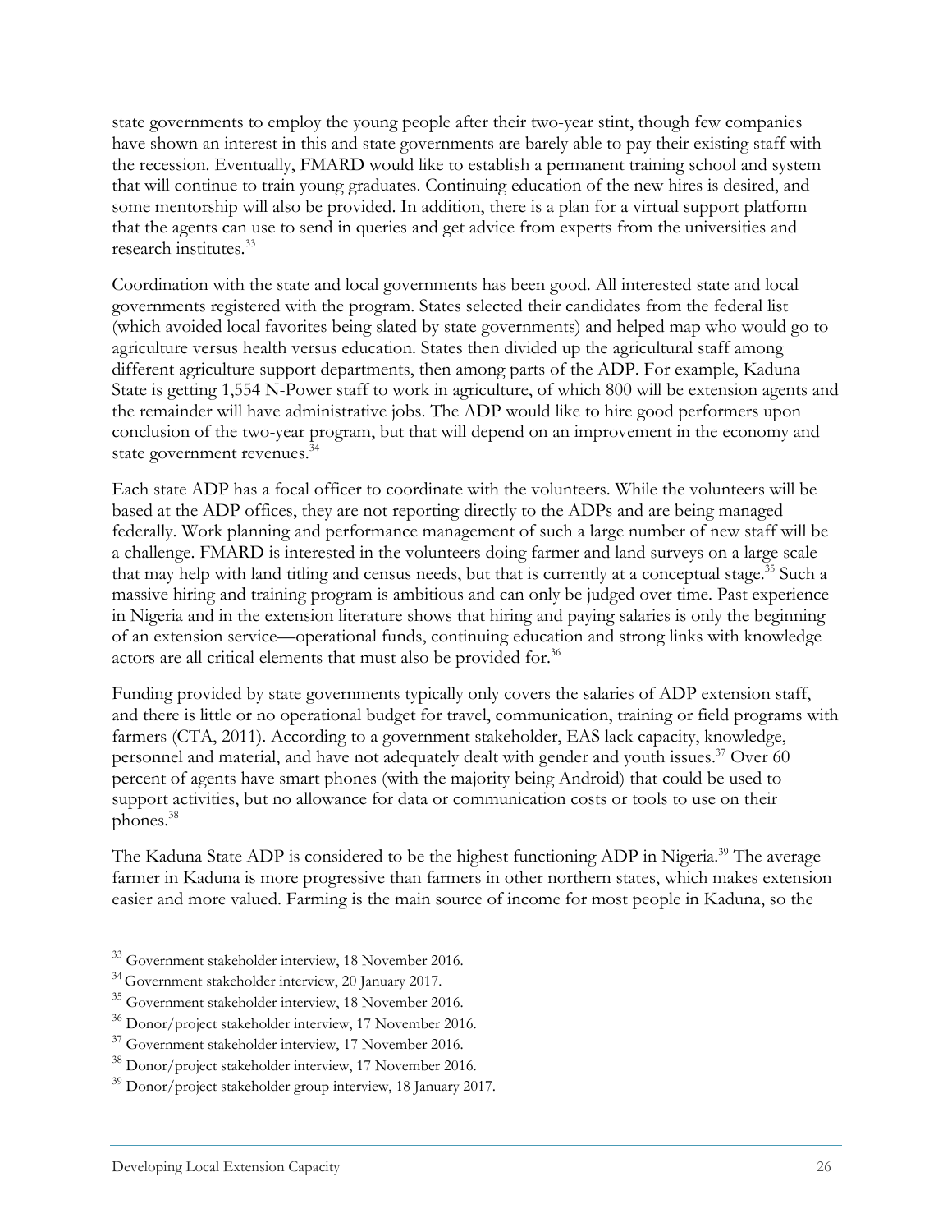state governments to employ the young people after their two-year stint, though few companies have shown an interest in this and state governments are barely able to pay their existing staff with the recession. Eventually, FMARD would like to establish a permanent training school and system that will continue to train young graduates. Continuing education of the new hires is desired, and some mentorship will also be provided. In addition, there is a plan for a virtual support platform that the agents can use to send in queries and get advice from experts from the universities and research institutes.[33]

Coordination with the state and local governments has been good. All interested state and local governments registered with the program. States selected their candidates from the federal list (which avoided local favorites being slated by state governments) and helped map who would go to agriculture versus health versus education. States then divided up the agricultural staff among different agriculture support departments, then among parts of the ADP. For example, Kaduna State is getting 1,554 N-Power staff to work in agriculture, of which 800 will be extension agents and the remainder will have administrative jobs. The ADP would like to hire good performers upon conclusion of the two-year program, but that will depend on an improvement in the economy and state government revenues.[34]

Each state ADP has a focal officer to coordinate with the volunteers. While the volunteers will be based at the ADP offices, they are not reporting directly to the ADPs and are being managed federally. Work planning and performance management of such a large number of new staff will be a challenge. FMARD is interested in the volunteers doing farmer and land surveys on a large scale that may help with land titling and census needs, but that is currently at a conceptual stage.[35] Such a massive hiring and training program is ambitious and can only be judged over time. Past experience in Nigeria and in the extension literature shows that hiring and paying salaries is only the beginning of an extension service—operational funds, continuing education and strong links with knowledge actors are all critical elements that must also be provided for.[36]

Funding provided by state governments typically only covers the salaries of ADP extension staff, and there is little or no operational budget for travel, communication, training or field programs with farmers (CTA, 2011). According to a government stakeholder, EAS lack capacity, knowledge, personnel and material, and have not adequately dealt with gender and youth issues.[37] Over 60 percent of agents have smart phones (with the majority being Android) that could be used to support activities, but no allowance for data or communication costs or tools to use on their phones.[38]

The Kaduna State ADP is considered to be the highest functioning ADP in Nigeria.[39] The average farmer in Kaduna is more progressive than farmers in other northern states, which makes extension easier and more valued. Farming is the main source of income for most people in Kaduna, so the

---

[33] Government stakeholder interview, 18 November 2016.

[34] Government stakeholder interview, 20 January 2017.

[35] Government stakeholder interview, 18 November 2016.

[36] Donor/project stakeholder interview, 17 November 2016.

[37] Government stakeholder interview, 17 November 2016.

[38] Donor/project stakeholder interview, 17 November 2016.

[39] Donor/project stakeholder group interview, 18 January 2017.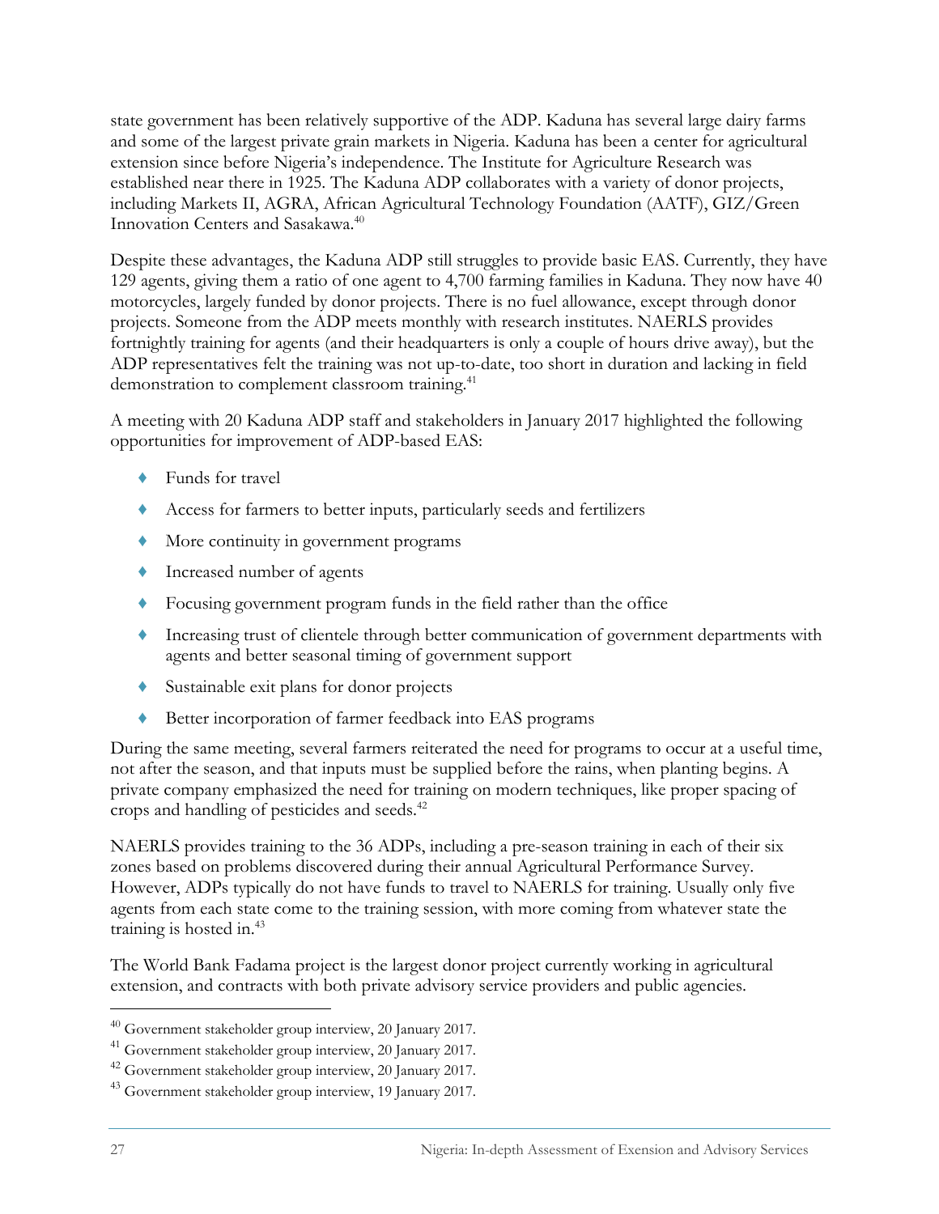state government has been relatively supportive of the ADP. Kaduna has several large dairy farms and some of the largest private grain markets in Nigeria. Kaduna has been a center for agricultural extension since before Nigeria's independence. The Institute for Agriculture Research was established near there in 1925. The Kaduna ADP collaborates with a variety of donor projects, including Markets II, AGRA, African Agricultural Technology Foundation (AATF), GIZ/Green Innovation Centers and Sasakawa.[40]

Despite these advantages, the Kaduna ADP still struggles to provide basic EAS. Currently, they have 129 agents, giving them a ratio of one agent to 4,700 farming families in Kaduna. They now have 40 motorcycles, largely funded by donor projects. There is no fuel allowance, except through donor projects. Someone from the ADP meets monthly with research institutes. NAERLS provides fortnightly training for agents (and their headquarters is only a couple of hours drive away), but the ADP representatives felt the training was not up-to-date, too short in duration and lacking in field demonstration to complement classroom training.[41]

A meeting with 20 Kaduna ADP staff and stakeholders in January 2017 highlighted the following opportunities for improvement of ADP-based EAS:

- Funds for travel
- Access for farmers to better inputs, particularly seeds and fertilizers
- More continuity in government programs
- Increased number of agents
- Focusing government program funds in the field rather than the office
- Increasing trust of clientele through better communication of government departments with agents and better seasonal timing of government support
- Sustainable exit plans for donor projects
- Better incorporation of farmer feedback into EAS programs

During the same meeting, several farmers reiterated the need for programs to occur at a useful time, not after the season, and that inputs must be supplied before the rains, when planting begins. A private company emphasized the need for training on modern techniques, like proper spacing of crops and handling of pesticides and seeds.[42]

NAERLS provides training to the 36 ADPs, including a pre-season training in each of their six zones based on problems discovered during their annual Agricultural Performance Survey. However, ADPs typically do not have funds to travel to NAERLS for training. Usually only five agents from each state come to the training session, with more coming from whatever state the training is hosted in.[43]

The World Bank Fadama project is the largest donor project currently working in agricultural extension, and contracts with both private advisory service providers and public agencies.

[40] Government stakeholder group interview, 20 January 2017.

[41] Government stakeholder group interview, 20 January 2017.

[42] Government stakeholder group interview, 20 January 2017.

[43] Government stakeholder group interview, 19 January 2017.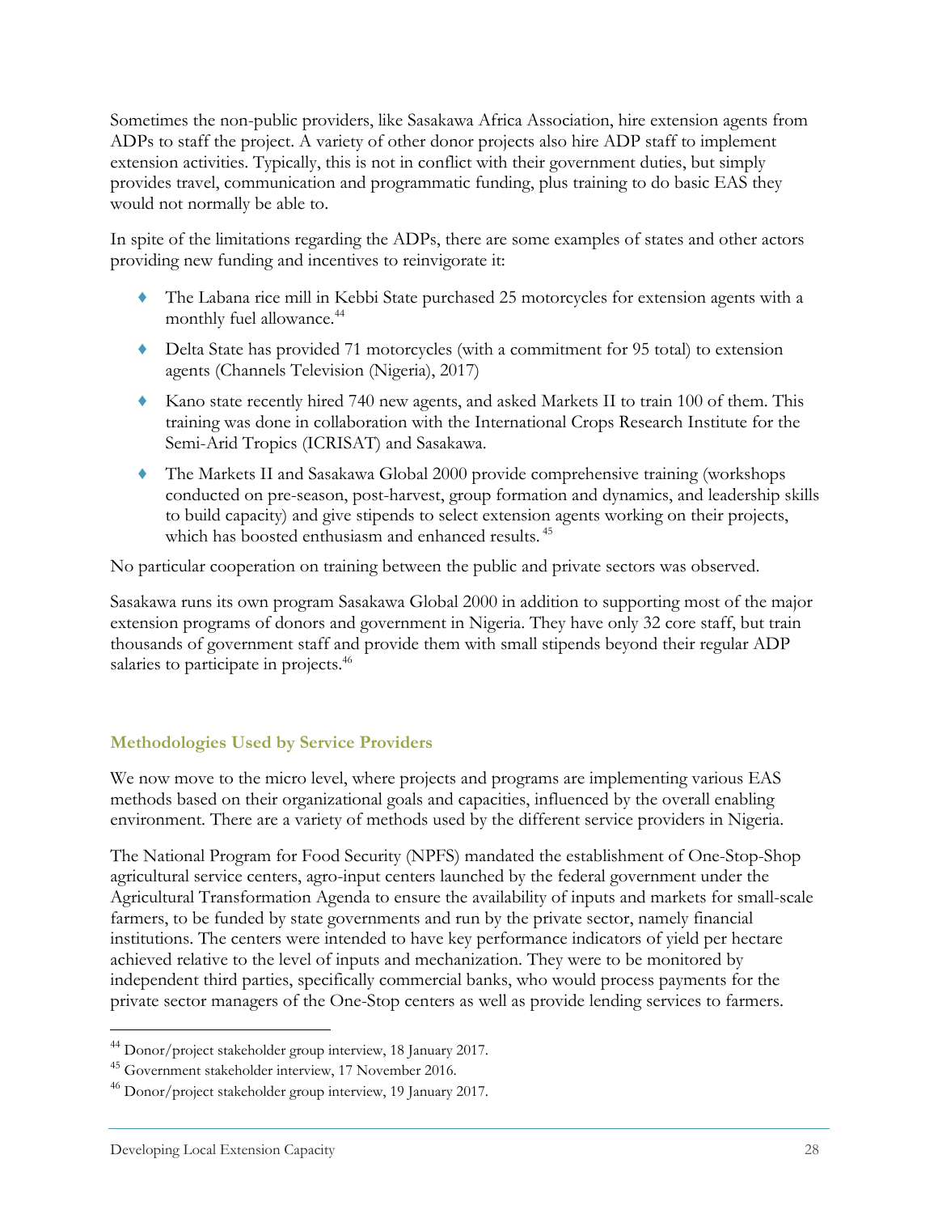Sometimes the non-public providers, like Sasakawa Africa Association, hire extension agents from ADPs to staff the project. A variety of other donor projects also hire ADP staff to implement extension activities. Typically, this is not in conflict with their government duties, but simply provides travel, communication and programmatic funding, plus training to do basic EAS they would not normally be able to.

In spite of the limitations regarding the ADPs, there are some examples of states and other actors providing new funding and incentives to reinvigorate it:

- The Labana rice mill in Kebbi State purchased 25 motorcycles for extension agents with a monthly fuel allowance.[44]
- Delta State has provided 71 motorcycles (with a commitment for 95 total) to extension agents (Channels Television (Nigeria), 2017)
- Kano state recently hired 740 new agents, and asked Markets II to train 100 of them. This training was done in collaboration with the International Crops Research Institute for the Semi-Arid Tropics (ICRISAT) and Sasakawa.
- The Markets II and Sasakawa Global 2000 provide comprehensive training (workshops conducted on pre-season, post-harvest, group formation and dynamics, and leadership skills to build capacity) and give stipends to select extension agents working on their projects, which has boosted enthusiasm and enhanced results.[45]

No particular cooperation on training between the public and private sectors was observed.

Sasakawa runs its own program Sasakawa Global 2000 in addition to supporting most of the major extension programs of donors and government in Nigeria. They have only 32 core staff, but train thousands of government staff and provide them with small stipends beyond their regular ADP salaries to participate in projects.[46]

### Methodologies Used by Service Providers

We now move to the micro level, where projects and programs are implementing various EAS methods based on their organizational goals and capacities, influenced by the overall enabling environment. There are a variety of methods used by the different service providers in Nigeria.

The National Program for Food Security (NPFS) mandated the establishment of One-Stop-Shop agricultural service centers, agro-input centers launched by the federal government under the Agricultural Transformation Agenda to ensure the availability of inputs and markets for small-scale farmers, to be funded by state governments and run by the private sector, namely financial institutions. The centers were intended to have key performance indicators of yield per hectare achieved relative to the level of inputs and mechanization. They were to be monitored by independent third parties, specifically commercial banks, who would process payments for the private sector managers of the One-Stop centers as well as provide lending services to farmers.

---

[44] Donor/project stakeholder group interview, 18 January 2017.

[45] Government stakeholder interview, 17 November 2016.

[46] Donor/project stakeholder group interview, 19 January 2017.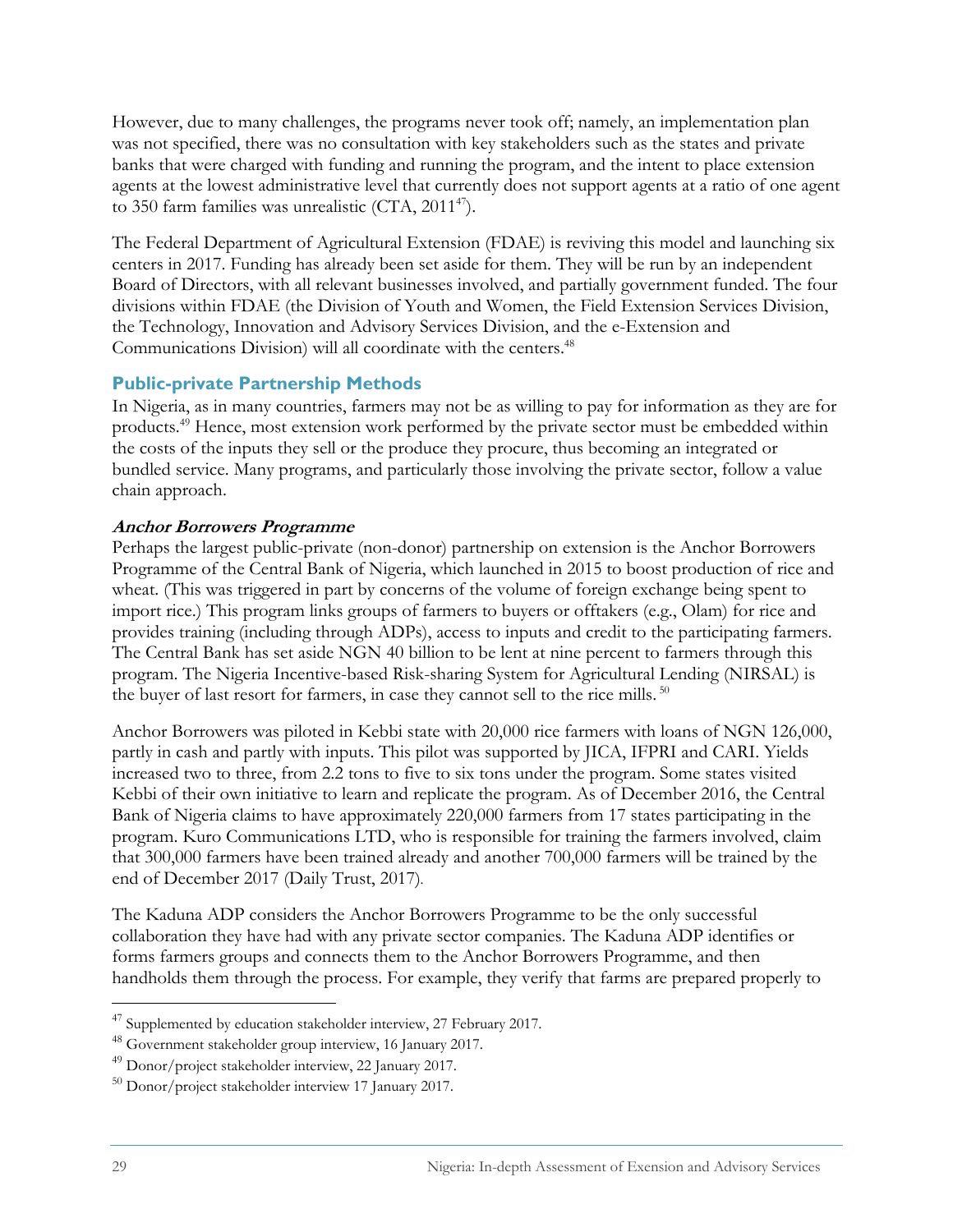However, due to many challenges, the programs never took off; namely, an implementation plan was not specified, there was no consultation with key stakeholders such as the states and private banks that were charged with funding and running the program, and the intent to place extension agents at the lowest administrative level that currently does not support agents at a ratio of one agent to 350 farm families was unrealistic (CTA, 2011[47]).

The Federal Department of Agricultural Extension (FDAE) is reviving this model and launching six centers in 2017. Funding has already been set aside for them. They will be run by an independent Board of Directors, with all relevant businesses involved, and partially government funded. The four divisions within FDAE (the Division of Youth and Women, the Field Extension Services Division, the Technology, Innovation and Advisory Services Division, and the e-Extension and Communications Division) will all coordinate with the centers.[48]

### Public-private Partnership Methods

In Nigeria, as in many countries, farmers may not be as willing to pay for information as they are for products.[49] Hence, most extension work performed by the private sector must be embedded within the costs of the inputs they sell or the produce they procure, thus becoming an integrated or bundled service. Many programs, and particularly those involving the private sector, follow a value chain approach.

#### *Anchor Borrowers Programme*

Perhaps the largest public-private (non-donor) partnership on extension is the Anchor Borrowers Programme of the Central Bank of Nigeria, which launched in 2015 to boost production of rice and wheat. (This was triggered in part by concerns of the volume of foreign exchange being spent to import rice.) This program links groups of farmers to buyers or offtakers (e.g., Olam) for rice and provides training (including through ADPs), access to inputs and credit to the participating farmers. The Central Bank has set aside NGN 40 billion to be lent at nine percent to farmers through this program. The Nigeria Incentive-based Risk-sharing System for Agricultural Lending (NIRSAL) is the buyer of last resort for farmers, in case they cannot sell to the rice mills.[50]

Anchor Borrowers was piloted in Kebbi state with 20,000 rice farmers with loans of NGN 126,000, partly in cash and partly with inputs. This pilot was supported by JICA, IFPRI and CARI. Yields increased two to three, from 2.2 tons to five to six tons under the program. Some states visited Kebbi of their own initiative to learn and replicate the program. As of December 2016, the Central Bank of Nigeria claims to have approximately 220,000 farmers from 17 states participating in the program. Kuro Communications LTD, who is responsible for training the farmers involved, claim that 300,000 farmers have been trained already and another 700,000 farmers will be trained by the end of December 2017 (Daily Trust, 2017).

The Kaduna ADP considers the Anchor Borrowers Programme to be the only successful collaboration they have had with any private sector companies. The Kaduna ADP identifies or forms farmers groups and connects them to the Anchor Borrowers Programme, and then handholds them through the process. For example, they verify that farms are prepared properly to

---

[47] Supplemented by education stakeholder interview, 27 February 2017.

[48] Government stakeholder group interview, 16 January 2017.

[49] Donor/project stakeholder interview, 22 January 2017.

[50] Donor/project stakeholder interview 17 January 2017.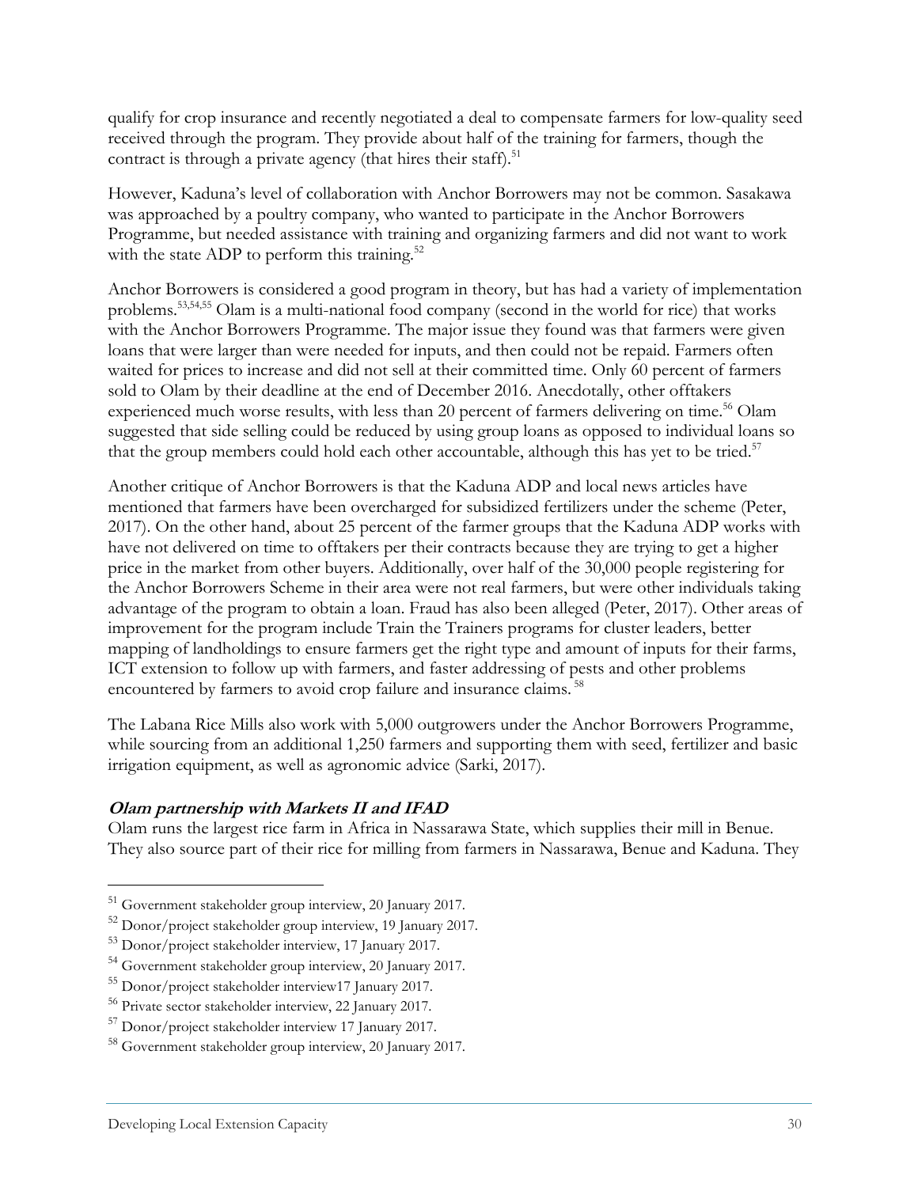qualify for crop insurance and recently negotiated a deal to compensate farmers for low-quality seed received through the program. They provide about half of the training for farmers, though the contract is through a private agency (that hires their staff).[51]

However, Kaduna's level of collaboration with Anchor Borrowers may not be common. Sasakawa was approached by a poultry company, who wanted to participate in the Anchor Borrowers Programme, but needed assistance with training and organizing farmers and did not want to work with the state ADP to perform this training.[52]

Anchor Borrowers is considered a good program in theory, but has had a variety of implementation problems.[53,54,55] Olam is a multi-national food company (second in the world for rice) that works with the Anchor Borrowers Programme. The major issue they found was that farmers were given loans that were larger than were needed for inputs, and then could not be repaid. Farmers often waited for prices to increase and did not sell at their committed time. Only 60 percent of farmers sold to Olam by their deadline at the end of December 2016. Anecdotally, other offtakers experienced much worse results, with less than 20 percent of farmers delivering on time.[56] Olam suggested that side selling could be reduced by using group loans as opposed to individual loans so that the group members could hold each other accountable, although this has yet to be tried.[57]

Another critique of Anchor Borrowers is that the Kaduna ADP and local news articles have mentioned that farmers have been overcharged for subsidized fertilizers under the scheme (Peter, 2017). On the other hand, about 25 percent of the farmer groups that the Kaduna ADP works with have not delivered on time to offtakers per their contracts because they are trying to get a higher price in the market from other buyers. Additionally, over half of the 30,000 people registering for the Anchor Borrowers Scheme in their area were not real farmers, but were other individuals taking advantage of the program to obtain a loan. Fraud has also been alleged (Peter, 2017). Other areas of improvement for the program include Train the Trainers programs for cluster leaders, better mapping of landholdings to ensure farmers get the right type and amount of inputs for their farms, ICT extension to follow up with farmers, and faster addressing of pests and other problems encountered by farmers to avoid crop failure and insurance claims.[58]

The Labana Rice Mills also work with 5,000 outgrowers under the Anchor Borrowers Programme, while sourcing from an additional 1,250 farmers and supporting them with seed, fertilizer and basic irrigation equipment, as well as agronomic advice (Sarki, 2017).

#### ***Olam partnership with Markets II and IFAD***

Olam runs the largest rice farm in Africa in Nassarawa State, which supplies their mill in Benue. They also source part of their rice for milling from farmers in Nassarawa, Benue and Kaduna. They

---

[51] Government stakeholder group interview, 20 January 2017.

[52] Donor/project stakeholder group interview, 19 January 2017.

[53] Donor/project stakeholder interview, 17 January 2017.

[54] Government stakeholder group interview, 20 January 2017.

[55] Donor/project stakeholder interview17 January 2017.

[56] Private sector stakeholder interview, 22 January 2017.

[57] Donor/project stakeholder interview 17 January 2017.

[58] Government stakeholder group interview, 20 January 2017.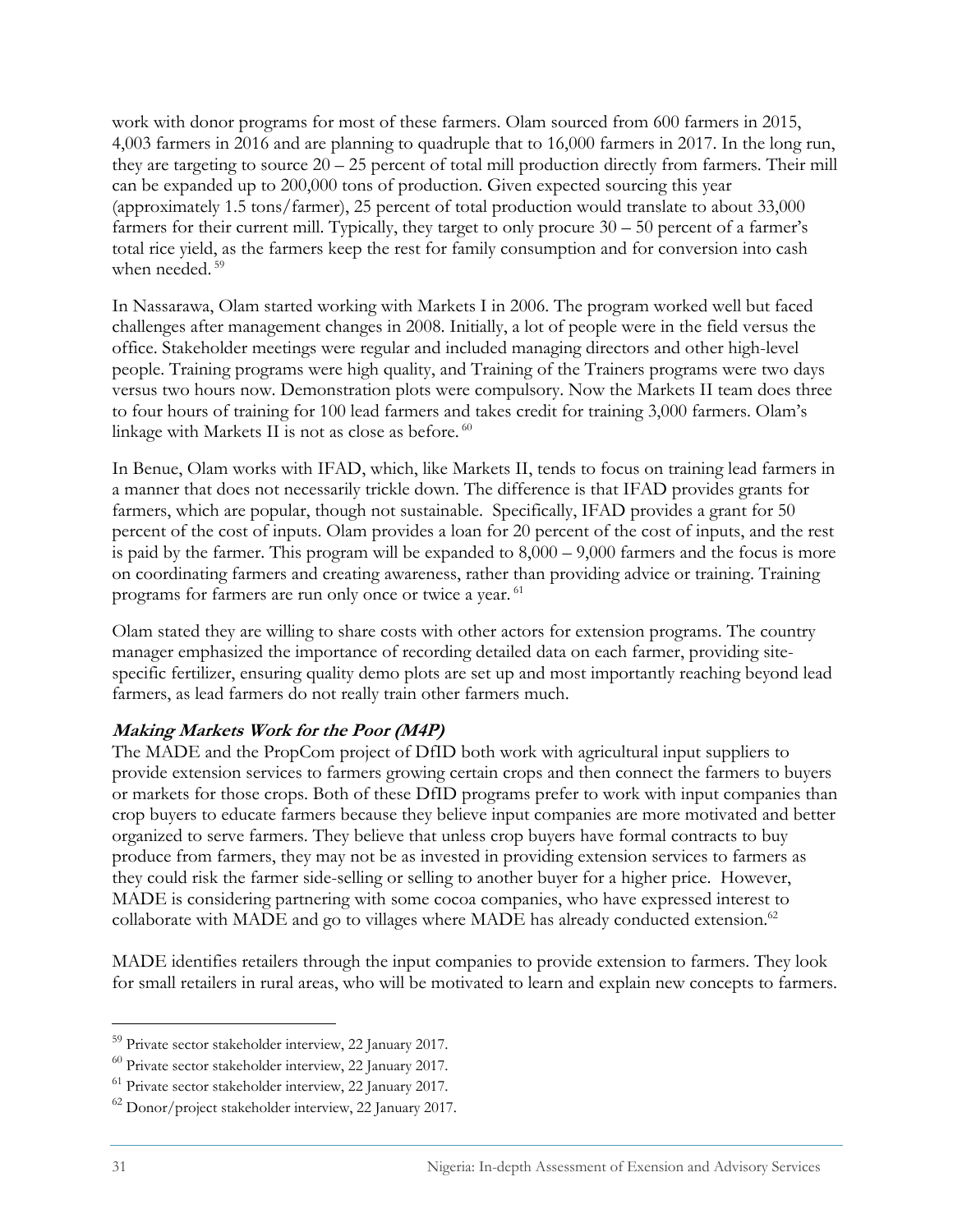work with donor programs for most of these farmers. Olam sourced from 600 farmers in 2015, 4,003 farmers in 2016 and are planning to quadruple that to 16,000 farmers in 2017. In the long run, they are targeting to source 20 – 25 percent of total mill production directly from farmers. Their mill can be expanded up to 200,000 tons of production. Given expected sourcing this year (approximately 1.5 tons/farmer), 25 percent of total production would translate to about 33,000 farmers for their current mill. Typically, they target to only procure 30 – 50 percent of a farmer's total rice yield, as the farmers keep the rest for family consumption and for conversion into cash when needed.[59]

In Nassarawa, Olam started working with Markets I in 2006. The program worked well but faced challenges after management changes in 2008. Initially, a lot of people were in the field versus the office. Stakeholder meetings were regular and included managing directors and other high-level people. Training programs were high quality, and Training of the Trainers programs were two days versus two hours now. Demonstration plots were compulsory. Now the Markets II team does three to four hours of training for 100 lead farmers and takes credit for training 3,000 farmers. Olam's linkage with Markets II is not as close as before.[60]

In Benue, Olam works with IFAD, which, like Markets II, tends to focus on training lead farmers in a manner that does not necessarily trickle down. The difference is that IFAD provides grants for farmers, which are popular, though not sustainable. Specifically, IFAD provides a grant for 50 percent of the cost of inputs. Olam provides a loan for 20 percent of the cost of inputs, and the rest is paid by the farmer. This program will be expanded to 8,000 – 9,000 farmers and the focus is more on coordinating farmers and creating awareness, rather than providing advice or training. Training programs for farmers are run only once or twice a year.[61]

Olam stated they are willing to share costs with other actors for extension programs. The country manager emphasized the importance of recording detailed data on each farmer, providing site-specific fertilizer, ensuring quality demo plots are set up and most importantly reaching beyond lead farmers, as lead farmers do not really train other farmers much.

### *Making Markets Work for the Poor (M4P)*

The MADE and the PropCom project of DfID both work with agricultural input suppliers to provide extension services to farmers growing certain crops and then connect the farmers to buyers or markets for those crops. Both of these DfID programs prefer to work with input companies than crop buyers to educate farmers because they believe input companies are more motivated and better organized to serve farmers. They believe that unless crop buyers have formal contracts to buy produce from farmers, they may not be as invested in providing extension services to farmers as they could risk the farmer side-selling or selling to another buyer for a higher price. However, MADE is considering partnering with some cocoa companies, who have expressed interest to collaborate with MADE and go to villages where MADE has already conducted extension.[62]

MADE identifies retailers through the input companies to provide extension to farmers. They look for small retailers in rural areas, who will be motivated to learn and explain new concepts to farmers.

---

[59] Private sector stakeholder interview, 22 January 2017.

[60] Private sector stakeholder interview, 22 January 2017.

[61] Private sector stakeholder interview, 22 January 2017.

[62] Donor/project stakeholder interview, 22 January 2017.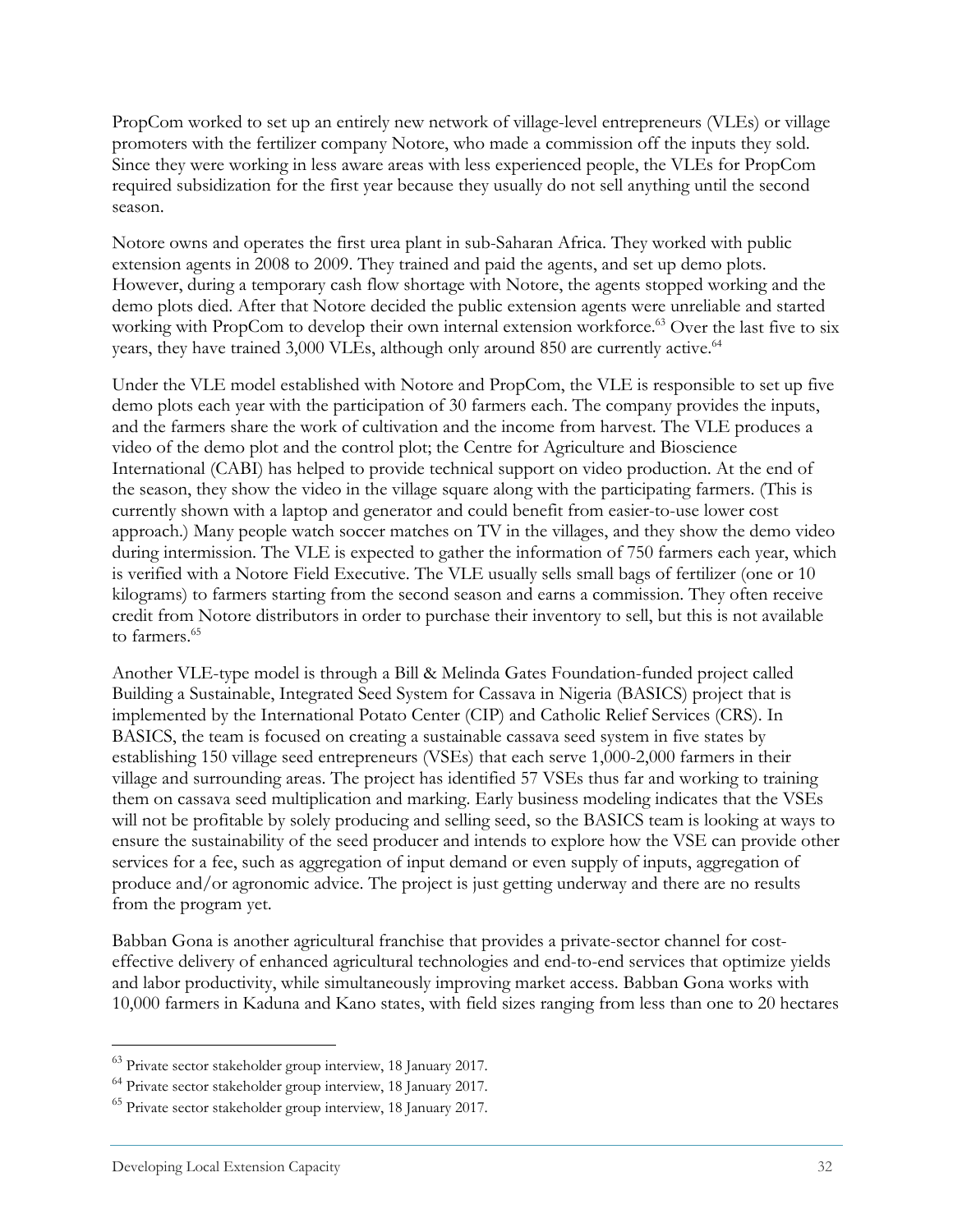PropCom worked to set up an entirely new network of village-level entrepreneurs (VLEs) or village promoters with the fertilizer company Notore, who made a commission off the inputs they sold. Since they were working in less aware areas with less experienced people, the VLEs for PropCom required subsidization for the first year because they usually do not sell anything until the second season.

Notore owns and operates the first urea plant in sub-Saharan Africa. They worked with public extension agents in 2008 to 2009. They trained and paid the agents, and set up demo plots. However, during a temporary cash flow shortage with Notore, the agents stopped working and the demo plots died. After that Notore decided the public extension agents were unreliable and started working with PropCom to develop their own internal extension workforce.[63] Over the last five to six years, they have trained 3,000 VLEs, although only around 850 are currently active.[64]

Under the VLE model established with Notore and PropCom, the VLE is responsible to set up five demo plots each year with the participation of 30 farmers each. The company provides the inputs, and the farmers share the work of cultivation and the income from harvest. The VLE produces a video of the demo plot and the control plot; the Centre for Agriculture and Bioscience International (CABI) has helped to provide technical support on video production. At the end of the season, they show the video in the village square along with the participating farmers. (This is currently shown with a laptop and generator and could benefit from easier-to-use lower cost approach.) Many people watch soccer matches on TV in the villages, and they show the demo video during intermission. The VLE is expected to gather the information of 750 farmers each year, which is verified with a Notore Field Executive. The VLE usually sells small bags of fertilizer (one or 10 kilograms) to farmers starting from the second season and earns a commission. They often receive credit from Notore distributors in order to purchase their inventory to sell, but this is not available to farmers.[65]

Another VLE-type model is through a Bill & Melinda Gates Foundation-funded project called Building a Sustainable, Integrated Seed System for Cassava in Nigeria (BASICS) project that is implemented by the International Potato Center (CIP) and Catholic Relief Services (CRS). In BASICS, the team is focused on creating a sustainable cassava seed system in five states by establishing 150 village seed entrepreneurs (VSEs) that each serve 1,000-2,000 farmers in their village and surrounding areas. The project has identified 57 VSEs thus far and working to training them on cassava seed multiplication and marking. Early business modeling indicates that the VSEs will not be profitable by solely producing and selling seed, so the BASICS team is looking at ways to ensure the sustainability of the seed producer and intends to explore how the VSE can provide other services for a fee, such as aggregation of input demand or even supply of inputs, aggregation of produce and/or agronomic advice. The project is just getting underway and there are no results from the program yet.

Babban Gona is another agricultural franchise that provides a private-sector channel for cost-effective delivery of enhanced agricultural technologies and end-to-end services that optimize yields and labor productivity, while simultaneously improving market access. Babban Gona works with 10,000 farmers in Kaduna and Kano states, with field sizes ranging from less than one to 20 hectares

---

[63] Private sector stakeholder group interview, 18 January 2017.

[64] Private sector stakeholder group interview, 18 January 2017.

[65] Private sector stakeholder group interview, 18 January 2017.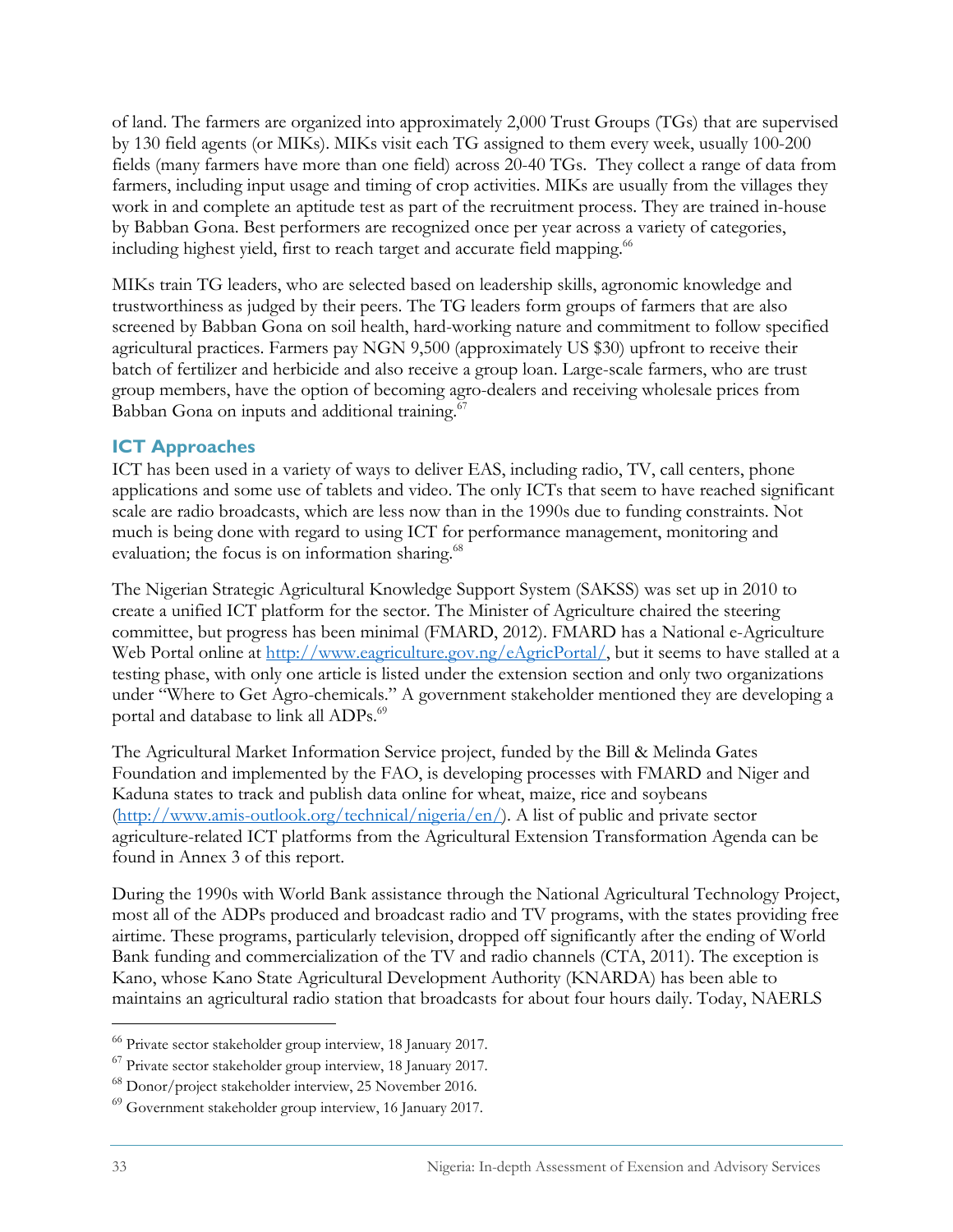of land. The farmers are organized into approximately 2,000 Trust Groups (TGs) that are supervised by 130 field agents (or MIKs). MIKs visit each TG assigned to them every week, usually 100-200 fields (many farmers have more than one field) across 20-40 TGs. They collect a range of data from farmers, including input usage and timing of crop activities. MIKs are usually from the villages they work in and complete an aptitude test as part of the recruitment process. They are trained in-house by Babban Gona. Best performers are recognized once per year across a variety of categories, including highest yield, first to reach target and accurate field mapping.[66]

MIKs train TG leaders, who are selected based on leadership skills, agronomic knowledge and trustworthiness as judged by their peers. The TG leaders form groups of farmers that are also screened by Babban Gona on soil health, hard-working nature and commitment to follow specified agricultural practices. Farmers pay NGN 9,500 (approximately US $30) upfront to receive their batch of fertilizer and herbicide and also receive a group loan. Large-scale farmers, who are trust group members, have the option of becoming agro-dealers and receiving wholesale prices from Babban Gona on inputs and additional training.[67]

### ICT Approaches

ICT has been used in a variety of ways to deliver EAS, including radio, TV, call centers, phone applications and some use of tablets and video. The only ICTs that seem to have reached significant scale are radio broadcasts, which are less now than in the 1990s due to funding constraints. Not much is being done with regard to using ICT for performance management, monitoring and evaluation; the focus is on information sharing.[68]

The Nigerian Strategic Agricultural Knowledge Support System (SAKSS) was set up in 2010 to create a unified ICT platform for the sector. The Minister of Agriculture chaired the steering committee, but progress has been minimal (FMARD, 2012). FMARD has a National e-Agriculture Web Portal online at http://www.eagriculture.gov.ng/eAgricPortal/, but it seems to have stalled at a testing phase, with only one article is listed under the extension section and only two organizations under "Where to Get Agro-chemicals." A government stakeholder mentioned they are developing a portal and database to link all ADPs.[69]

The Agricultural Market Information Service project, funded by the Bill & Melinda Gates Foundation and implemented by the FAO, is developing processes with FMARD and Niger and Kaduna states to track and publish data online for wheat, maize, rice and soybeans (http://www.amis-outlook.org/technical/nigeria/en/). A list of public and private sector agriculture-related ICT platforms from the Agricultural Extension Transformation Agenda can be found in Annex 3 of this report.

During the 1990s with World Bank assistance through the National Agricultural Technology Project, most all of the ADPs produced and broadcast radio and TV programs, with the states providing free airtime. These programs, particularly television, dropped off significantly after the ending of World Bank funding and commercialization of the TV and radio channels (CTA, 2011). The exception is Kano, whose Kano State Agricultural Development Authority (KNARDA) has been able to maintains an agricultural radio station that broadcasts for about four hours daily. Today, NAERLS

---

[66] Private sector stakeholder group interview, 18 January 2017.

[67] Private sector stakeholder group interview, 18 January 2017.

[68] Donor/project stakeholder interview, 25 November 2016.

[69] Government stakeholder group interview, 16 January 2017.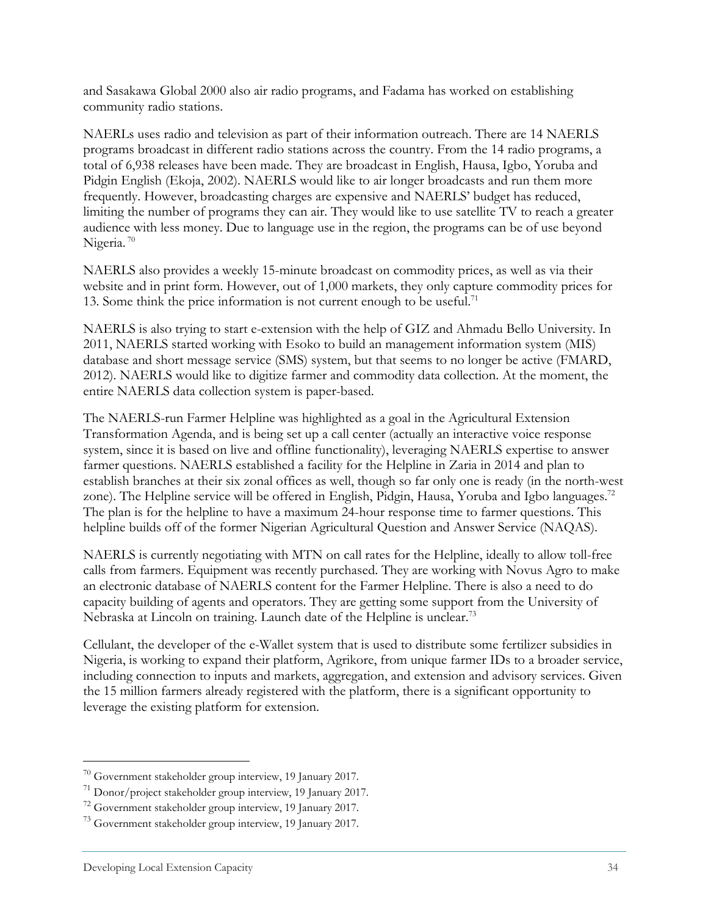and Sasakawa Global 2000 also air radio programs, and Fadama has worked on establishing community radio stations.

NAERLs uses radio and television as part of their information outreach. There are 14 NAERLS programs broadcast in different radio stations across the country. From the 14 radio programs, a total of 6,938 releases have been made. They are broadcast in English, Hausa, Igbo, Yoruba and Pidgin English (Ekoja, 2002). NAERLS would like to air longer broadcasts and run them more frequently. However, broadcasting charges are expensive and NAERLS' budget has reduced, limiting the number of programs they can air. They would like to use satellite TV to reach a greater audience with less money. Due to language use in the region, the programs can be of use beyond Nigeria.[70]

NAERLS also provides a weekly 15-minute broadcast on commodity prices, as well as via their website and in print form. However, out of 1,000 markets, they only capture commodity prices for 13. Some think the price information is not current enough to be useful.[71]

NAERLS is also trying to start e-extension with the help of GIZ and Ahmadu Bello University. In 2011, NAERLS started working with Esoko to build an management information system (MIS) database and short message service (SMS) system, but that seems to no longer be active (FMARD, 2012). NAERLS would like to digitize farmer and commodity data collection. At the moment, the entire NAERLS data collection system is paper-based.

The NAERLS-run Farmer Helpline was highlighted as a goal in the Agricultural Extension Transformation Agenda, and is being set up a call center (actually an interactive voice response system, since it is based on live and offline functionality), leveraging NAERLS expertise to answer farmer questions. NAERLS established a facility for the Helpline in Zaria in 2014 and plan to establish branches at their six zonal offices as well, though so far only one is ready (in the north-west zone). The Helpline service will be offered in English, Pidgin, Hausa, Yoruba and Igbo languages.[72] The plan is for the helpline to have a maximum 24-hour response time to farmer questions. This helpline builds off of the former Nigerian Agricultural Question and Answer Service (NAQAS).

NAERLS is currently negotiating with MTN on call rates for the Helpline, ideally to allow toll-free calls from farmers. Equipment was recently purchased. They are working with Novus Agro to make an electronic database of NAERLS content for the Farmer Helpline. There is also a need to do capacity building of agents and operators. They are getting some support from the University of Nebraska at Lincoln on training. Launch date of the Helpline is unclear.[73]

Cellulant, the developer of the e-Wallet system that is used to distribute some fertilizer subsidies in Nigeria, is working to expand their platform, Agrikore, from unique farmer IDs to a broader service, including connection to inputs and markets, aggregation, and extension and advisory services. Given the 15 million farmers already registered with the platform, there is a significant opportunity to leverage the existing platform for extension.

[70] Government stakeholder group interview, 19 January 2017.

[71] Donor/project stakeholder group interview, 19 January 2017.

[72] Government stakeholder group interview, 19 January 2017.

[73] Government stakeholder group interview, 19 January 2017.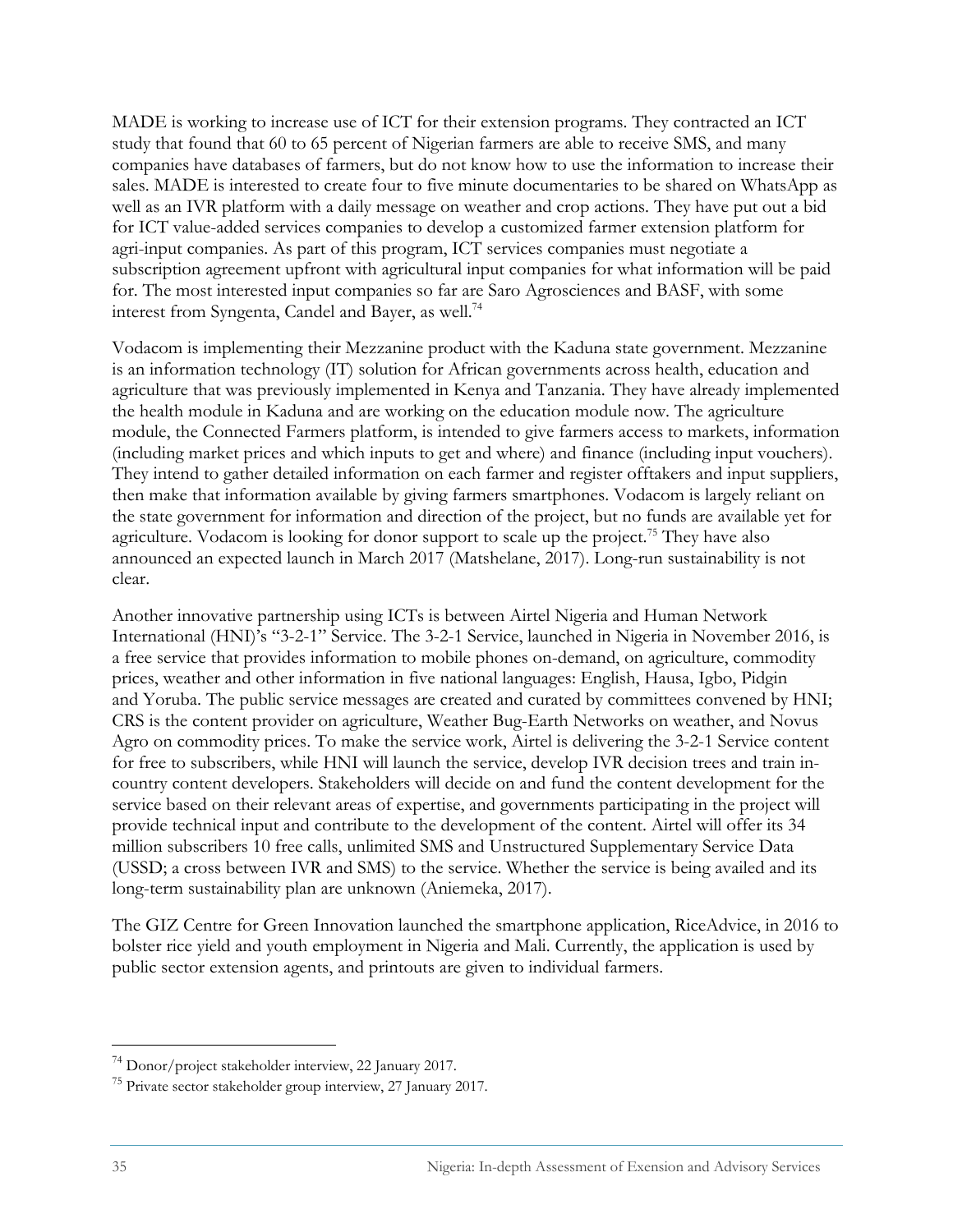MADE is working to increase use of ICT for their extension programs. They contracted an ICT study that found that 60 to 65 percent of Nigerian farmers are able to receive SMS, and many companies have databases of farmers, but do not know how to use the information to increase their sales. MADE is interested to create four to five minute documentaries to be shared on WhatsApp as well as an IVR platform with a daily message on weather and crop actions. They have put out a bid for ICT value-added services companies to develop a customized farmer extension platform for agri-input companies. As part of this program, ICT services companies must negotiate a subscription agreement upfront with agricultural input companies for what information will be paid for. The most interested input companies so far are Saro Agrosciences and BASF, with some interest from Syngenta, Candel and Bayer, as well.[74]

Vodacom is implementing their Mezzanine product with the Kaduna state government. Mezzanine is an information technology (IT) solution for African governments across health, education and agriculture that was previously implemented in Kenya and Tanzania. They have already implemented the health module in Kaduna and are working on the education module now. The agriculture module, the Connected Farmers platform, is intended to give farmers access to markets, information (including market prices and which inputs to get and where) and finance (including input vouchers). They intend to gather detailed information on each farmer and register offtakers and input suppliers, then make that information available by giving farmers smartphones. Vodacom is largely reliant on the state government for information and direction of the project, but no funds are available yet for agriculture. Vodacom is looking for donor support to scale up the project.[75] They have also announced an expected launch in March 2017 (Matshelane, 2017). Long-run sustainability is not clear.

Another innovative partnership using ICTs is between Airtel Nigeria and Human Network International (HNI)'s "3-2-1" Service. The 3-2-1 Service, launched in Nigeria in November 2016, is a free service that provides information to mobile phones on-demand, on agriculture, commodity prices, weather and other information in five national languages: English, Hausa, Igbo, Pidgin and Yoruba. The public service messages are created and curated by committees convened by HNI; CRS is the content provider on agriculture, Weather Bug-Earth Networks on weather, and Novus Agro on commodity prices. To make the service work, Airtel is delivering the 3-2-1 Service content for free to subscribers, while HNI will launch the service, develop IVR decision trees and train in-country content developers. Stakeholders will decide on and fund the content development for the service based on their relevant areas of expertise, and governments participating in the project will provide technical input and contribute to the development of the content. Airtel will offer its 34 million subscribers 10 free calls, unlimited SMS and Unstructured Supplementary Service Data (USSD; a cross between IVR and SMS) to the service. Whether the service is being availed and its long-term sustainability plan are unknown (Aniemeka, 2017).

The GIZ Centre for Green Innovation launched the smartphone application, RiceAdvice, in 2016 to bolster rice yield and youth employment in Nigeria and Mali. Currently, the application is used by public sector extension agents, and printouts are given to individual farmers.

---

[74] Donor/project stakeholder interview, 22 January 2017.

[75] Private sector stakeholder group interview, 27 January 2017.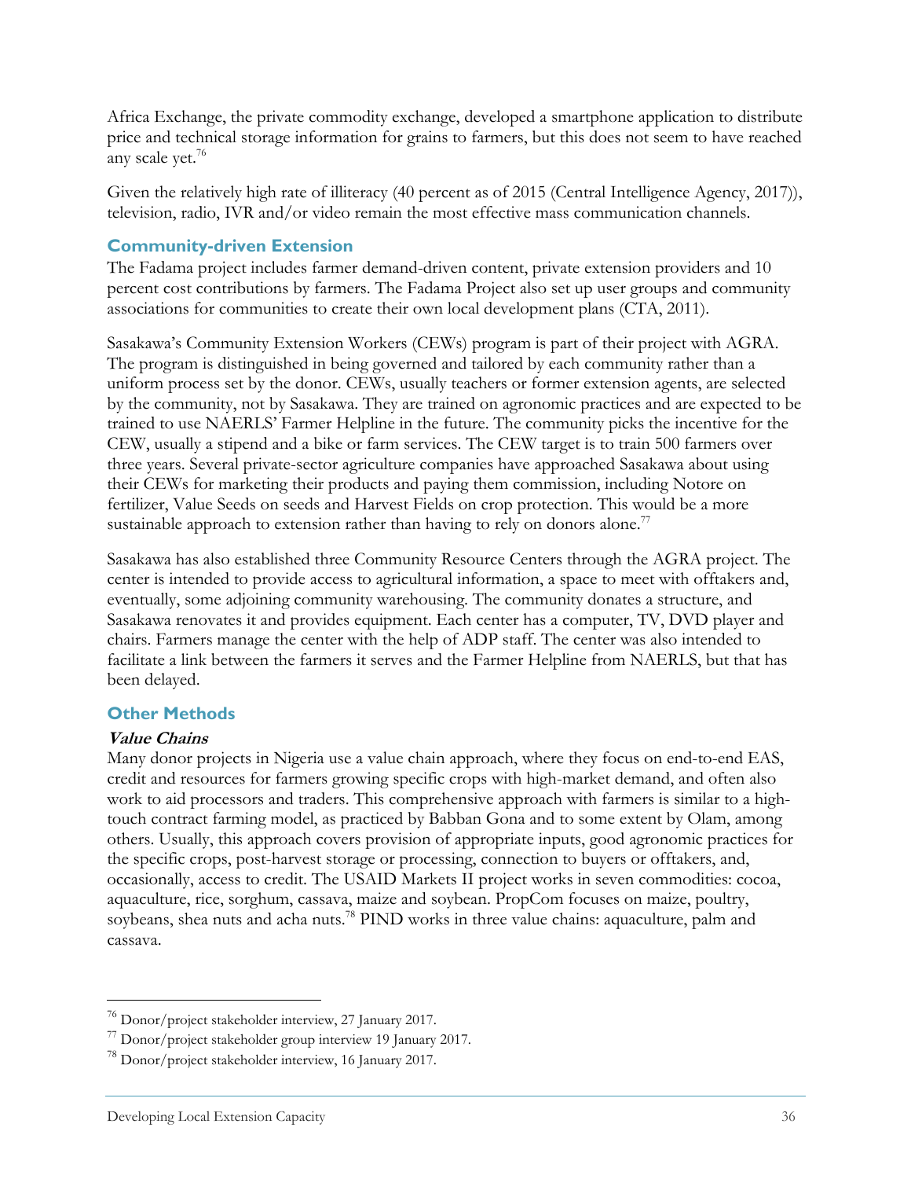Africa Exchange, the private commodity exchange, developed a smartphone application to distribute price and technical storage information for grains to farmers, but this does not seem to have reached any scale yet.[76]

Given the relatively high rate of illiteracy (40 percent as of 2015 (Central Intelligence Agency, 2017)), television, radio, IVR and/or video remain the most effective mass communication channels.

## Community-driven Extension

The Fadama project includes farmer demand-driven content, private extension providers and 10 percent cost contributions by farmers. The Fadama Project also set up user groups and community associations for communities to create their own local development plans (CTA, 2011).

Sasakawa's Community Extension Workers (CEWs) program is part of their project with AGRA. The program is distinguished in being governed and tailored by each community rather than a uniform process set by the donor. CEWs, usually teachers or former extension agents, are selected by the community, not by Sasakawa. They are trained on agronomic practices and are expected to be trained to use NAERLS' Farmer Helpline in the future. The community picks the incentive for the CEW, usually a stipend and a bike or farm services. The CEW target is to train 500 farmers over three years. Several private-sector agriculture companies have approached Sasakawa about using their CEWs for marketing their products and paying them commission, including Notore on fertilizer, Value Seeds on seeds and Harvest Fields on crop protection. This would be a more sustainable approach to extension rather than having to rely on donors alone.[77]

Sasakawa has also established three Community Resource Centers through the AGRA project. The center is intended to provide access to agricultural information, a space to meet with offtakers and, eventually, some adjoining community warehousing. The community donates a structure, and Sasakawa renovates it and provides equipment. Each center has a computer, TV, DVD player and chairs. Farmers manage the center with the help of ADP staff. The center was also intended to facilitate a link between the farmers it serves and the Farmer Helpline from NAERLS, but that has been delayed.

## Other Methods

### *Value Chains*

Many donor projects in Nigeria use a value chain approach, where they focus on end-to-end EAS, credit and resources for farmers growing specific crops with high-market demand, and often also work to aid processors and traders. This comprehensive approach with farmers is similar to a high-touch contract farming model, as practiced by Babban Gona and to some extent by Olam, among others. Usually, this approach covers provision of appropriate inputs, good agronomic practices for the specific crops, post-harvest storage or processing, connection to buyers or offtakers, and, occasionally, access to credit. The USAID Markets II project works in seven commodities: cocoa, aquaculture, rice, sorghum, cassava, maize and soybean. PropCom focuses on maize, poultry, soybeans, shea nuts and acha nuts.[78] PIND works in three value chains: aquaculture, palm and cassava.

---

[76] Donor/project stakeholder interview, 27 January 2017.

[77] Donor/project stakeholder group interview 19 January 2017.

[78] Donor/project stakeholder interview, 16 January 2017.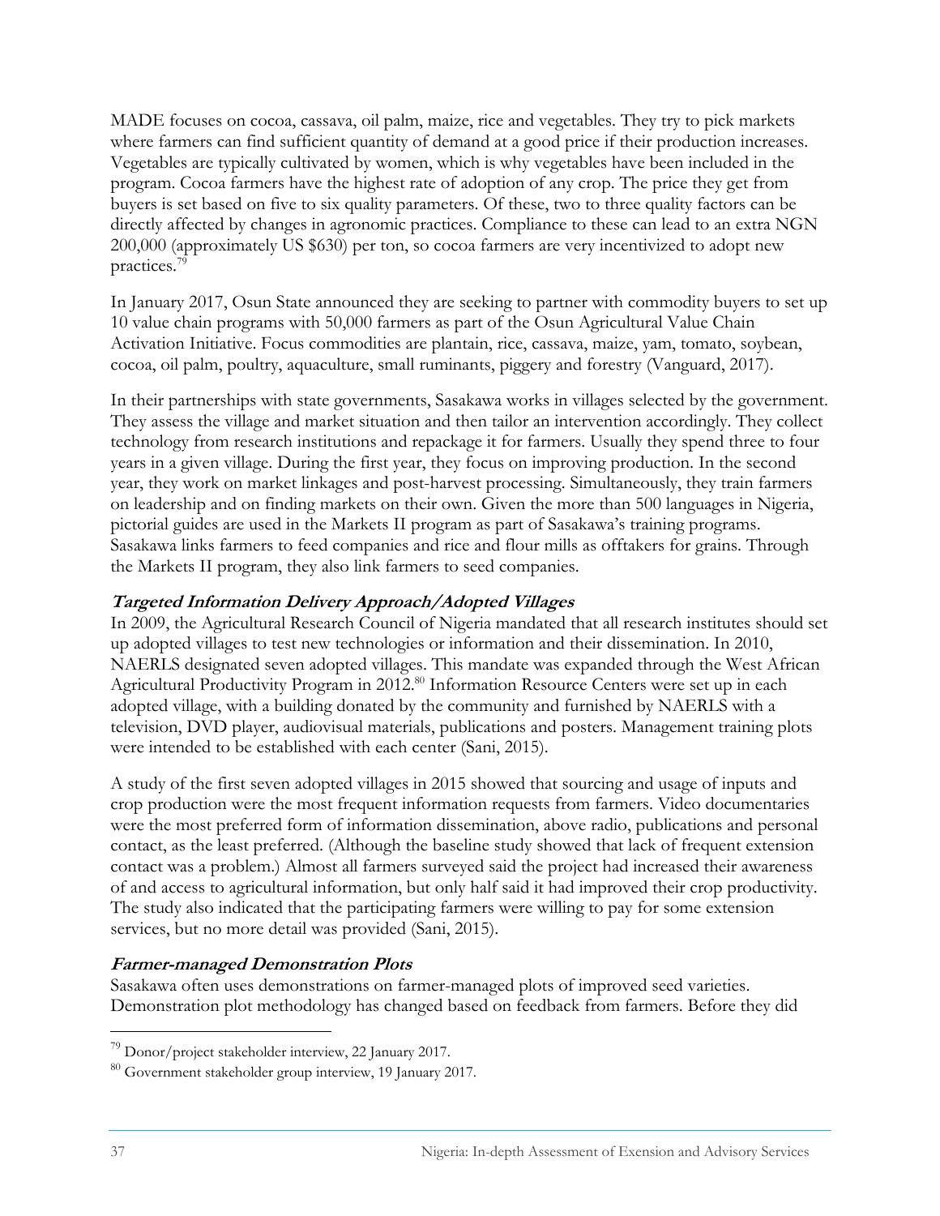MADE focuses on cocoa, cassava, oil palm, maize, rice and vegetables. They try to pick markets where farmers can find sufficient quantity of demand at a good price if their production increases. Vegetables are typically cultivated by women, which is why vegetables have been included in the program. Cocoa farmers have the highest rate of adoption of any crop. The price they get from buyers is set based on five to six quality parameters. Of these, two to three quality factors can be directly affected by changes in agronomic practices. Compliance to these can lead to an extra NGN 200,000 (approximately US $630) per ton, so cocoa farmers are very incentivized to adopt new practices.[79]

In January 2017, Osun State announced they are seeking to partner with commodity buyers to set up 10 value chain programs with 50,000 farmers as part of the Osun Agricultural Value Chain Activation Initiative. Focus commodities are plantain, rice, cassava, maize, yam, tomato, soybean, cocoa, oil palm, poultry, aquaculture, small ruminants, piggery and forestry (Vanguard, 2017).

In their partnerships with state governments, Sasakawa works in villages selected by the government. They assess the village and market situation and then tailor an intervention accordingly. They collect technology from research institutions and repackage it for farmers. Usually they spend three to four years in a given village. During the first year, they focus on improving production. In the second year, they work on market linkages and post-harvest processing. Simultaneously, they train farmers on leadership and on finding markets on their own. Given the more than 500 languages in Nigeria, pictorial guides are used in the Markets II program as part of Sasakawa's training programs. Sasakawa links farmers to feed companies and rice and flour mills as offtakers for grains. Through the Markets II program, they also link farmers to seed companies.

#### *Targeted Information Delivery Approach/Adopted Villages*

In 2009, the Agricultural Research Council of Nigeria mandated that all research institutes should set up adopted villages to test new technologies or information and their dissemination. In 2010, NAERLS designated seven adopted villages. This mandate was expanded through the West African Agricultural Productivity Program in 2012.[80] Information Resource Centers were set up in each adopted village, with a building donated by the community and furnished by NAERLS with a television, DVD player, audiovisual materials, publications and posters. Management training plots were intended to be established with each center (Sani, 2015).

A study of the first seven adopted villages in 2015 showed that sourcing and usage of inputs and crop production were the most frequent information requests from farmers. Video documentaries were the most preferred form of information dissemination, above radio, publications and personal contact, as the least preferred. (Although the baseline study showed that lack of frequent extension contact was a problem.) Almost all farmers surveyed said the project had increased their awareness of and access to agricultural information, but only half said it had improved their crop productivity. The study also indicated that the participating farmers were willing to pay for some extension services, but no more detail was provided (Sani, 2015).

#### *Farmer-managed Demonstration Plots*

Sasakawa often uses demonstrations on farmer-managed plots of improved seed varieties. Demonstration plot methodology has changed based on feedback from farmers. Before they did

---

[79] Donor/project stakeholder interview, 22 January 2017.

[80] Government stakeholder group interview, 19 January 2017.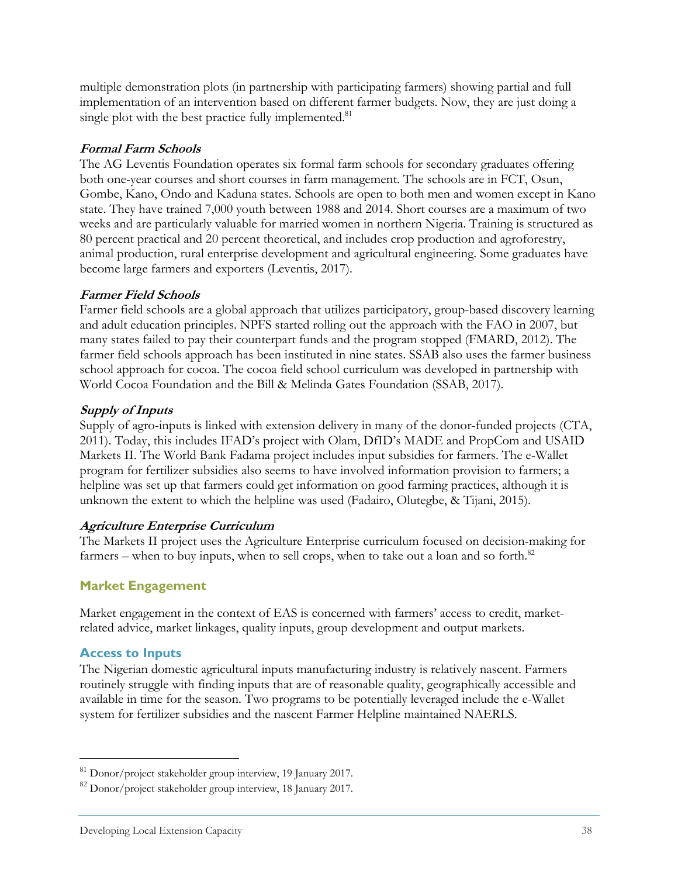multiple demonstration plots (in partnership with participating farmers) showing partial and full implementation of an intervention based on different farmer budgets. Now, they are just doing a single plot with the best practice fully implemented.[81]

#### *Formal Farm Schools*

The AG Leventis Foundation operates six formal farm schools for secondary graduates offering both one-year courses and short courses in farm management. The schools are in FCT, Osun, Gombe, Kano, Ondo and Kaduna states. Schools are open to both men and women except in Kano state. They have trained 7,000 youth between 1988 and 2014. Short courses are a maximum of two weeks and are particularly valuable for married women in northern Nigeria. Training is structured as 80 percent practical and 20 percent theoretical, and includes crop production and agroforestry, animal production, rural enterprise development and agricultural engineering. Some graduates have become large farmers and exporters (Leventis, 2017).

#### *Farmer Field Schools*

Farmer field schools are a global approach that utilizes participatory, group-based discovery learning and adult education principles. NPFS started rolling out the approach with the FAO in 2007, but many states failed to pay their counterpart funds and the program stopped (FMARD, 2012). The farmer field schools approach has been instituted in nine states. SSAB also uses the farmer business school approach for cocoa. The cocoa field school curriculum was developed in partnership with World Cocoa Foundation and the Bill & Melinda Gates Foundation (SSAB, 2017).

#### *Supply of Inputs*

Supply of agro-inputs is linked with extension delivery in many of the donor-funded projects (CTA, 2011). Today, this includes IFAD's project with Olam, DfID's MADE and PropCom and USAID Markets II. The World Bank Fadama project includes input subsidies for farmers. The e-Wallet program for fertilizer subsidies also seems to have involved information provision to farmers; a helpline was set up that farmers could get information on good farming practices, although it is unknown the extent to which the helpline was used (Fadairo, Olutegbe, & Tijani, 2015).

#### *Agriculture Enterprise Curriculum*

The Markets II project uses the Agriculture Enterprise curriculum focused on decision-making for farmers – when to buy inputs, when to sell crops, when to take out a loan and so forth.[82]

## Market Engagement

Market engagement in the context of EAS is concerned with farmers' access to credit, market-related advice, market linkages, quality inputs, group development and output markets.

### Access to Inputs

The Nigerian domestic agricultural inputs manufacturing industry is relatively nascent. Farmers routinely struggle with finding inputs that are of reasonable quality, geographically accessible and available in time for the season. Two programs to be potentially leveraged include the e-Wallet system for fertilizer subsidies and the nascent Farmer Helpline maintained NAERLS.

---

[81] Donor/project stakeholder group interview, 19 January 2017.

[82] Donor/project stakeholder group interview, 18 January 2017.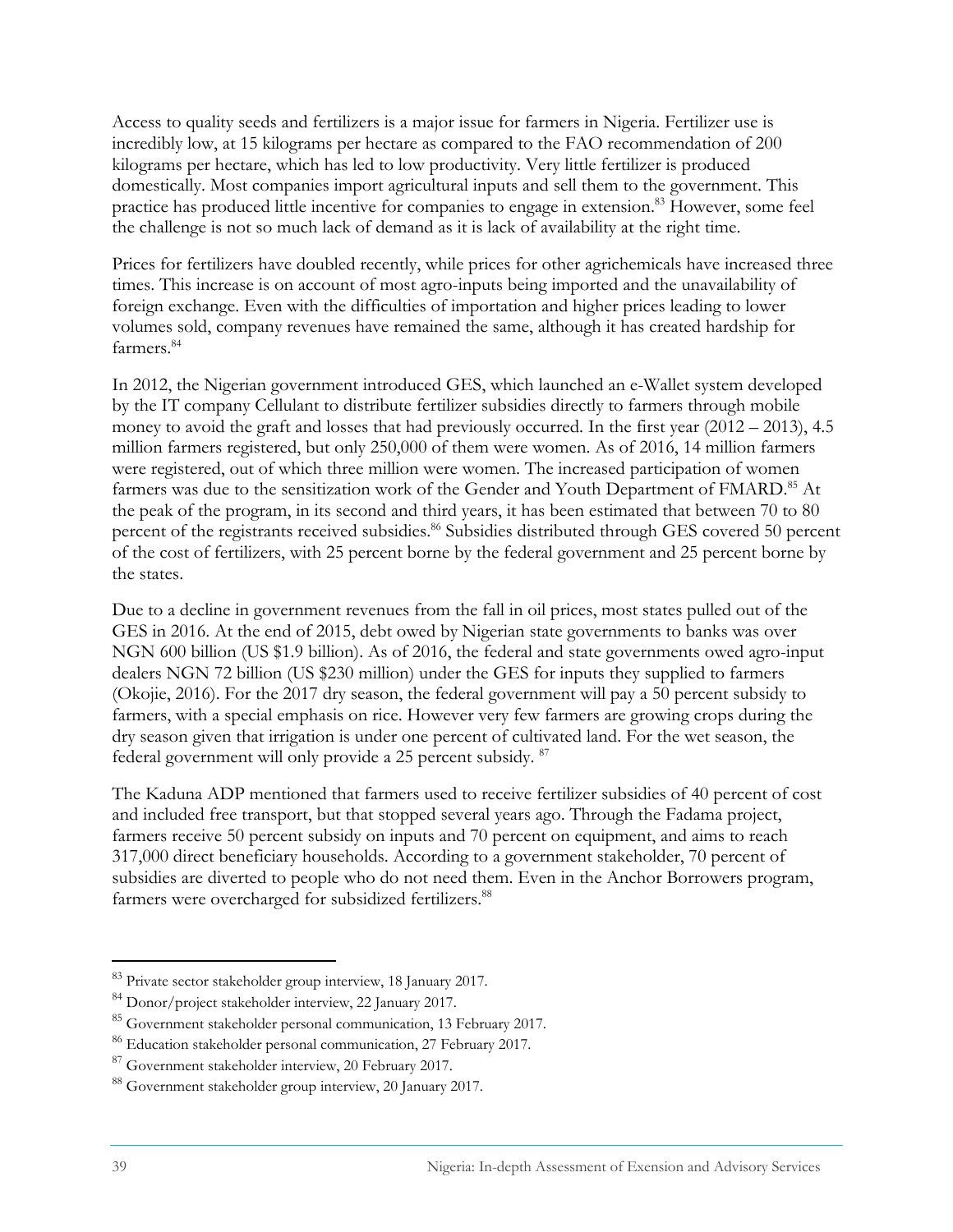Access to quality seeds and fertilizers is a major issue for farmers in Nigeria. Fertilizer use is incredibly low, at 15 kilograms per hectare as compared to the FAO recommendation of 200 kilograms per hectare, which has led to low productivity. Very little fertilizer is produced domestically. Most companies import agricultural inputs and sell them to the government. This practice has produced little incentive for companies to engage in extension.[83] However, some feel the challenge is not so much lack of demand as it is lack of availability at the right time.

Prices for fertilizers have doubled recently, while prices for other agrichemicals have increased three times. This increase is on account of most agro-inputs being imported and the unavailability of foreign exchange. Even with the difficulties of importation and higher prices leading to lower volumes sold, company revenues have remained the same, although it has created hardship for farmers.[84]

In 2012, the Nigerian government introduced GES, which launched an e-Wallet system developed by the IT company Cellulant to distribute fertilizer subsidies directly to farmers through mobile money to avoid the graft and losses that had previously occurred. In the first year (2012 – 2013), 4.5 million farmers registered, but only 250,000 of them were women. As of 2016, 14 million farmers were registered, out of which three million were women. The increased participation of women farmers was due to the sensitization work of the Gender and Youth Department of FMARD.[85] At the peak of the program, in its second and third years, it has been estimated that between 70 to 80 percent of the registrants received subsidies.[86] Subsidies distributed through GES covered 50 percent of the cost of fertilizers, with 25 percent borne by the federal government and 25 percent borne by the states.

Due to a decline in government revenues from the fall in oil prices, most states pulled out of the GES in 2016. At the end of 2015, debt owed by Nigerian state governments to banks was over NGN 600 billion (US $1.9 billion). As of 2016, the federal and state governments owed agro-input dealers NGN 72 billion (US $230 million) under the GES for inputs they supplied to farmers (Okojie, 2016). For the 2017 dry season, the federal government will pay a 50 percent subsidy to farmers, with a special emphasis on rice. However very few farmers are growing crops during the dry season given that irrigation is under one percent of cultivated land. For the wet season, the federal government will only provide a 25 percent subsidy.[87]

The Kaduna ADP mentioned that farmers used to receive fertilizer subsidies of 40 percent of cost and included free transport, but that stopped several years ago. Through the Fadama project, farmers receive 50 percent subsidy on inputs and 70 percent on equipment, and aims to reach 317,000 direct beneficiary households. According to a government stakeholder, 70 percent of subsidies are diverted to people who do not need them. Even in the Anchor Borrowers program, farmers were overcharged for subsidized fertilizers.[88]

---

[83] Private sector stakeholder group interview, 18 January 2017.

[84] Donor/project stakeholder interview, 22 January 2017.

[85] Government stakeholder personal communication, 13 February 2017.

[86] Education stakeholder personal communication, 27 February 2017.

[87] Government stakeholder interview, 20 February 2017.

[88] Government stakeholder group interview, 20 January 2017.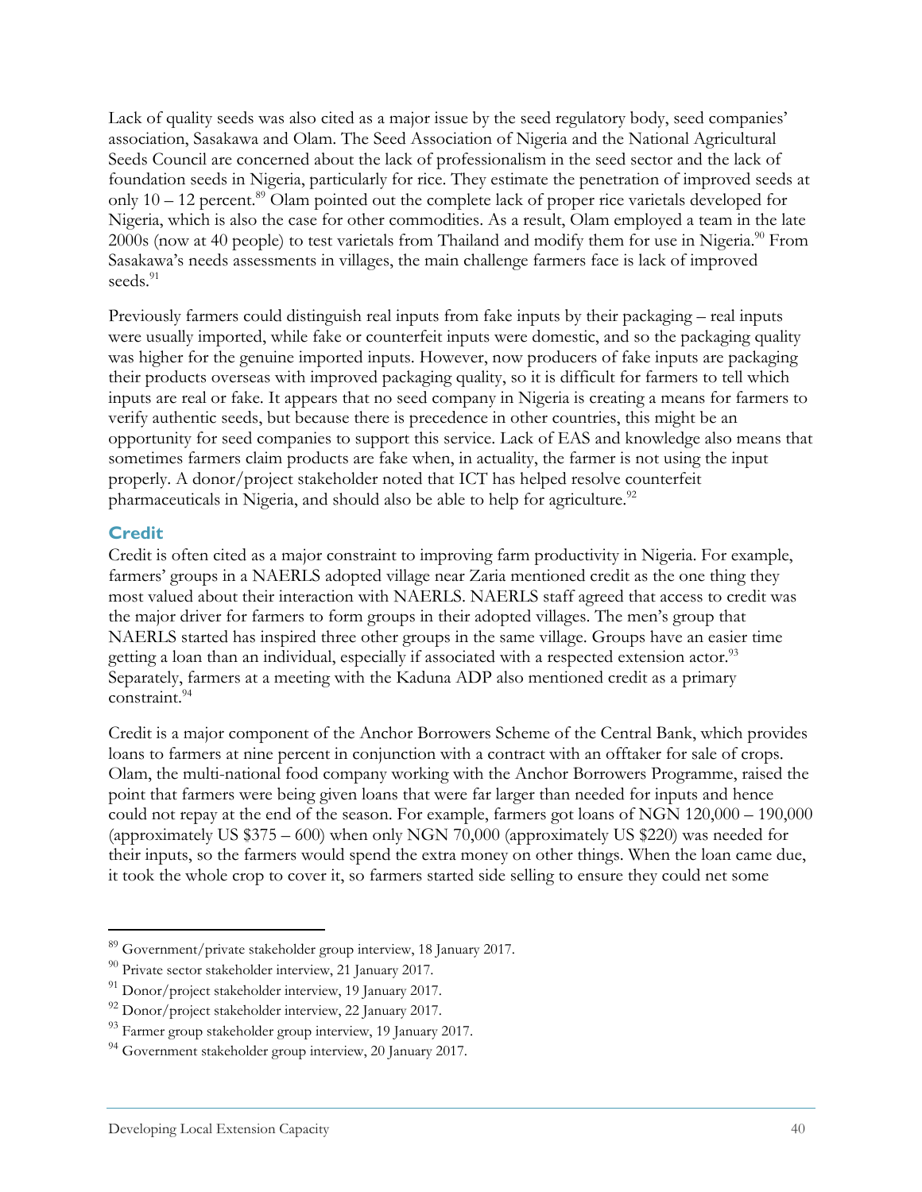Lack of quality seeds was also cited as a major issue by the seed regulatory body, seed companies' association, Sasakawa and Olam. The Seed Association of Nigeria and the National Agricultural Seeds Council are concerned about the lack of professionalism in the seed sector and the lack of foundation seeds in Nigeria, particularly for rice. They estimate the penetration of improved seeds at only 10 – 12 percent.[89] Olam pointed out the complete lack of proper rice varietals developed for Nigeria, which is also the case for other commodities. As a result, Olam employed a team in the late 2000s (now at 40 people) to test varietals from Thailand and modify them for use in Nigeria.[90] From Sasakawa's needs assessments in villages, the main challenge farmers face is lack of improved seeds.[91]

Previously farmers could distinguish real inputs from fake inputs by their packaging – real inputs were usually imported, while fake or counterfeit inputs were domestic, and so the packaging quality was higher for the genuine imported inputs. However, now producers of fake inputs are packaging their products overseas with improved packaging quality, so it is difficult for farmers to tell which inputs are real or fake. It appears that no seed company in Nigeria is creating a means for farmers to verify authentic seeds, but because there is precedence in other countries, this might be an opportunity for seed companies to support this service. Lack of EAS and knowledge also means that sometimes farmers claim products are fake when, in actuality, the farmer is not using the input properly. A donor/project stakeholder noted that ICT has helped resolve counterfeit pharmaceuticals in Nigeria, and should also be able to help for agriculture.[92]

## Credit

Credit is often cited as a major constraint to improving farm productivity in Nigeria. For example, farmers' groups in a NAERLS adopted village near Zaria mentioned credit as the one thing they most valued about their interaction with NAERLS. NAERLS staff agreed that access to credit was the major driver for farmers to form groups in their adopted villages. The men's group that NAERLS started has inspired three other groups in the same village. Groups have an easier time getting a loan than an individual, especially if associated with a respected extension actor.[93] Separately, farmers at a meeting with the Kaduna ADP also mentioned credit as a primary constraint.[94]

Credit is a major component of the Anchor Borrowers Scheme of the Central Bank, which provides loans to farmers at nine percent in conjunction with a contract with an offtaker for sale of crops. Olam, the multi-national food company working with the Anchor Borrowers Programme, raised the point that farmers were being given loans that were far larger than needed for inputs and hence could not repay at the end of the season. For example, farmers got loans of NGN 120,000 – 190,000 (approximately US $375 – 600) when only NGN 70,000 (approximately US $220) was needed for their inputs, so the farmers would spend the extra money on other things. When the loan came due, it took the whole crop to cover it, so farmers started side selling to ensure they could net some

---

[89] Government/private stakeholder group interview, 18 January 2017.

[90] Private sector stakeholder interview, 21 January 2017.

[91] Donor/project stakeholder interview, 19 January 2017.

[92] Donor/project stakeholder interview, 22 January 2017.

[93] Farmer group stakeholder group interview, 19 January 2017.

[94] Government stakeholder group interview, 20 January 2017.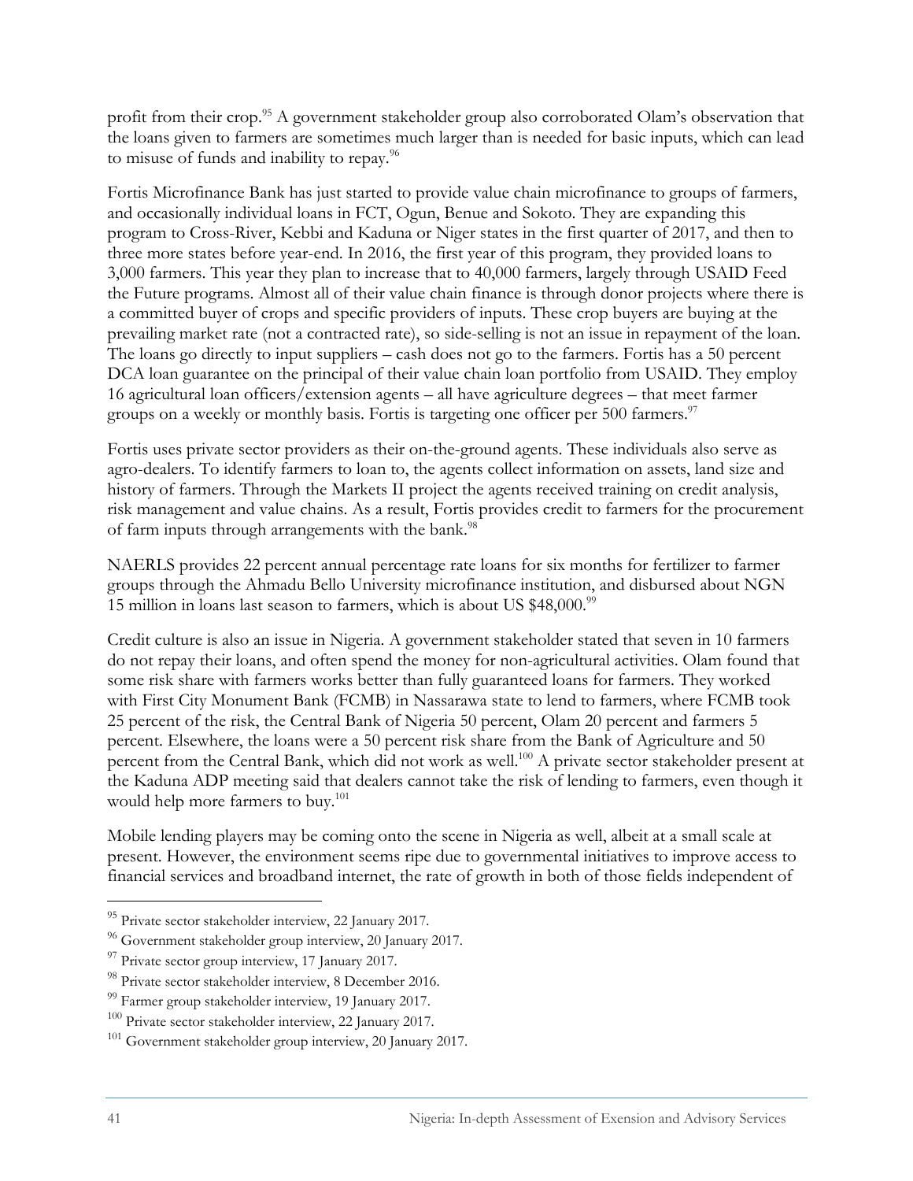profit from their crop.[95] A government stakeholder group also corroborated Olam's observation that the loans given to farmers are sometimes much larger than is needed for basic inputs, which can lead to misuse of funds and inability to repay.[96]

Fortis Microfinance Bank has just started to provide value chain microfinance to groups of farmers, and occasionally individual loans in FCT, Ogun, Benue and Sokoto. They are expanding this program to Cross-River, Kebbi and Kaduna or Niger states in the first quarter of 2017, and then to three more states before year-end. In 2016, the first year of this program, they provided loans to 3,000 farmers. This year they plan to increase that to 40,000 farmers, largely through USAID Feed the Future programs. Almost all of their value chain finance is through donor projects where there is a committed buyer of crops and specific providers of inputs. These crop buyers are buying at the prevailing market rate (not a contracted rate), so side-selling is not an issue in repayment of the loan. The loans go directly to input suppliers – cash does not go to the farmers. Fortis has a 50 percent DCA loan guarantee on the principal of their value chain loan portfolio from USAID. They employ 16 agricultural loan officers/extension agents – all have agriculture degrees – that meet farmer groups on a weekly or monthly basis. Fortis is targeting one officer per 500 farmers.[97]

Fortis uses private sector providers as their on-the-ground agents. These individuals also serve as agro-dealers. To identify farmers to loan to, the agents collect information on assets, land size and history of farmers. Through the Markets II project the agents received training on credit analysis, risk management and value chains. As a result, Fortis provides credit to farmers for the procurement of farm inputs through arrangements with the bank.[98]

NAERLS provides 22 percent annual percentage rate loans for six months for fertilizer to farmer groups through the Ahmadu Bello University microfinance institution, and disbursed about NGN 15 million in loans last season to farmers, which is about US $48,000.[99]

Credit culture is also an issue in Nigeria. A government stakeholder stated that seven in 10 farmers do not repay their loans, and often spend the money for non-agricultural activities. Olam found that some risk share with farmers works better than fully guaranteed loans for farmers. They worked with First City Monument Bank (FCMB) in Nassarawa state to lend to farmers, where FCMB took 25 percent of the risk, the Central Bank of Nigeria 50 percent, Olam 20 percent and farmers 5 percent. Elsewhere, the loans were a 50 percent risk share from the Bank of Agriculture and 50 percent from the Central Bank, which did not work as well.[100] A private sector stakeholder present at the Kaduna ADP meeting said that dealers cannot take the risk of lending to farmers, even though it would help more farmers to buy.[101]

Mobile lending players may be coming onto the scene in Nigeria as well, albeit at a small scale at present. However, the environment seems ripe due to governmental initiatives to improve access to financial services and broadband internet, the rate of growth in both of those fields independent of

---

[95] Private sector stakeholder interview, 22 January 2017.

[96] Government stakeholder group interview, 20 January 2017.

[97] Private sector group interview, 17 January 2017.

[98] Private sector stakeholder interview, 8 December 2016.

[99] Farmer group stakeholder interview, 19 January 2017.

[100] Private sector stakeholder interview, 22 January 2017.

[101] Government stakeholder group interview, 20 January 2017.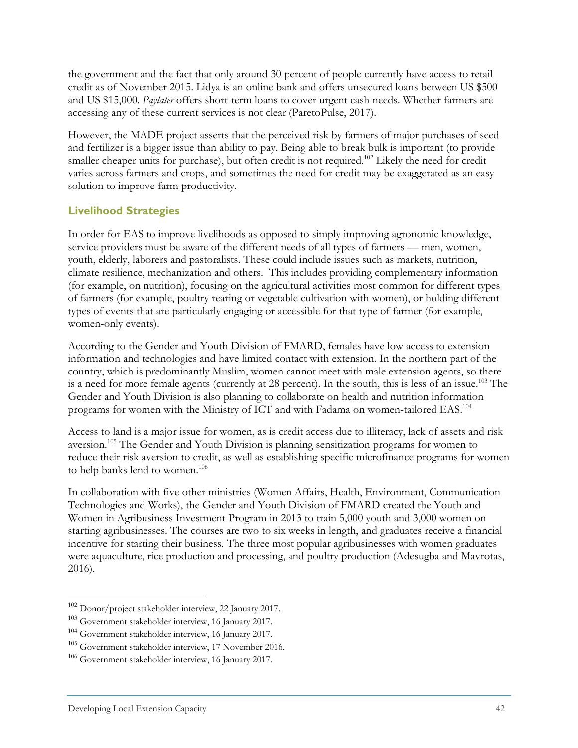the government and the fact that only around 30 percent of people currently have access to retail credit as of November 2015. Lidya is an online bank and offers unsecured loans between US $500 and US $15,000. *Paylater* offers short-term loans to cover urgent cash needs. Whether farmers are accessing any of these current services is not clear (ParetoPulse, 2017).

However, the MADE project asserts that the perceived risk by farmers of major purchases of seed and fertilizer is a bigger issue than ability to pay. Being able to break bulk is important (to provide smaller cheaper units for purchase), but often credit is not required.[102] Likely the need for credit varies across farmers and crops, and sometimes the need for credit may be exaggerated as an easy solution to improve farm productivity.

### Livelihood Strategies

In order for EAS to improve livelihoods as opposed to simply improving agronomic knowledge, service providers must be aware of the different needs of all types of farmers — men, women, youth, elderly, laborers and pastoralists. These could include issues such as markets, nutrition, climate resilience, mechanization and others. This includes providing complementary information (for example, on nutrition), focusing on the agricultural activities most common for different types of farmers (for example, poultry rearing or vegetable cultivation with women), or holding different types of events that are particularly engaging or accessible for that type of farmer (for example, women-only events).

According to the Gender and Youth Division of FMARD, females have low access to extension information and technologies and have limited contact with extension. In the northern part of the country, which is predominantly Muslim, women cannot meet with male extension agents, so there is a need for more female agents (currently at 28 percent). In the south, this is less of an issue.[103] The Gender and Youth Division is also planning to collaborate on health and nutrition information programs for women with the Ministry of ICT and with Fadama on women-tailored EAS.[104]

Access to land is a major issue for women, as is credit access due to illiteracy, lack of assets and risk aversion.[105] The Gender and Youth Division is planning sensitization programs for women to reduce their risk aversion to credit, as well as establishing specific microfinance programs for women to help banks lend to women.[106]

In collaboration with five other ministries (Women Affairs, Health, Environment, Communication Technologies and Works), the Gender and Youth Division of FMARD created the Youth and Women in Agribusiness Investment Program in 2013 to train 5,000 youth and 3,000 women on starting agribusinesses. The courses are two to six weeks in length, and graduates receive a financial incentive for starting their business. The three most popular agribusinesses with women graduates were aquaculture, rice production and processing, and poultry production (Adesugba and Mavrotas, 2016).

---

[102] Donor/project stakeholder interview, 22 January 2017.

[103] Government stakeholder interview, 16 January 2017.

[104] Government stakeholder interview, 16 January 2017.

[105] Government stakeholder interview, 17 November 2016.

[106] Government stakeholder interview, 16 January 2017.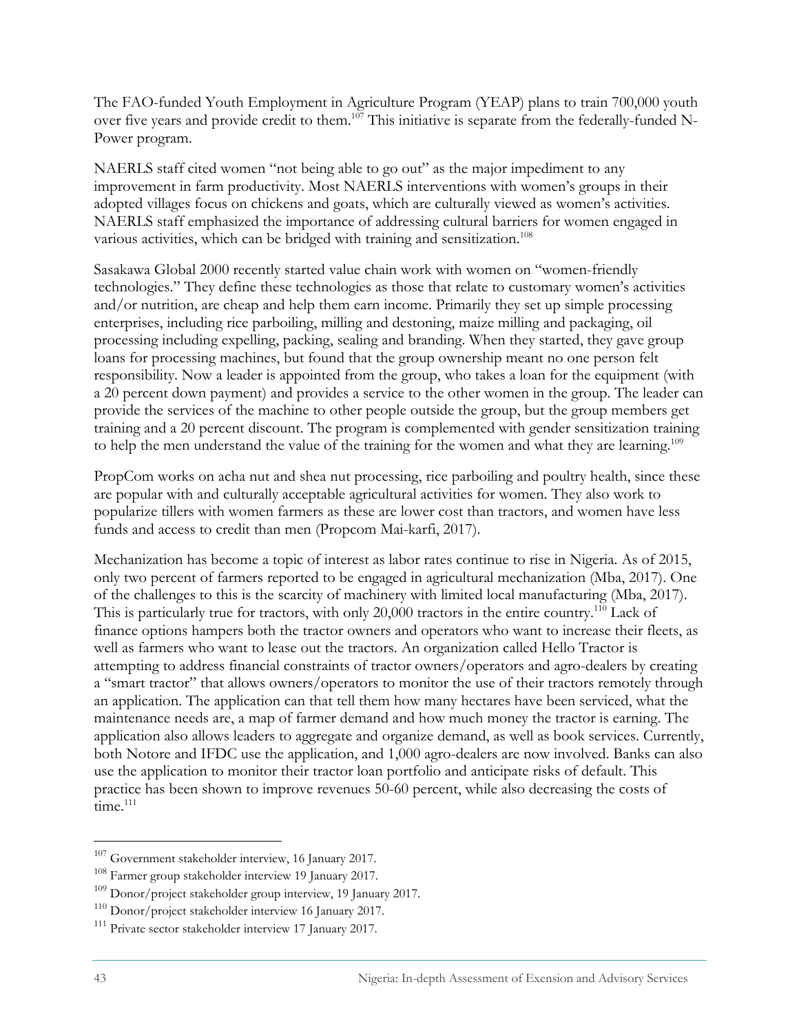The FAO-funded Youth Employment in Agriculture Program (YEAP) plans to train 700,000 youth over five years and provide credit to them.[107] This initiative is separate from the federally-funded N-Power program.

NAERLS staff cited women "not being able to go out" as the major impediment to any improvement in farm productivity. Most NAERLS interventions with women's groups in their adopted villages focus on chickens and goats, which are culturally viewed as women's activities. NAERLS staff emphasized the importance of addressing cultural barriers for women engaged in various activities, which can be bridged with training and sensitization.[108]

Sasakawa Global 2000 recently started value chain work with women on "women-friendly technologies." They define these technologies as those that relate to customary women's activities and/or nutrition, are cheap and help them earn income. Primarily they set up simple processing enterprises, including rice parboiling, milling and destoning, maize milling and packaging, oil processing including expelling, packing, sealing and branding. When they started, they gave group loans for processing machines, but found that the group ownership meant no one person felt responsibility. Now a leader is appointed from the group, who takes a loan for the equipment (with a 20 percent down payment) and provides a service to the other women in the group. The leader can provide the services of the machine to other people outside the group, but the group members get training and a 20 percent discount. The program is complemented with gender sensitization training to help the men understand the value of the training for the women and what they are learning.[109]

PropCom works on acha nut and shea nut processing, rice parboiling and poultry health, since these are popular with and culturally acceptable agricultural activities for women. They also work to popularize tillers with women farmers as these are lower cost than tractors, and women have less funds and access to credit than men (Propcom Mai-karfi, 2017).

Mechanization has become a topic of interest as labor rates continue to rise in Nigeria. As of 2015, only two percent of farmers reported to be engaged in agricultural mechanization (Mba, 2017). One of the challenges to this is the scarcity of machinery with limited local manufacturing (Mba, 2017). This is particularly true for tractors, with only 20,000 tractors in the entire country.[110] Lack of finance options hampers both the tractor owners and operators who want to increase their fleets, as well as farmers who want to lease out the tractors. An organization called Hello Tractor is attempting to address financial constraints of tractor owners/operators and agro-dealers by creating a "smart tractor" that allows owners/operators to monitor the use of their tractors remotely through an application. The application can that tell them how many hectares have been serviced, what the maintenance needs are, a map of farmer demand and how much money the tractor is earning. The application also allows leaders to aggregate and organize demand, as well as book services. Currently, both Notore and IFDC use the application, and 1,000 agro-dealers are now involved. Banks can also use the application to monitor their tractor loan portfolio and anticipate risks of default. This practice has been shown to improve revenues 50-60 percent, while also decreasing the costs of time.[111]

---

[107] Government stakeholder interview, 16 January 2017.

[108] Farmer group stakeholder interview 19 January 2017.

[109] Donor/project stakeholder group interview, 19 January 2017.

[110] Donor/project stakeholder interview 16 January 2017.

[111] Private sector stakeholder interview 17 January 2017.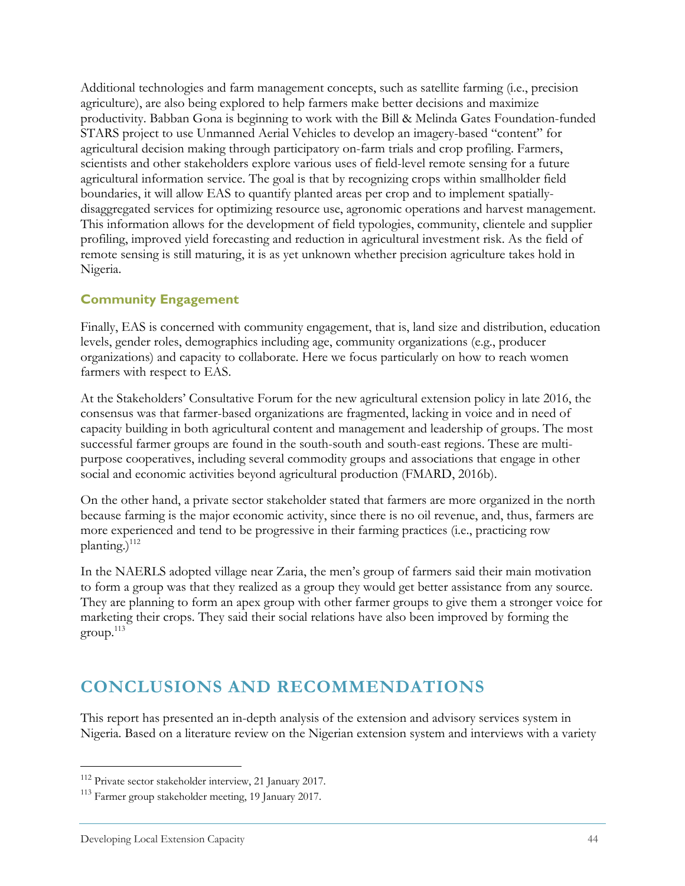Additional technologies and farm management concepts, such as satellite farming (i.e., precision agriculture), are also being explored to help farmers make better decisions and maximize productivity. Babban Gona is beginning to work with the Bill & Melinda Gates Foundation-funded STARS project to use Unmanned Aerial Vehicles to develop an imagery-based "content" for agricultural decision making through participatory on-farm trials and crop profiling. Farmers, scientists and other stakeholders explore various uses of field-level remote sensing for a future agricultural information service. The goal is that by recognizing crops within smallholder field boundaries, it will allow EAS to quantify planted areas per crop and to implement spatially-disaggregated services for optimizing resource use, agronomic operations and harvest management. This information allows for the development of field typologies, community, clientele and supplier profiling, improved yield forecasting and reduction in agricultural investment risk. As the field of remote sensing is still maturing, it is as yet unknown whether precision agriculture takes hold in Nigeria.

### Community Engagement

Finally, EAS is concerned with community engagement, that is, land size and distribution, education levels, gender roles, demographics including age, community organizations (e.g., producer organizations) and capacity to collaborate. Here we focus particularly on how to reach women farmers with respect to EAS.

At the Stakeholders' Consultative Forum for the new agricultural extension policy in late 2016, the consensus was that farmer-based organizations are fragmented, lacking in voice and in need of capacity building in both agricultural content and management and leadership of groups. The most successful farmer groups are found in the south-south and south-east regions. These are multi-purpose cooperatives, including several commodity groups and associations that engage in other social and economic activities beyond agricultural production (FMARD, 2016b).

On the other hand, a private sector stakeholder stated that farmers are more organized in the north because farming is the major economic activity, since there is no oil revenue, and, thus, farmers are more experienced and tend to be progressive in their farming practices (i.e., practicing row planting.)[112]

In the NAERLS adopted village near Zaria, the men's group of farmers said their main motivation to form a group was that they realized as a group they would get better assistance from any source. They are planning to form an apex group with other farmer groups to give them a stronger voice for marketing their crops. They said their social relations have also been improved by forming the group.[113]

## CONCLUSIONS AND RECOMMENDATIONS

This report has presented an in-depth analysis of the extension and advisory services system in Nigeria. Based on a literature review on the Nigerian extension system and interviews with a variety

---

[112] Private sector stakeholder interview, 21 January 2017.

[113] Farmer group stakeholder meeting, 19 January 2017.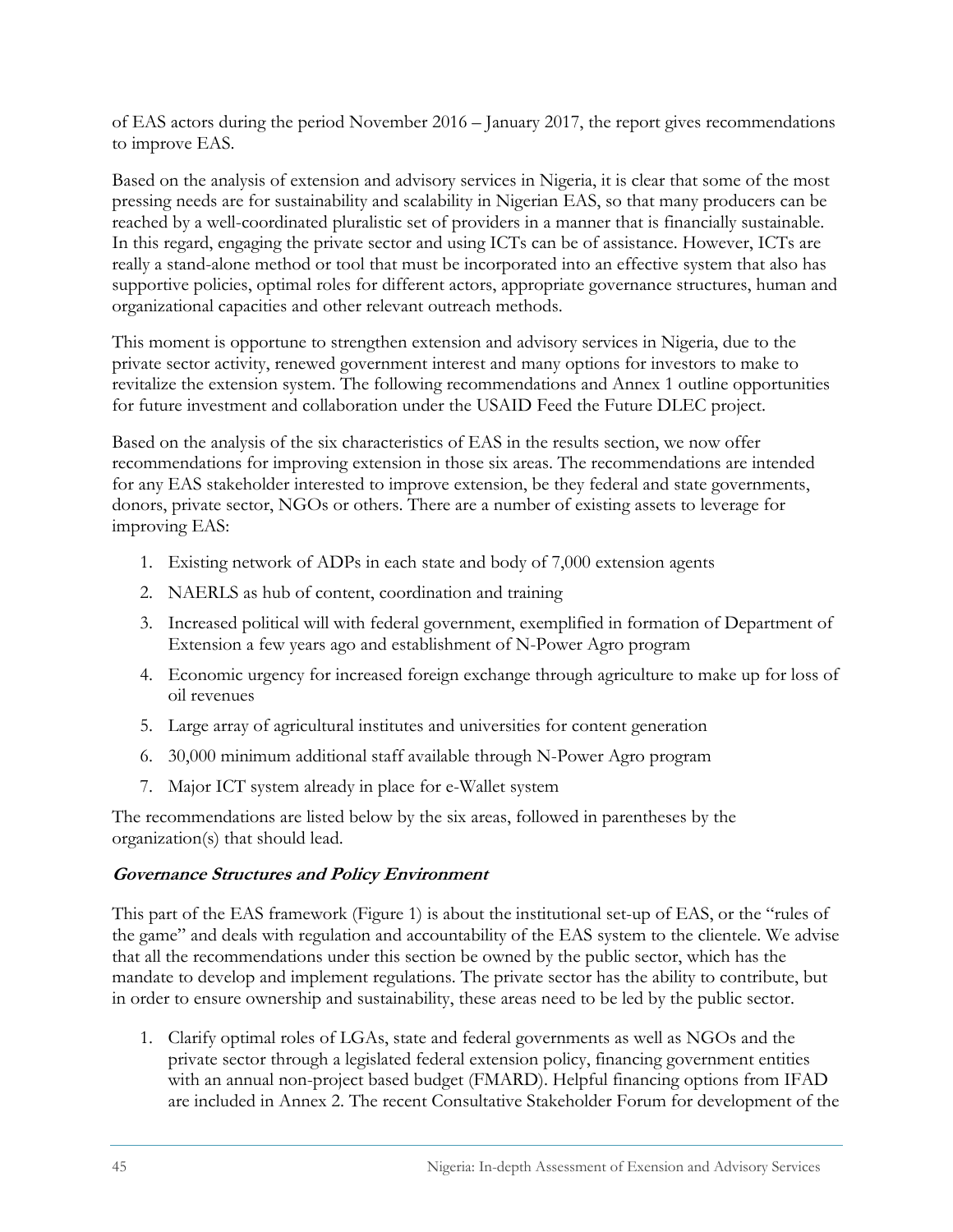of EAS actors during the period November 2016 – January 2017, the report gives recommendations to improve EAS.

Based on the analysis of extension and advisory services in Nigeria, it is clear that some of the most pressing needs are for sustainability and scalability in Nigerian EAS, so that many producers can be reached by a well-coordinated pluralistic set of providers in a manner that is financially sustainable. In this regard, engaging the private sector and using ICTs can be of assistance. However, ICTs are really a stand-alone method or tool that must be incorporated into an effective system that also has supportive policies, optimal roles for different actors, appropriate governance structures, human and organizational capacities and other relevant outreach methods.

This moment is opportune to strengthen extension and advisory services in Nigeria, due to the private sector activity, renewed government interest and many options for investors to make to revitalize the extension system. The following recommendations and Annex 1 outline opportunities for future investment and collaboration under the USAID Feed the Future DLEC project.

Based on the analysis of the six characteristics of EAS in the results section, we now offer recommendations for improving extension in those six areas. The recommendations are intended for any EAS stakeholder interested to improve extension, be they federal and state governments, donors, private sector, NGOs or others. There are a number of existing assets to leverage for improving EAS:

1. Existing network of ADPs in each state and body of 7,000 extension agents
2. NAERLS as hub of content, coordination and training
3. Increased political will with federal government, exemplified in formation of Department of Extension a few years ago and establishment of N-Power Agro program
4. Economic urgency for increased foreign exchange through agriculture to make up for loss of oil revenues
5. Large array of agricultural institutes and universities for content generation
6. 30,000 minimum additional staff available through N-Power Agro program
7. Major ICT system already in place for e-Wallet system

The recommendations are listed below by the six areas, followed in parentheses by the organization(s) that should lead.

***Governance Structures and Policy Environment***

This part of the EAS framework (Figure 1) is about the institutional set-up of EAS, or the "rules of the game" and deals with regulation and accountability of the EAS system to the clientele. We advise that all the recommendations under this section be owned by the public sector, which has the mandate to develop and implement regulations. The private sector has the ability to contribute, but in order to ensure ownership and sustainability, these areas need to be led by the public sector.

1. Clarify optimal roles of LGAs, state and federal governments as well as NGOs and the private sector through a legislated federal extension policy, financing government entities with an annual non-project based budget (FMARD). Helpful financing options from IFAD are included in Annex 2. The recent Consultative Stakeholder Forum for development of the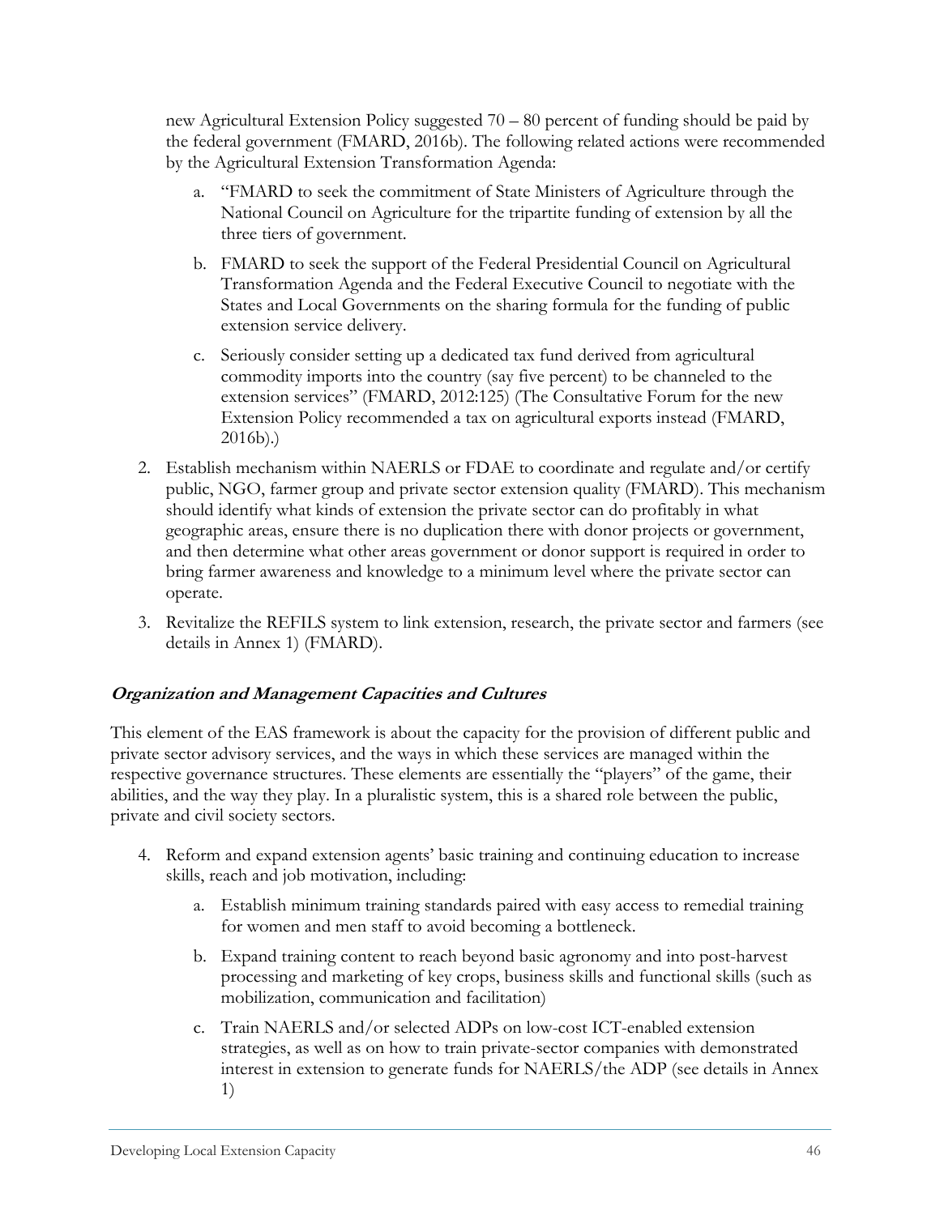new Agricultural Extension Policy suggested 70 – 80 percent of funding should be paid by the federal government (FMARD, 2016b). The following related actions were recommended by the Agricultural Extension Transformation Agenda:

   a. "FMARD to seek the commitment of State Ministers of Agriculture through the National Council on Agriculture for the tripartite funding of extension by all the three tiers of government.

   b. FMARD to seek the support of the Federal Presidential Council on Agricultural Transformation Agenda and the Federal Executive Council to negotiate with the States and Local Governments on the sharing formula for the funding of public extension service delivery.

   c. Seriously consider setting up a dedicated tax fund derived from agricultural commodity imports into the country (say five percent) to be channeled to the extension services" (FMARD, 2012:125) (The Consultative Forum for the new Extension Policy recommended a tax on agricultural exports instead (FMARD, 2016b).)

2. Establish mechanism within NAERLS or FDAE to coordinate and regulate and/or certify public, NGO, farmer group and private sector extension quality (FMARD). This mechanism should identify what kinds of extension the private sector can do profitably in what geographic areas, ensure there is no duplication there with donor projects or government, and then determine what other areas government or donor support is required in order to bring farmer awareness and knowledge to a minimum level where the private sector can operate.

3. Revitalize the REFILS system to link extension, research, the private sector and farmers (see details in Annex 1) (FMARD).

### *Organization and Management Capacities and Cultures*

This element of the EAS framework is about the capacity for the provision of different public and private sector advisory services, and the ways in which these services are managed within the respective governance structures. These elements are essentially the "players" of the game, their abilities, and the way they play. In a pluralistic system, this is a shared role between the public, private and civil society sectors.

4. Reform and expand extension agents' basic training and continuing education to increase skills, reach and job motivation, including:

   a. Establish minimum training standards paired with easy access to remedial training for women and men staff to avoid becoming a bottleneck.

   b. Expand training content to reach beyond basic agronomy and into post-harvest processing and marketing of key crops, business skills and functional skills (such as mobilization, communication and facilitation)

   c. Train NAERLS and/or selected ADPs on low-cost ICT-enabled extension strategies, as well as on how to train private-sector companies with demonstrated interest in extension to generate funds for NAERLS/the ADP (see details in Annex 1)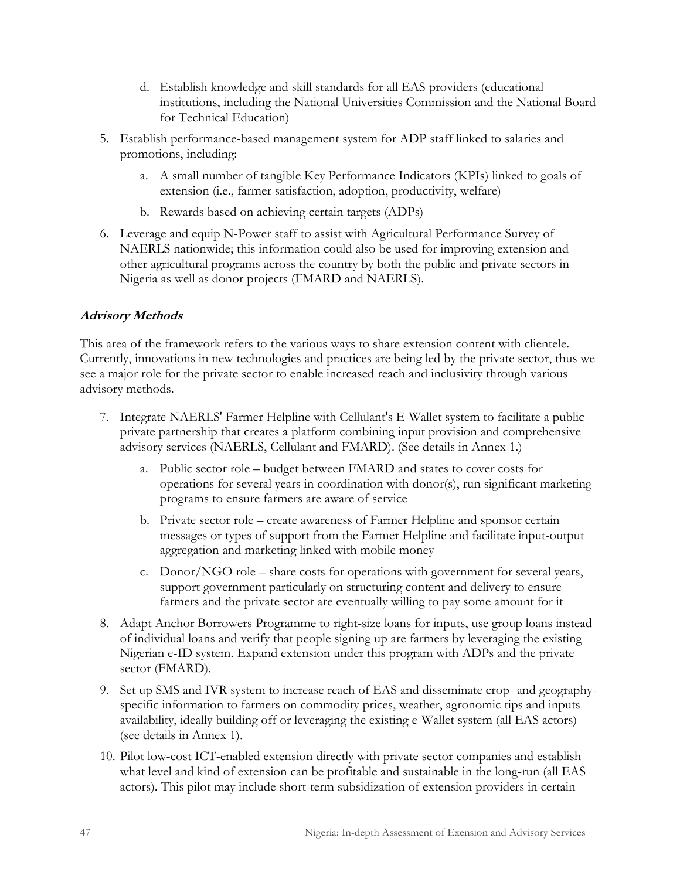d. Establish knowledge and skill standards for all EAS providers (educational institutions, including the National Universities Commission and the National Board for Technical Education)

5. Establish performance-based management system for ADP staff linked to salaries and promotions, including:
   a. A small number of tangible Key Performance Indicators (KPIs) linked to goals of extension (i.e., farmer satisfaction, adoption, productivity, welfare)
   b. Rewards based on achieving certain targets (ADPs)
6. Leverage and equip N-Power staff to assist with Agricultural Performance Survey of NAERLS nationwide; this information could also be used for improving extension and other agricultural programs across the country by both the public and private sectors in Nigeria as well as donor projects (FMARD and NAERLS).

***Advisory Methods***

This area of the framework refers to the various ways to share extension content with clientele. Currently, innovations in new technologies and practices are being led by the private sector, thus we see a major role for the private sector to enable increased reach and inclusivity through various advisory methods.

7. Integrate NAERLS' Farmer Helpline with Cellulant's E-Wallet system to facilitate a public-private partnership that creates a platform combining input provision and comprehensive advisory services (NAERLS, Cellulant and FMARD). (See details in Annex 1.)
   a. Public sector role – budget between FMARD and states to cover costs for operations for several years in coordination with donor(s), run significant marketing programs to ensure farmers are aware of service
   b. Private sector role – create awareness of Farmer Helpline and sponsor certain messages or types of support from the Farmer Helpline and facilitate input-output aggregation and marketing linked with mobile money
   c. Donor/NGO role – share costs for operations with government for several years, support government particularly on structuring content and delivery to ensure farmers and the private sector are eventually willing to pay some amount for it
8. Adapt Anchor Borrowers Programme to right-size loans for inputs, use group loans instead of individual loans and verify that people signing up are farmers by leveraging the existing Nigerian e-ID system. Expand extension under this program with ADPs and the private sector (FMARD).
9. Set up SMS and IVR system to increase reach of EAS and disseminate crop- and geography-specific information to farmers on commodity prices, weather, agronomic tips and inputs availability, ideally building off or leveraging the existing e-Wallet system (all EAS actors) (see details in Annex 1).
10. Pilot low-cost ICT-enabled extension directly with private sector companies and establish what level and kind of extension can be profitable and sustainable in the long-run (all EAS actors). This pilot may include short-term subsidization of extension providers in certain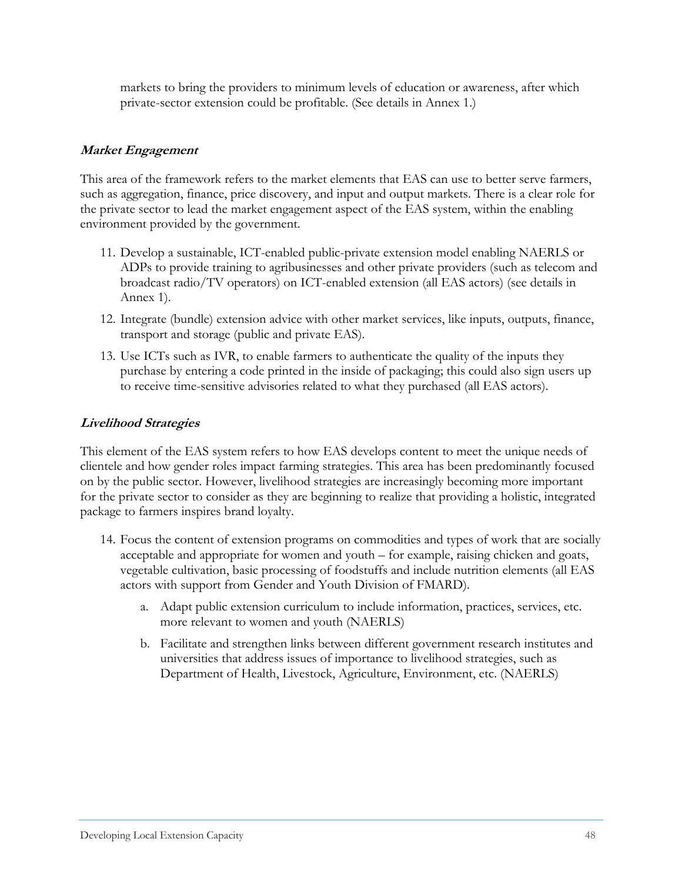markets to bring the providers to minimum levels of education or awareness, after which private-sector extension could be profitable. (See details in Annex 1.)

### *Market Engagement*

This area of the framework refers to the market elements that EAS can use to better serve farmers, such as aggregation, finance, price discovery, and input and output markets. There is a clear role for the private sector to lead the market engagement aspect of the EAS system, within the enabling environment provided by the government.

11. Develop a sustainable, ICT-enabled public-private extension model enabling NAERLS or ADPs to provide training to agribusinesses and other private providers (such as telecom and broadcast radio/TV operators) on ICT-enabled extension (all EAS actors) (see details in Annex 1).
12. Integrate (bundle) extension advice with other market services, like inputs, outputs, finance, transport and storage (public and private EAS).
13. Use ICTs such as IVR, to enable farmers to authenticate the quality of the inputs they purchase by entering a code printed in the inside of packaging; this could also sign users up to receive time-sensitive advisories related to what they purchased (all EAS actors).

### *Livelihood Strategies*

This element of the EAS system refers to how EAS develops content to meet the unique needs of clientele and how gender roles impact farming strategies. This area has been predominantly focused on by the public sector. However, livelihood strategies are increasingly becoming more important for the private sector to consider as they are beginning to realize that providing a holistic, integrated package to farmers inspires brand loyalty.

14. Focus the content of extension programs on commodities and types of work that are socially acceptable and appropriate for women and youth – for example, raising chicken and goats, vegetable cultivation, basic processing of foodstuffs and include nutrition elements (all EAS actors with support from Gender and Youth Division of FMARD).
    a. Adapt public extension curriculum to include information, practices, services, etc. more relevant to women and youth (NAERLS)
    b. Facilitate and strengthen links between different government research institutes and universities that address issues of importance to livelihood strategies, such as Department of Health, Livestock, Agriculture, Environment, etc. (NAERLS)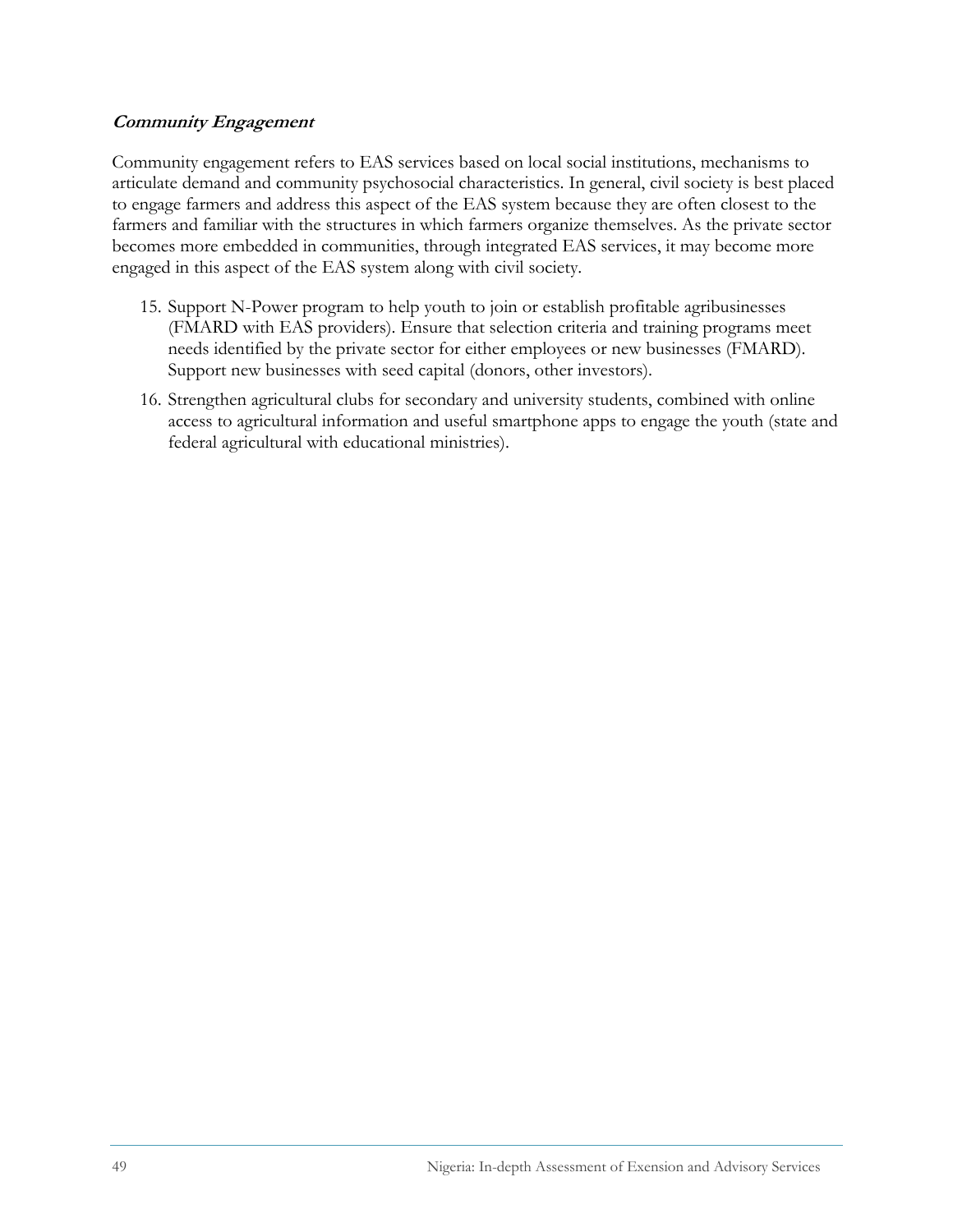***Community Engagement***

Community engagement refers to EAS services based on local social institutions, mechanisms to articulate demand and community psychosocial characteristics. In general, civil society is best placed to engage farmers and address this aspect of the EAS system because they are often closest to the farmers and familiar with the structures in which farmers organize themselves. As the private sector becomes more embedded in communities, through integrated EAS services, it may become more engaged in this aspect of the EAS system along with civil society.

15. Support N-Power program to help youth to join or establish profitable agribusinesses (FMARD with EAS providers). Ensure that selection criteria and training programs meet needs identified by the private sector for either employees or new businesses (FMARD). Support new businesses with seed capital (donors, other investors).
16. Strengthen agricultural clubs for secondary and university students, combined with online access to agricultural information and useful smartphone apps to engage the youth (state and federal agricultural with educational ministries).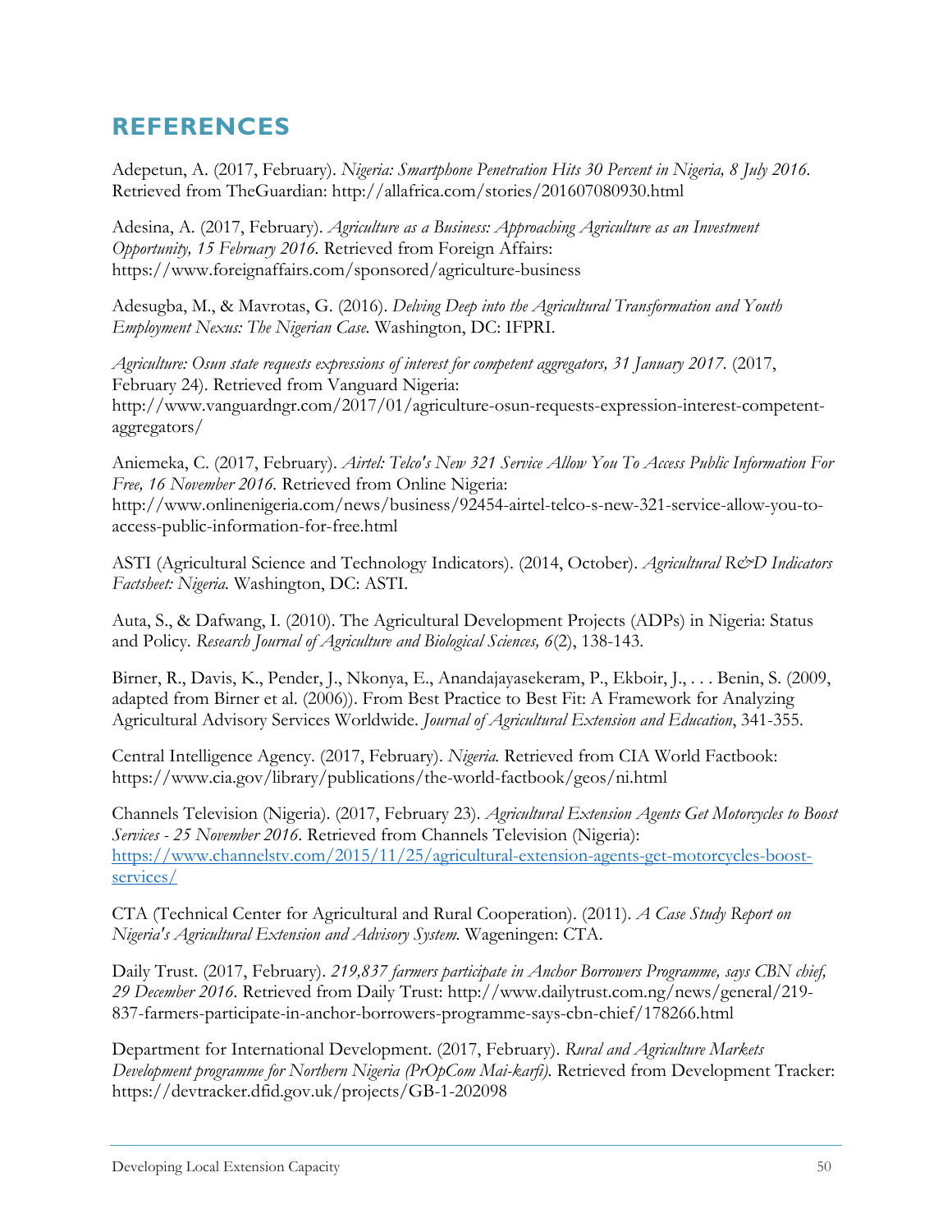# REFERENCES

Adepetun, A. (2017, February). *Nigeria: Smartphone Penetration Hits 30 Percent in Nigeria, 8 July 2016.* Retrieved from TheGuardian: http://allafrica.com/stories/201607080930.html

Adesina, A. (2017, February). *Agriculture as a Business: Approaching Agriculture as an Investment Opportunity, 15 February 2016.* Retrieved from Foreign Affairs: https://www.foreignaffairs.com/sponsored/agriculture-business

Adesugba, M., & Mavrotas, G. (2016). *Delving Deep into the Agricultural Transformation and Youth Employment Nexus: The Nigerian Case.* Washington, DC: IFPRI.

*Agriculture: Osun state requests expressions of interest for competent aggregators, 31 January 2017.* (2017, February 24). Retrieved from Vanguard Nigeria: http://www.vanguardngr.com/2017/01/agriculture-osun-requests-expression-interest-competent-aggregators/

Aniemeka, C. (2017, February). *Airtel: Telco's New 321 Service Allow You To Access Public Information For Free, 16 November 2016.* Retrieved from Online Nigeria: http://www.onlinenigeria.com/news/business/92454-airtel-telco-s-new-321-service-allow-you-to-access-public-information-for-free.html

ASTI (Agricultural Science and Technology Indicators). (2014, October). *Agricultural R&D Indicators Factsheet: Nigeria.* Washington, DC: ASTI.

Auta, S., & Dafwang, I. (2010). The Agricultural Development Projects (ADPs) in Nigeria: Status and Policy. *Research Journal of Agriculture and Biological Sciences, 6*(2), 138-143.

Birner, R., Davis, K., Pender, J., Nkonya, E., Anandajayasekeram, P., Ekboir, J., . . . Benin, S. (2009, adapted from Birner et al. (2006)). From Best Practice to Best Fit: A Framework for Analyzing Agricultural Advisory Services Worldwide. *Journal of Agricultural Extension and Education*, 341-355.

Central Intelligence Agency. (2017, February). *Nigeria.* Retrieved from CIA World Factbook: https://www.cia.gov/library/publications/the-world-factbook/geos/ni.html

Channels Television (Nigeria). (2017, February 23). *Agricultural Extension Agents Get Motorcycles to Boost Services - 25 November 2016.* Retrieved from Channels Television (Nigeria): https://www.channelstv.com/2015/11/25/agricultural-extension-agents-get-motorcycles-boost-services/

CTA (Technical Center for Agricultural and Rural Cooperation). (2011). *A Case Study Report on Nigeria's Agricultural Extension and Advisory System.* Wageningen: CTA.

Daily Trust. (2017, February). *219,837 farmers participate in Anchor Borrowers Programme, says CBN chief, 29 December 2016.* Retrieved from Daily Trust: http://www.dailytrust.com.ng/news/general/219-837-farmers-participate-in-anchor-borrowers-programme-says-cbn-chief/178266.html

Department for International Development. (2017, February). *Rural and Agriculture Markets Development programme for Northern Nigeria (PrOpCom Mai-karfi).* Retrieved from Development Tracker: https://devtracker.dfid.gov.uk/projects/GB-1-202098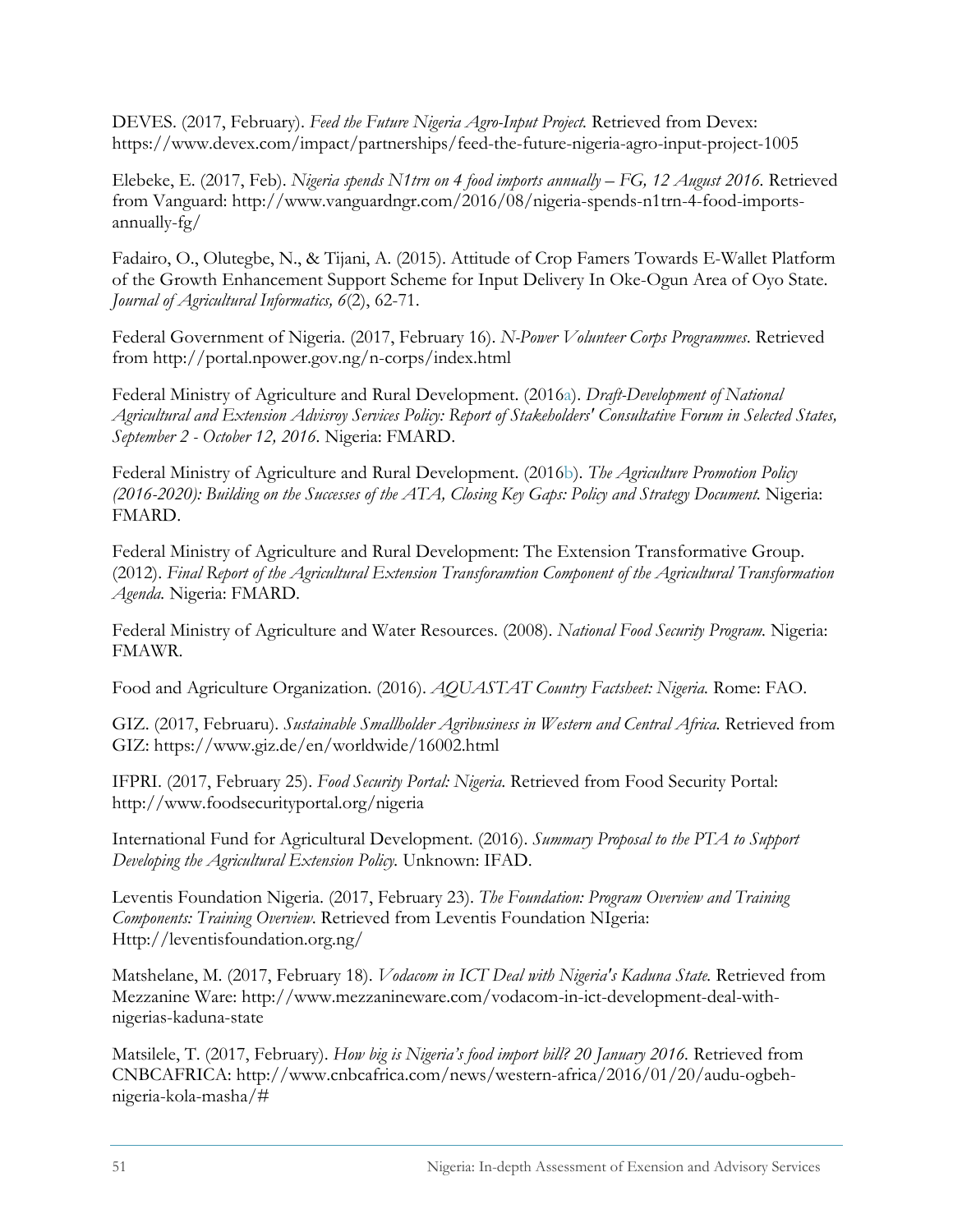DEVES. (2017, February). *Feed the Future Nigeria Agro-Input Project.* Retrieved from Devex: https://www.devex.com/impact/partnerships/feed-the-future-nigeria-agro-input-project-1005

Elebeke, E. (2017, Feb). *Nigeria spends N1trn on 4 food imports annually – FG, 12 August 2016.* Retrieved from Vanguard: http://www.vanguardngr.com/2016/08/nigeria-spends-n1trn-4-food-imports-annually-fg/

Fadairo, O., Olutegbe, N., & Tijani, A. (2015). Attitude of Crop Famers Towards E-Wallet Platform of the Growth Enhancement Support Scheme for Input Delivery In Oke-Ogun Area of Oyo State. *Journal of Agricultural Informatics, 6*(2), 62-71.

Federal Government of Nigeria. (2017, February 16). *N-Power Volunteer Corps Programmes.* Retrieved from http://portal.npower.gov.ng/n-corps/index.html

Federal Ministry of Agriculture and Rural Development. (2016a). *Draft-Development of National Agricultural and Extension Advisroy Services Policy: Report of Stakeholders' Consultative Forum in Selected States, September 2 - October 12, 2016.* Nigeria: FMARD.

Federal Ministry of Agriculture and Rural Development. (2016b). *The Agriculture Promotion Policy (2016-2020): Building on the Successes of the ATA, Closing Key Gaps: Policy and Strategy Document.* Nigeria: FMARD.

Federal Ministry of Agriculture and Rural Development: The Extension Transformative Group. (2012). *Final Report of the Agricultural Extension Transforamtion Component of the Agricultural Transformation Agenda.* Nigeria: FMARD.

Federal Ministry of Agriculture and Water Resources. (2008). *National Food Security Program.* Nigeria: FMAWR.

Food and Agriculture Organization. (2016). *AQUASTAT Country Factsheet: Nigeria.* Rome: FAO.

GIZ. (2017, Februaru). *Sustainable Smallholder Agribusiness in Western and Central Africa.* Retrieved from GIZ: https://www.giz.de/en/worldwide/16002.html

IFPRI. (2017, February 25). *Food Security Portal: Nigeria.* Retrieved from Food Security Portal: http://www.foodsecurityportal.org/nigeria

International Fund for Agricultural Development. (2016). *Summary Proposal to the PTA to Support Developing the Agricultural Extension Policy.* Unknown: IFAD.

Leventis Foundation Nigeria. (2017, February 23). *The Foundation: Program Overview and Training Components: Training Overview.* Retrieved from Leventis Foundation NIgeria: Http://leventisfoundation.org.ng/

Matshelane, M. (2017, February 18). *Vodacom in ICT Deal with Nigeria's Kaduna State.* Retrieved from Mezzanine Ware: http://www.mezzanineware.com/vodacom-in-ict-development-deal-with-nigerias-kaduna-state

Matsilele, T. (2017, February). *How big is Nigeria's food import bill? 20 January 2016.* Retrieved from CNBCAFRICA: http://www.cnbcafrica.com/news/western-africa/2016/01/20/audu-ogbeh-nigeria-kola-masha/#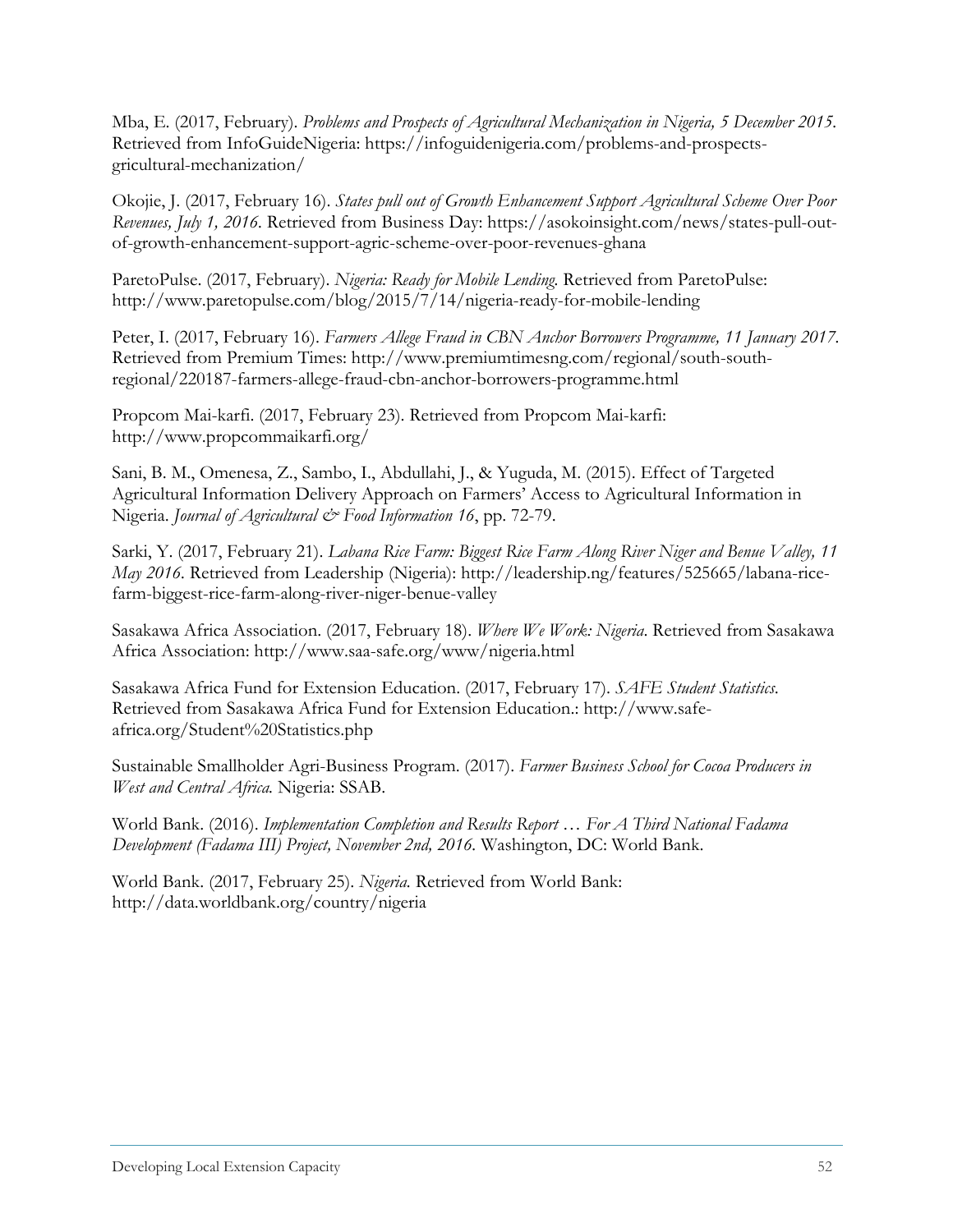Mba, E. (2017, February). *Problems and Prospects of Agricultural Mechanization in Nigeria, 5 December 2015*. Retrieved from InfoGuideNigeria: https://infoguidenigeria.com/problems-and-prospects-gricultural-mechanization/

Okojie, J. (2017, February 16). *States pull out of Growth Enhancement Support Agricultural Scheme Over Poor Revenues, July 1, 2016*. Retrieved from Business Day: https://asokoinsight.com/news/states-pull-out-of-growth-enhancement-support-agric-scheme-over-poor-revenues-ghana

ParetoPulse. (2017, February). *Nigeria: Ready for Mobile Lending*. Retrieved from ParetoPulse: http://www.paretopulse.com/blog/2015/7/14/nigeria-ready-for-mobile-lending

Peter, I. (2017, February 16). *Farmers Allege Fraud in CBN Anchor Borrowers Programme, 11 January 2017*. Retrieved from Premium Times: http://www.premiumtimesng.com/regional/south-south-regional/220187-farmers-allege-fraud-cbn-anchor-borrowers-programme.html

Propcom Mai-karfi. (2017, February 23). Retrieved from Propcom Mai-karfi: http://www.propcommaikarfi.org/

Sani, B. M., Omenesa, Z., Sambo, I., Abdullahi, J., & Yuguda, M. (2015). Effect of Targeted Agricultural Information Delivery Approach on Farmers' Access to Agricultural Information in Nigeria. *Journal of Agricultural & Food Information 16*, pp. 72-79.

Sarki, Y. (2017, February 21). *Labana Rice Farm: Biggest Rice Farm Along River Niger and Benue Valley, 11 May 2016*. Retrieved from Leadership (Nigeria): http://leadership.ng/features/525665/labana-rice-farm-biggest-rice-farm-along-river-niger-benue-valley

Sasakawa Africa Association. (2017, February 18). *Where We Work: Nigeria*. Retrieved from Sasakawa Africa Association: http://www.saa-safe.org/www/nigeria.html

Sasakawa Africa Fund for Extension Education. (2017, February 17). *SAFE Student Statistics*. Retrieved from Sasakawa Africa Fund for Extension Education.: http://www.safe-africa.org/Student%20Statistics.php

Sustainable Smallholder Agri-Business Program. (2017). *Farmer Business School for Cocoa Producers in West and Central Africa.* Nigeria: SSAB.

World Bank. (2016). *Implementation Completion and Results Report … For A Third National Fadama Development (Fadama III) Project, November 2nd, 2016*. Washington, DC: World Bank.

World Bank. (2017, February 25). *Nigeria.* Retrieved from World Bank: http://data.worldbank.org/country/nigeria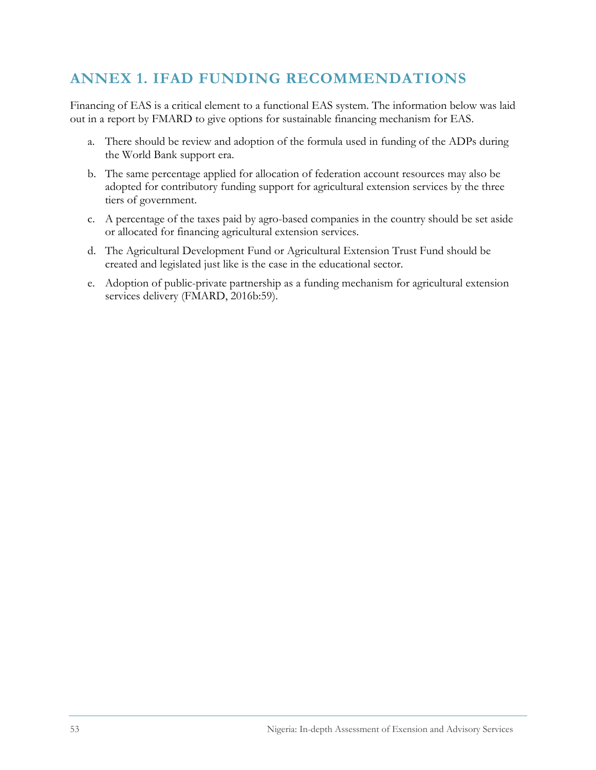# ANNEX 1. IFAD FUNDING RECOMMENDATIONS

Financing of EAS is a critical element to a functional EAS system. The information below was laid out in a report by FMARD to give options for sustainable financing mechanism for EAS.

a. There should be review and adoption of the formula used in funding of the ADPs during the World Bank support era.

b. The same percentage applied for allocation of federation account resources may also be adopted for contributory funding support for agricultural extension services by the three tiers of government.

c. A percentage of the taxes paid by agro-based companies in the country should be set aside or allocated for financing agricultural extension services.

d. The Agricultural Development Fund or Agricultural Extension Trust Fund should be created and legislated just like is the case in the educational sector.

e. Adoption of public-private partnership as a funding mechanism for agricultural extension services delivery (FMARD, 2016b:59).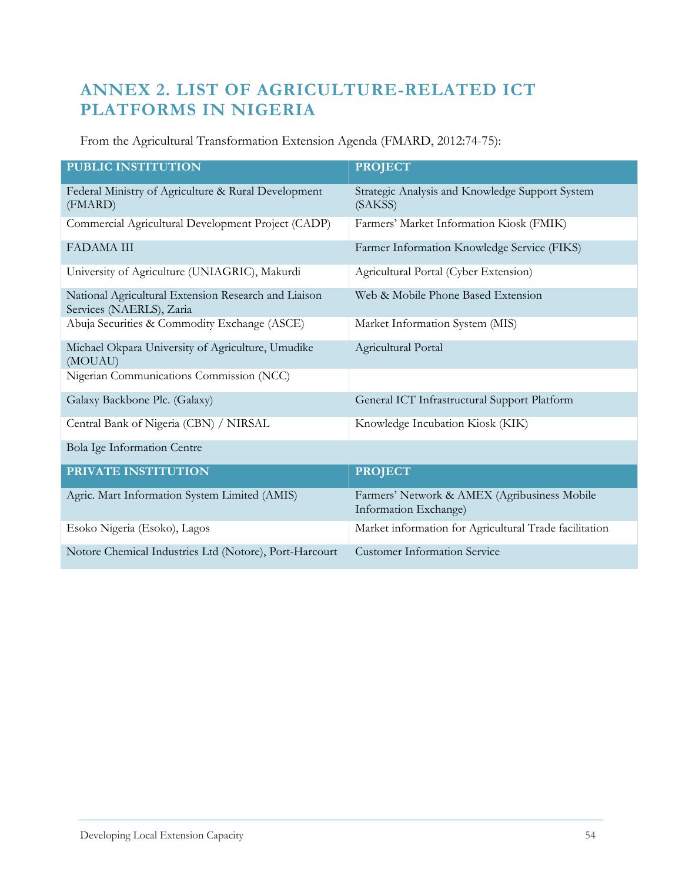# ANNEX 2. LIST OF AGRICULTURE-RELATED ICT PLATFORMS IN NIGERIA

From the Agricultural Transformation Extension Agenda (FMARD, 2012:74-75):

| PUBLIC INSTITUTION | PROJECT |
|---|---|
| Federal Ministry of Agriculture & Rural Development (FMARD) | Strategic Analysis and Knowledge Support System (SAKSS) |
| Commercial Agricultural Development Project (CADP) | Farmers' Market Information Kiosk (FMIK) |
| FADAMA III | Farmer Information Knowledge Service (FIKS) |
| University of Agriculture (UNIAGRIC), Makurdi | Agricultural Portal (Cyber Extension) |
| National Agricultural Extension Research and Liaison Services (NAERLS), Zaria | Web & Mobile Phone Based Extension |
| Abuja Securities & Commodity Exchange (ASCE) | Market Information System (MIS) |
| Michael Okpara University of Agriculture, Umudike (MOUAU) | Agricultural Portal |
| Nigerian Communications Commission (NCC) | |
| Galaxy Backbone Plc. (Galaxy) | General ICT Infrastructural Support Platform |
| Central Bank of Nigeria (CBN) / NIRSAL | Knowledge Incubation Kiosk (KIK) |
| Bola Ige Information Centre | |
| **PRIVATE INSTITUTION** | **PROJECT** |
| Agric. Mart Information System Limited (AMIS) | Farmers' Network & AMEX (Agribusiness Mobile Information Exchange) |
| Esoko Nigeria (Esoko), Lagos | Market information for Agricultural Trade facilitation |
| Notore Chemical Industries Ltd (Notore), Port-Harcourt | Customer Information Service |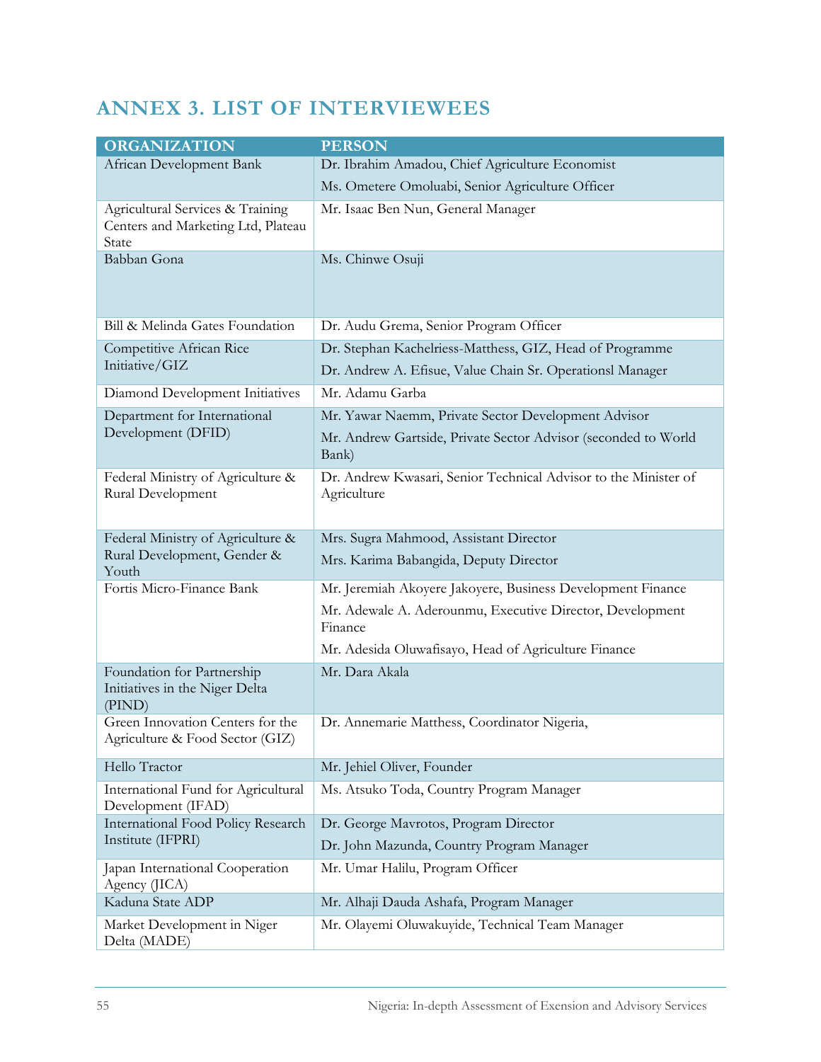# ANNEX 3. LIST OF INTERVIEWEES

| ORGANIZATION | PERSON |
|---|---|
| African Development Bank | Dr. Ibrahim Amadou, Chief Agriculture Economist<br>Ms. Ometere Omoluabi, Senior Agriculture Officer |
| Agricultural Services & Training Centers and Marketing Ltd, Plateau State | Mr. Isaac Ben Nun, General Manager |
| Babban Gona | Ms. Chinwe Osuji |
| Bill & Melinda Gates Foundation | Dr. Audu Grema, Senior Program Officer |
| Competitive African Rice Initiative/GIZ | Dr. Stephan Kachelriess-Matthess, GIZ, Head of Programme<br>Dr. Andrew A. Efisue, Value Chain Sr. Operationsl Manager |
| Diamond Development Initiatives | Mr. Adamu Garba |
| Department for International Development (DFID) | Mr. Yawar Naemm, Private Sector Development Advisor<br>Mr. Andrew Gartside, Private Sector Advisor (seconded to World Bank) |
| Federal Ministry of Agriculture & Rural Development | Dr. Andrew Kwasari, Senior Technical Advisor to the Minister of Agriculture |
| Federal Ministry of Agriculture & Rural Development, Gender & Youth | Mrs. Sugra Mahmood, Assistant Director<br>Mrs. Karima Babangida, Deputy Director |
| Fortis Micro-Finance Bank | Mr. Jeremiah Akoyere Jakoyere, Business Development Finance<br>Mr. Adewale A. Aderounmu, Executive Director, Development Finance<br>Mr. Adesida Oluwafisayo, Head of Agriculture Finance |
| Foundation for Partnership Initiatives in the Niger Delta (PIND) | Mr. Dara Akala |
| Green Innovation Centers for the Agriculture & Food Sector (GIZ) | Dr. Annemarie Matthess, Coordinator Nigeria, |
| Hello Tractor | Mr. Jehiel Oliver, Founder |
| International Fund for Agricultural Development (IFAD) | Ms. Atsuko Toda, Country Program Manager |
| International Food Policy Research Institute (IFPRI) | Dr. George Mavrotos, Program Director<br>Dr. John Mazunda, Country Program Manager |
| Japan International Cooperation Agency (JICA) | Mr. Umar Halilu, Program Officer |
| Kaduna State ADP | Mr. Alhaji Dauda Ashafa, Program Manager |
| Market Development in Niger Delta (MADE) | Mr. Olayemi Oluwakuyide, Technical Team Manager |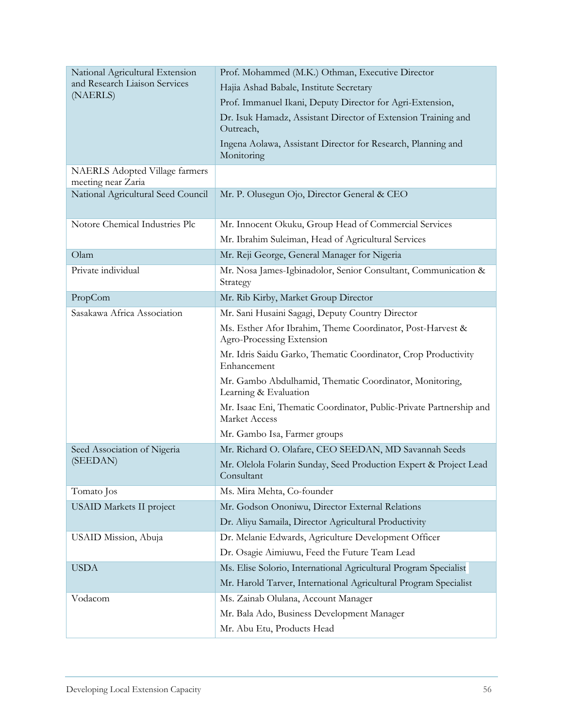| | |
|---|---|
| National Agricultural Extension and Research Liaison Services (NAERLS) | Prof. Mohammed (M.K.) Othman, Executive Director<br>Hajia Ashad Babale, Institute Secretary<br>Prof. Immanuel Ikani, Deputy Director for Agri-Extension,<br>Dr. Isuk Hamadz, Assistant Director of Extension Training and Outreach,<br>Ingena Aolawa, Assistant Director for Research, Planning and Monitoring |
| NAERLS Adopted Village farmers meeting near Zaria | |
| National Agricultural Seed Council | Mr. P. Olusegun Ojo, Director General & CEO |
| Notore Chemical Industries Plc | Mr. Innocent Okuku, Group Head of Commercial Services<br>Mr. Ibrahim Suleiman, Head of Agricultural Services |
| Olam | Mr. Reji George, General Manager for Nigeria |
| Private individual | Mr. Nosa James-Igbinadolor, Senior Consultant, Communication & Strategy |
| PropCom | Mr. Rib Kirby, Market Group Director |
| Sasakawa Africa Association | Mr. Sani Husaini Sagagi, Deputy Country Director<br>Ms. Esther Afor Ibrahim, Theme Coordinator, Post-Harvest & Agro-Processing Extension<br>Mr. Idris Saidu Garko, Thematic Coordinator, Crop Productivity Enhancement<br>Mr. Gambo Abdulhamid, Thematic Coordinator, Monitoring, Learning & Evaluation<br>Mr. Isaac Eni, Thematic Coordinator, Public-Private Partnership and Market Access<br>Mr. Gambo Isa, Farmer groups |
| Seed Association of Nigeria (SEEDAN) | Mr. Richard O. Olafare, CEO SEEDAN, MD Savannah Seeds<br>Mr. Olelola Folarin Sunday, Seed Production Expert & Project Lead Consultant |
| Tomato Jos | Ms. Mira Mehta, Co-founder |
| USAID Markets II project | Mr. Godson Ononiwu, Director External Relations<br>Dr. Aliyu Samaila, Director Agricultural Productivity |
| USAID Mission, Abuja | Dr. Melanie Edwards, Agriculture Development Officer<br>Dr. Osagie Aimiuwu, Feed the Future Team Lead |
| USDA | Ms. Elise Solorio, International Agricultural Program Specialist<br>Mr. Harold Tarver, International Agricultural Program Specialist |
| Vodacom | Ms. Zainab Olulana, Account Manager<br>Mr. Bala Ado, Business Development Manager<br>Mr. Abu Etu, Products Head |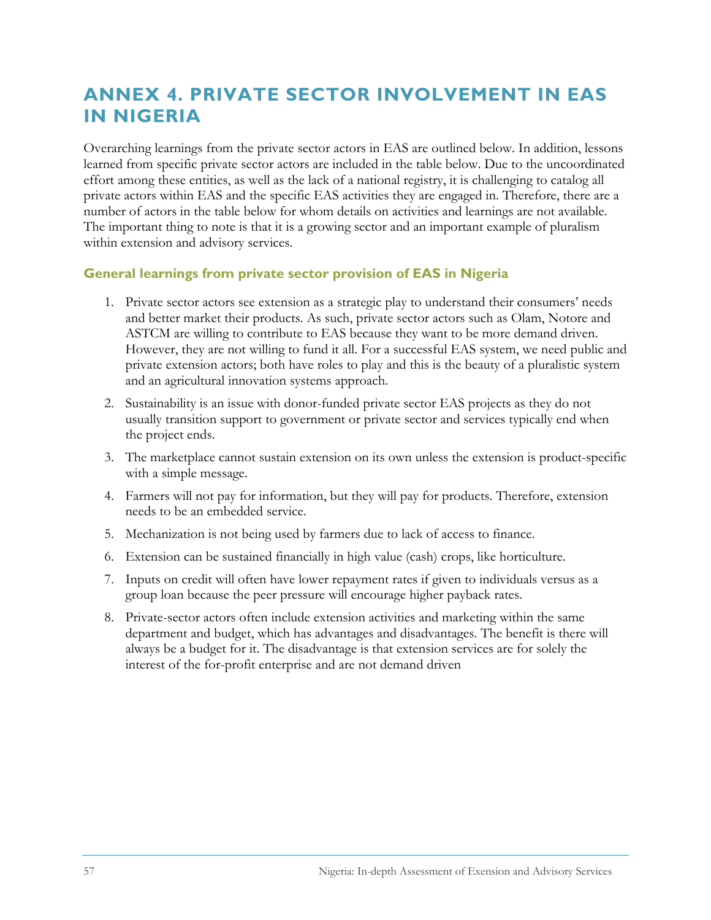# ANNEX 4. PRIVATE SECTOR INVOLVEMENT IN EAS IN NIGERIA

Overarching learnings from the private sector actors in EAS are outlined below. In addition, lessons learned from specific private sector actors are included in the table below. Due to the uncoordinated effort among these entities, as well as the lack of a national registry, it is challenging to catalog all private actors within EAS and the specific EAS activities they are engaged in. Therefore, there are a number of actors in the table below for whom details on activities and learnings are not available. The important thing to note is that it is a growing sector and an important example of pluralism within extension and advisory services.

## General learnings from private sector provision of EAS in Nigeria

1. Private sector actors see extension as a strategic play to understand their consumers' needs and better market their products. As such, private sector actors such as Olam, Notore and ASTCM are willing to contribute to EAS because they want to be more demand driven. However, they are not willing to fund it all. For a successful EAS system, we need public and private extension actors; both have roles to play and this is the beauty of a pluralistic system and an agricultural innovation systems approach.
2. Sustainability is an issue with donor-funded private sector EAS projects as they do not usually transition support to government or private sector and services typically end when the project ends.
3. The marketplace cannot sustain extension on its own unless the extension is product-specific with a simple message.
4. Farmers will not pay for information, but they will pay for products. Therefore, extension needs to be an embedded service.
5. Mechanization is not being used by farmers due to lack of access to finance.
6. Extension can be sustained financially in high value (cash) crops, like horticulture.
7. Inputs on credit will often have lower repayment rates if given to individuals versus as a group loan because the peer pressure will encourage higher payback rates.
8. Private-sector actors often include extension activities and marketing within the same department and budget, which has advantages and disadvantages. The benefit is there will always be a budget for it. The disadvantage is that extension services are for solely the interest of the for-profit enterprise and are not demand driven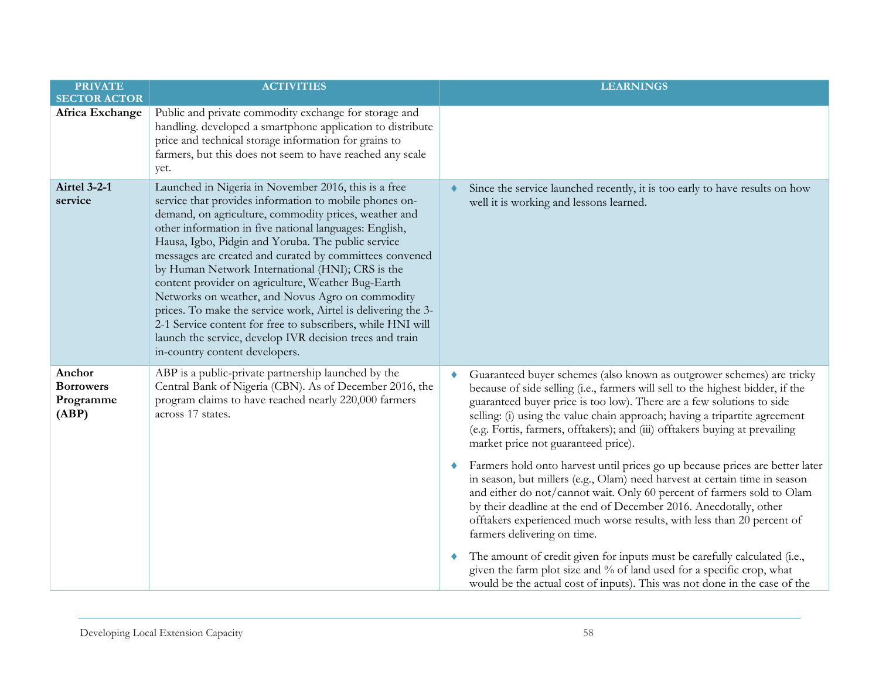| PRIVATE SECTOR ACTOR | ACTIVITIES | LEARNINGS |
|---|---|---|
| **Africa Exchange** | Public and private commodity exchange for storage and handling. developed a smartphone application to distribute price and technical storage information for grains to farmers, but this does not seem to have reached any scale yet. | |
| **Airtel 3-2-1 service** | Launched in Nigeria in November 2016, this is a free service that provides information to mobile phones on-demand, on agriculture, commodity prices, weather and other information in five national languages: English, Hausa, Igbo, Pidgin and Yoruba. The public service messages are created and curated by committees convened by Human Network International (HNI); CRS is the content provider on agriculture, Weather Bug-Earth Networks on weather, and Novus Agro on commodity prices. To make the service work, Airtel is delivering the 3-2-1 Service content for free to subscribers, while HNI will launch the service, develop IVR decision trees and train in-country content developers. | ♦ Since the service launched recently, it is too early to have results on how well it is working and lessons learned. |
| **Anchor Borrowers Programme (ABP)** | ABP is a public-private partnership launched by the Central Bank of Nigeria (CBN). As of December 2016, the program claims to have reached nearly 220,000 farmers across 17 states. | ♦ Guaranteed buyer schemes (also known as outgrower schemes) are tricky because of side selling (i.e., farmers will sell to the highest bidder, if the guaranteed buyer price is too low). There are a few solutions to side selling: (i) using the value chain approach; having a tripartite agreement (e.g. Fortis, farmers, offtakers); and (iii) offtakers buying at prevailing market price not guaranteed price).<br><br>♦ Farmers hold onto harvest until prices go up because prices are better later in season, but millers (e.g., Olam) need harvest at certain time in season and either do not/cannot wait. Only 60 percent of farmers sold to Olam by their deadline at the end of December 2016. Anecdotally, other offtakers experienced much worse results, with less than 20 percent of farmers delivering on time.<br><br>♦ The amount of credit given for inputs must be carefully calculated (i.e., given the farm plot size and % of land used for a specific crop, what would be the actual cost of inputs). This was not done in the case of the |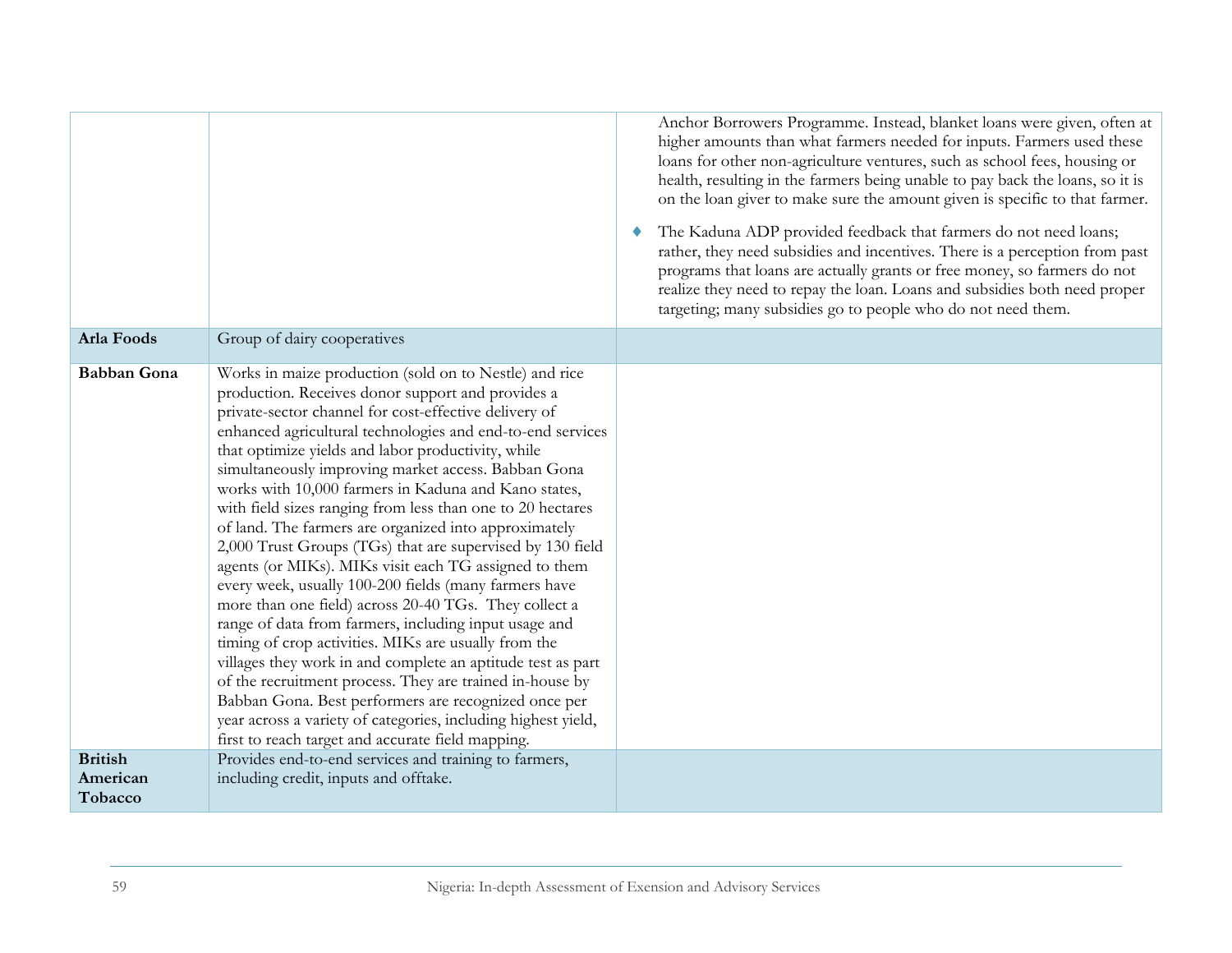| | | |
|---|---|---|
| | | Anchor Borrowers Programme. Instead, blanket loans were given, often at higher amounts than what farmers needed for inputs. Farmers used these loans for other non-agriculture ventures, such as school fees, housing or health, resulting in the farmers being unable to pay back the loans, so it is on the loan giver to make sure the amount given is specific to that farmer.<br><br>♦ The Kaduna ADP provided feedback that farmers do not need loans; rather, they need subsidies and incentives. There is a perception from past programs that loans are actually grants or free money, so farmers do not realize they need to repay the loan. Loans and subsidies both need proper targeting; many subsidies go to people who do not need them. |
| **Arla Foods** | Group of dairy cooperatives | |
| **Babban Gona** | Works in maize production (sold on to Nestle) and rice production. Receives donor support and provides a private-sector channel for cost-effective delivery of enhanced agricultural technologies and end-to-end services that optimize yields and labor productivity, while simultaneously improving market access. Babban Gona works with 10,000 farmers in Kaduna and Kano states, with field sizes ranging from less than one to 20 hectares of land. The farmers are organized into approximately 2,000 Trust Groups (TGs) that are supervised by 130 field agents (or MIKs). MIKs visit each TG assigned to them every week, usually 100-200 fields (many farmers have more than one field) across 20-40 TGs. They collect a range of data from farmers, including input usage and timing of crop activities. MIKs are usually from the villages they work in and complete an aptitude test as part of the recruitment process. They are trained in-house by Babban Gona. Best performers are recognized once per year across a variety of categories, including highest yield, first to reach target and accurate field mapping. | |
| **British American Tobacco** | Provides end-to-end services and training to farmers, including credit, inputs and offtake. | |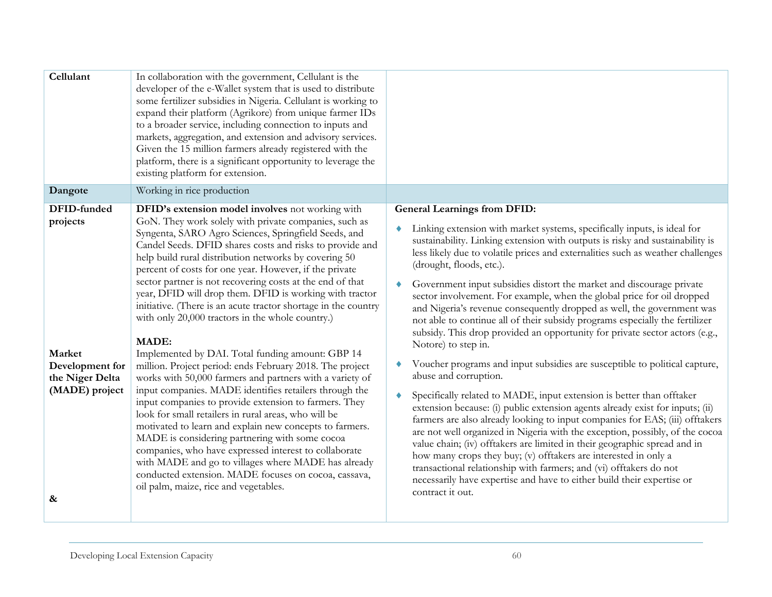| | | |
|---|---|---|
| **Cellulant** | In collaboration with the government, Cellulant is the developer of the e-Wallet system that is used to distribute some fertilizer subsidies in Nigeria. Cellulant is working to expand their platform (Agrikore) from unique farmer IDs to a broader service, including connection to inputs and markets, aggregation, and extension and advisory services. Given the 15 million farmers already registered with the platform, there is a significant opportunity to leverage the existing platform for extension. | |
| **Dangote** | Working in rice production | |
| **DFID-funded projects**<br><br>**Market Development for the Niger Delta (MADE) project**<br><br>**&** | **DFID's extension model involves** not working with GoN. They work solely with private companies, such as Syngenta, SARO Agro Sciences, Springfield Seeds, and Candel Seeds. DFID shares costs and risks to provide and help build rural distribution networks by covering 50 percent of costs for one year. However, if the private sector partner is not recovering costs at the end of that year, DFID will drop them. DFID is working with tractor initiative. (There is an acute tractor shortage in the country with only 20,000 tractors in the whole country.)<br><br>**MADE:**<br>Implemented by DAI. Total funding amount: GBP 14 million. Project period: ends February 2018. The project works with 50,000 farmers and partners with a variety of input companies. MADE identifies retailers through the input companies to provide extension to farmers. They look for small retailers in rural areas, who will be motivated to learn and explain new concepts to farmers. MADE is considering partnering with some cocoa companies, who have expressed interest to collaborate with MADE and go to villages where MADE has already conducted extension. MADE focuses on cocoa, cassava, oil palm, maize, rice and vegetables. | **General Learnings from DFID:**<br><br>♦ Linking extension with market systems, specifically inputs, is ideal for sustainability. Linking extension with outputs is risky and sustainability is less likely due to volatile prices and externalities such as weather challenges (drought, floods, etc.).<br><br>♦ Government input subsidies distort the market and discourage private sector involvement. For example, when the global price for oil dropped and Nigeria's revenue consequently dropped as well, the government was not able to continue all of their subsidy programs especially the fertilizer subsidy. This drop provided an opportunity for private sector actors (e.g., Notore) to step in.<br><br>♦ Voucher programs and input subsidies are susceptible to political capture, abuse and corruption.<br><br>♦ Specifically related to MADE, input extension is better than offtaker extension because: (i) public extension agents already exist for inputs; (ii) farmers are also already looking to input companies for EAS; (iii) offtakers are not well organized in Nigeria with the exception, possibly, of the cocoa value chain; (iv) offtakers are limited in their geographic spread and in how many crops they buy; (v) offtakers are interested in only a transactional relationship with farmers; and (vi) offtakers do not necessarily have expertise and have to either build their expertise or contract it out. |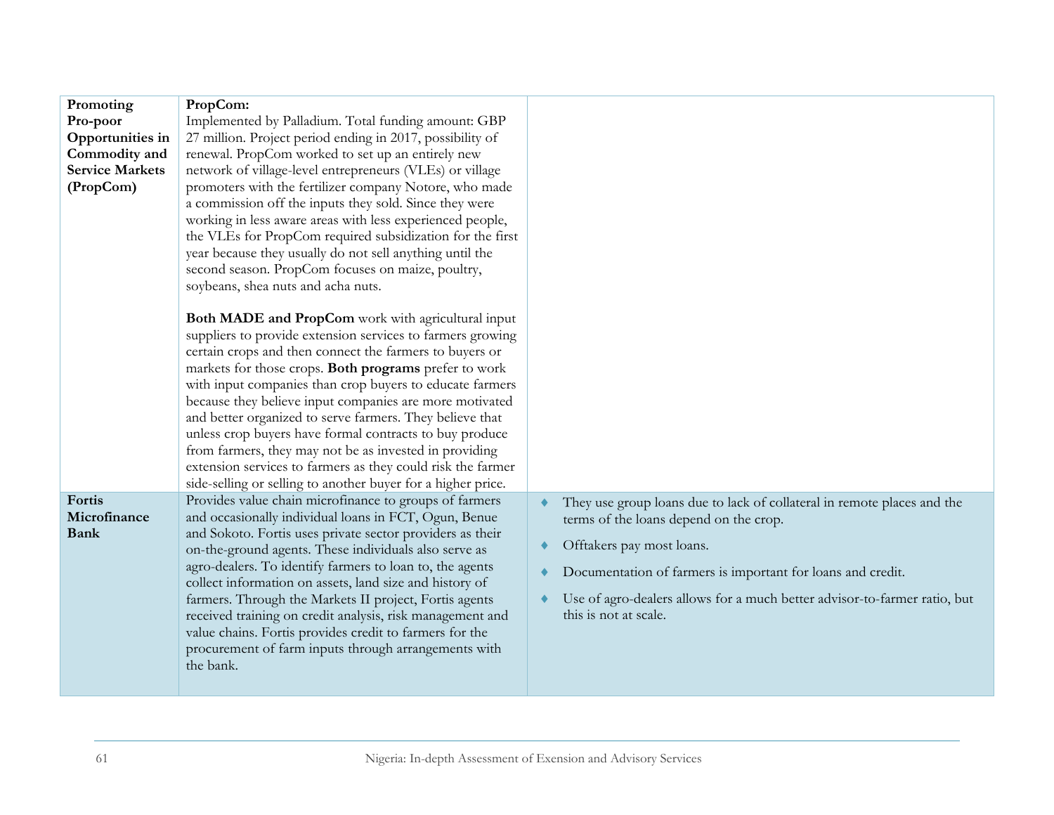| | | |
|---|---|---|
| **Promoting Pro-poor Opportunities in Commodity and Service Markets (PropCom)** | **PropCom:**<br>Implemented by Palladium. Total funding amount: GBP 27 million. Project period ending in 2017, possibility of renewal. PropCom worked to set up an entirely new network of village-level entrepreneurs (VLEs) or village promoters with the fertilizer company Notore, who made a commission off the inputs they sold. Since they were working in less aware areas with less experienced people, the VLEs for PropCom required subsidization for the first year because they usually do not sell anything until the second season. PropCom focuses on maize, poultry, soybeans, shea nuts and acha nuts.<br><br>**Both MADE and PropCom** work with agricultural input suppliers to provide extension services to farmers growing certain crops and then connect the farmers to buyers or markets for those crops. **Both programs** prefer to work with input companies than crop buyers to educate farmers because they believe input companies are more motivated and better organized to serve farmers. They believe that unless crop buyers have formal contracts to buy produce from farmers, they may not be as invested in providing extension services to farmers as they could risk the farmer side-selling or selling to another buyer for a higher price. | |
| **Fortis Microfinance Bank** | Provides value chain microfinance to groups of farmers and occasionally individual loans in FCT, Ogun, Benue and Sokoto. Fortis uses private sector providers as their on-the-ground agents. These individuals also serve as agro-dealers. To identify farmers to loan to, the agents collect information on assets, land size and history of farmers. Through the Markets II project, Fortis agents received training on credit analysis, risk management and value chains. Fortis provides credit to farmers for the procurement of farm inputs through arrangements with the bank. | ♦ They use group loans due to lack of collateral in remote places and the terms of the loans depend on the crop.<br>♦ Offtakers pay most loans.<br>♦ Documentation of farmers is important for loans and credit.<br>♦ Use of agro-dealers allows for a much better advisor-to-farmer ratio, but this is not at scale. |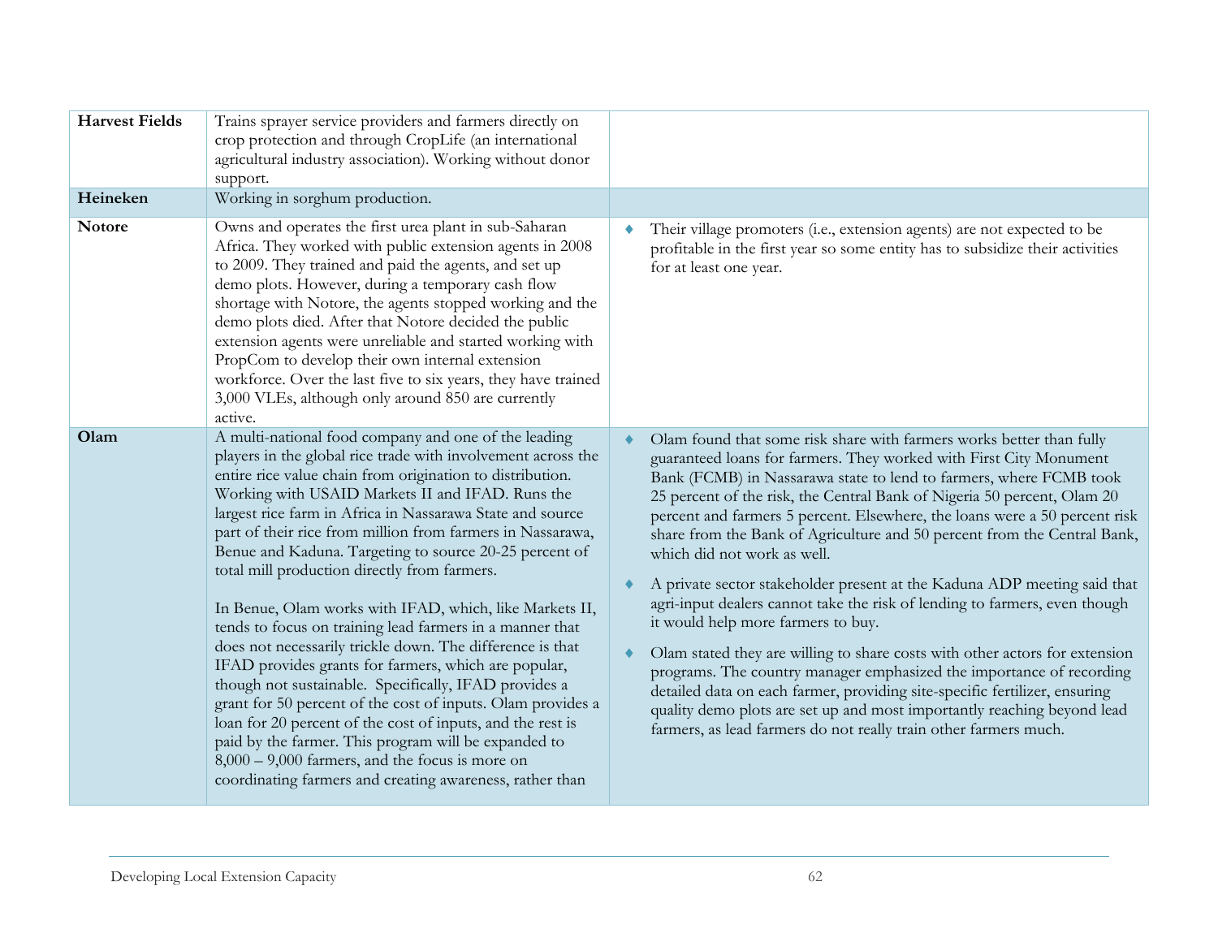| | | |
|---|---|---|
| **Harvest Fields** | Trains sprayer service providers and farmers directly on crop protection and through CropLife (an international agricultural industry association). Working without donor support. | |
| **Heineken** | Working in sorghum production. | |
| **Notore** | Owns and operates the first urea plant in sub-Saharan Africa. They worked with public extension agents in 2008 to 2009. They trained and paid the agents, and set up demo plots. However, during a temporary cash flow shortage with Notore, the agents stopped working and the demo plots died. After that Notore decided the public extension agents were unreliable and started working with PropCom to develop their own internal extension workforce. Over the last five to six years, they have trained 3,000 VLEs, although only around 850 are currently active. | ♦ Their village promoters (i.e., extension agents) are not expected to be profitable in the first year so some entity has to subsidize their activities for at least one year. |
| **Olam** | A multi-national food company and one of the leading players in the global rice trade with involvement across the entire rice value chain from origination to distribution. Working with USAID Markets II and IFAD. Runs the largest rice farm in Africa in Nassarawa State and source part of their rice from million from farmers in Nassarawa, Benue and Kaduna. Targeting to source 20-25 percent of total mill production directly from farmers.<br><br>In Benue, Olam works with IFAD, which, like Markets II, tends to focus on training lead farmers in a manner that does not necessarily trickle down. The difference is that IFAD provides grants for farmers, which are popular, though not sustainable. Specifically, IFAD provides a grant for 50 percent of the cost of inputs. Olam provides a loan for 20 percent of the cost of inputs, and the rest is paid by the farmer. This program will be expanded to 8,000 – 9,000 farmers, and the focus is more on coordinating farmers and creating awareness, rather than | ♦ Olam found that some risk share with farmers works better than fully guaranteed loans for farmers. They worked with First City Monument Bank (FCMB) in Nassarawa state to lend to farmers, where FCMB took 25 percent of the risk, the Central Bank of Nigeria 50 percent, Olam 20 percent and farmers 5 percent. Elsewhere, the loans were a 50 percent risk share from the Bank of Agriculture and 50 percent from the Central Bank, which did not work as well.<br><br>♦ A private sector stakeholder present at the Kaduna ADP meeting said that agri-input dealers cannot take the risk of lending to farmers, even though it would help more farmers to buy.<br><br>♦ Olam stated they are willing to share costs with other actors for extension programs. The country manager emphasized the importance of recording detailed data on each farmer, providing site-specific fertilizer, ensuring quality demo plots are set up and most importantly reaching beyond lead farmers, as lead farmers do not really train other farmers much. |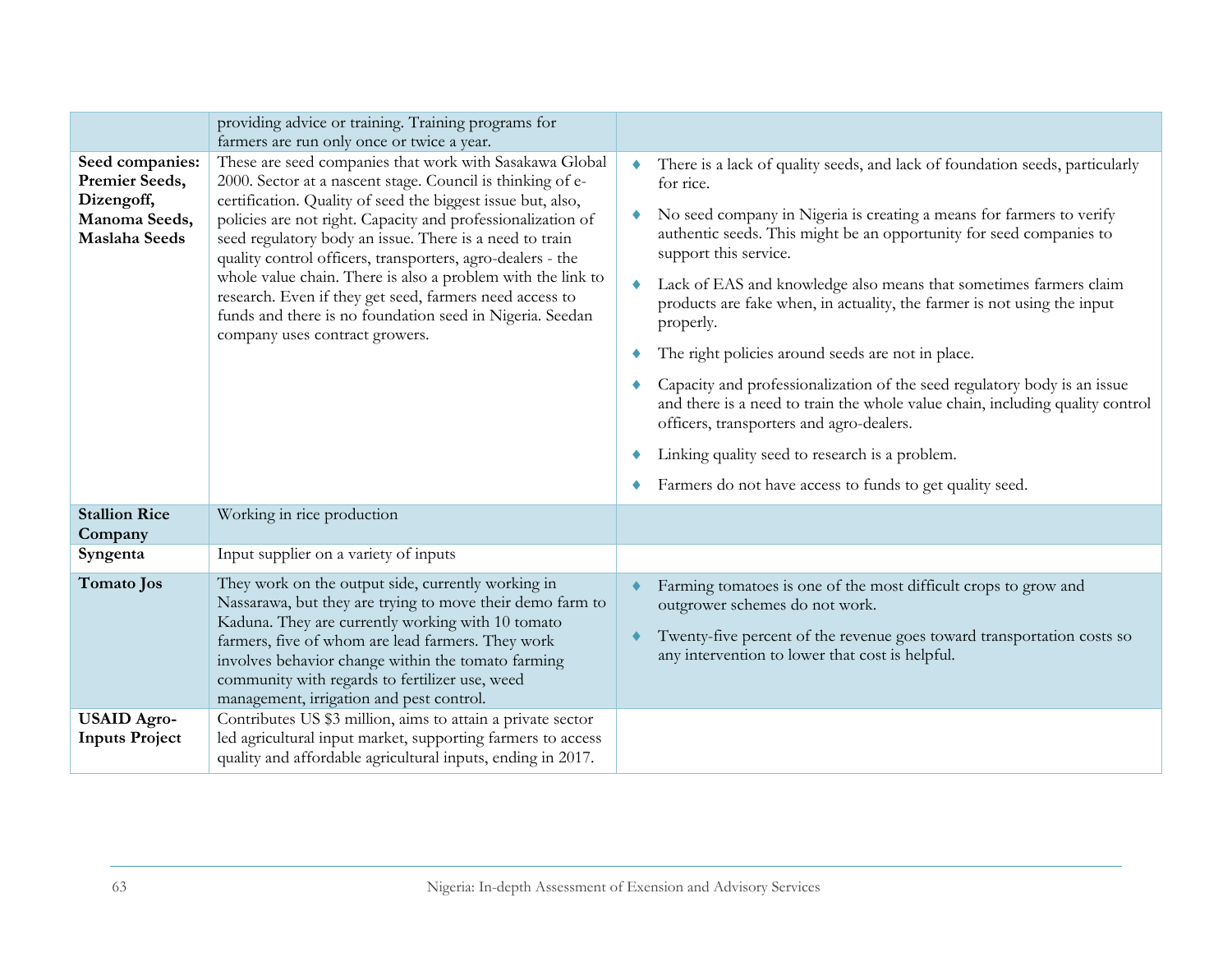| | | |
|---|---|---|
| | providing advice or training. Training programs for farmers are run only once or twice a year. | |
| **Seed companies: Premier Seeds, Dizengoff, Manoma Seeds, Maslaha Seeds** | These are seed companies that work with Sasakawa Global 2000. Sector at a nascent stage. Council is thinking of e-certification. Quality of seed the biggest issue but, also, policies are not right. Capacity and professionalization of seed regulatory body an issue. There is a need to train quality control officers, transporters, agro-dealers - the whole value chain. There is also a problem with the link to research. Even if they get seed, farmers need access to funds and there is no foundation seed in Nigeria. Seedan company uses contract growers. | ♦ There is a lack of quality seeds, and lack of foundation seeds, particularly for rice.<br>♦ No seed company in Nigeria is creating a means for farmers to verify authentic seeds. This might be an opportunity for seed companies to support this service.<br>♦ Lack of EAS and knowledge also means that sometimes farmers claim products are fake when, in actuality, the farmer is not using the input properly.<br>♦ The right policies around seeds are not in place.<br>♦ Capacity and professionalization of the seed regulatory body is an issue and there is a need to train the whole value chain, including quality control officers, transporters and agro-dealers.<br>♦ Linking quality seed to research is a problem.<br>♦ Farmers do not have access to funds to get quality seed. |
| **Stallion Rice Company** | Working in rice production | |
| **Syngenta** | Input supplier on a variety of inputs | |
| **Tomato Jos** | They work on the output side, currently working in Nassarawa, but they are trying to move their demo farm to Kaduna. They are currently working with 10 tomato farmers, five of whom are lead farmers. They work involves behavior change within the tomato farming community with regards to fertilizer use, weed management, irrigation and pest control. | ♦ Farming tomatoes is one of the most difficult crops to grow and outgrower schemes do not work.<br>♦ Twenty-five percent of the revenue goes toward transportation costs so any intervention to lower that cost is helpful. |
| **USAID Agro-Inputs Project** | Contributes US $3 million, aims to attain a private sector led agricultural input market, supporting farmers to access quality and affordable agricultural inputs, ending in 2017. | |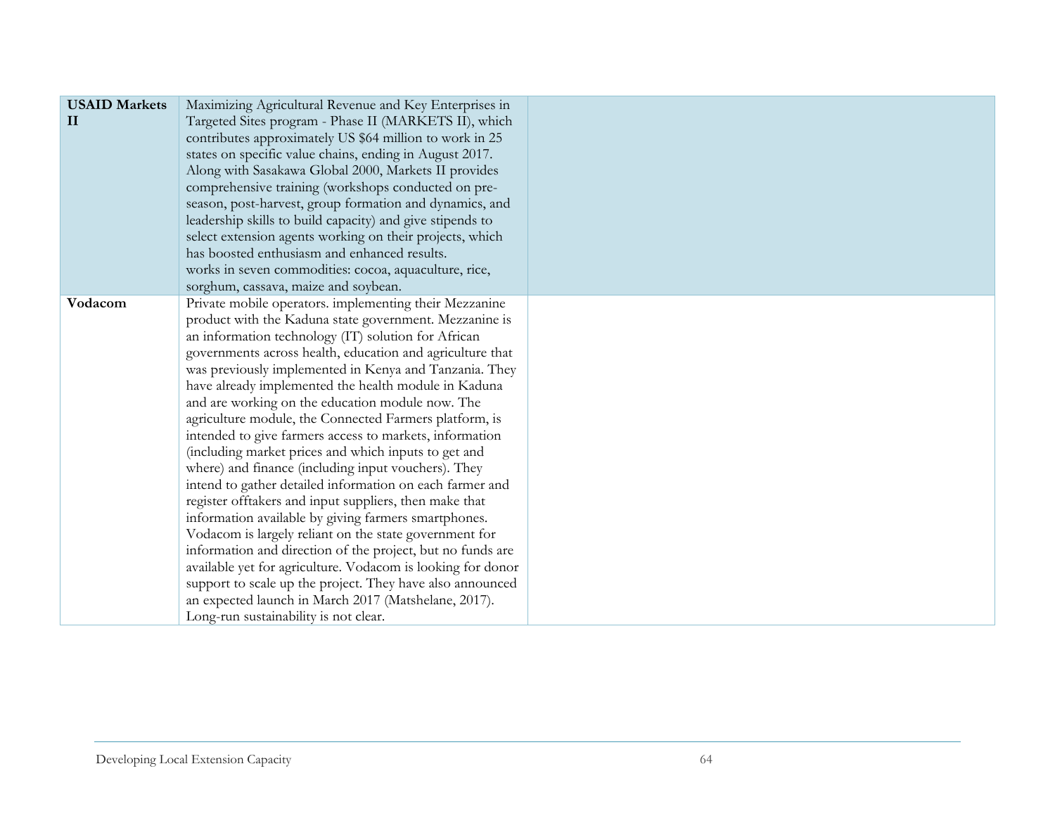| | | |
|---|---|---|
| **USAID Markets II** | Maximizing Agricultural Revenue and Key Enterprises in Targeted Sites program - Phase II (MARKETS II), which contributes approximately US $64 million to work in 25 states on specific value chains, ending in August 2017. Along with Sasakawa Global 2000, Markets II provides comprehensive training (workshops conducted on pre-season, post-harvest, group formation and dynamics, and leadership skills to build capacity) and give stipends to select extension agents working on their projects, which has boosted enthusiasm and enhanced results. works in seven commodities: cocoa, aquaculture, rice, sorghum, cassava, maize and soybean. | |
| **Vodacom** | Private mobile operators. implementing their Mezzanine product with the Kaduna state government. Mezzanine is an information technology (IT) solution for African governments across health, education and agriculture that was previously implemented in Kenya and Tanzania. They have already implemented the health module in Kaduna and are working on the education module now. The agriculture module, the Connected Farmers platform, is intended to give farmers access to markets, information (including market prices and which inputs to get and where) and finance (including input vouchers). They intend to gather detailed information on each farmer and register offtakers and input suppliers, then make that information available by giving farmers smartphones. Vodacom is largely reliant on the state government for information and direction of the project, but no funds are available yet for agriculture. Vodacom is looking for donor support to scale up the project. They have also announced an expected launch in March 2017 (Matshelane, 2017). Long-run sustainability is not clear. | |